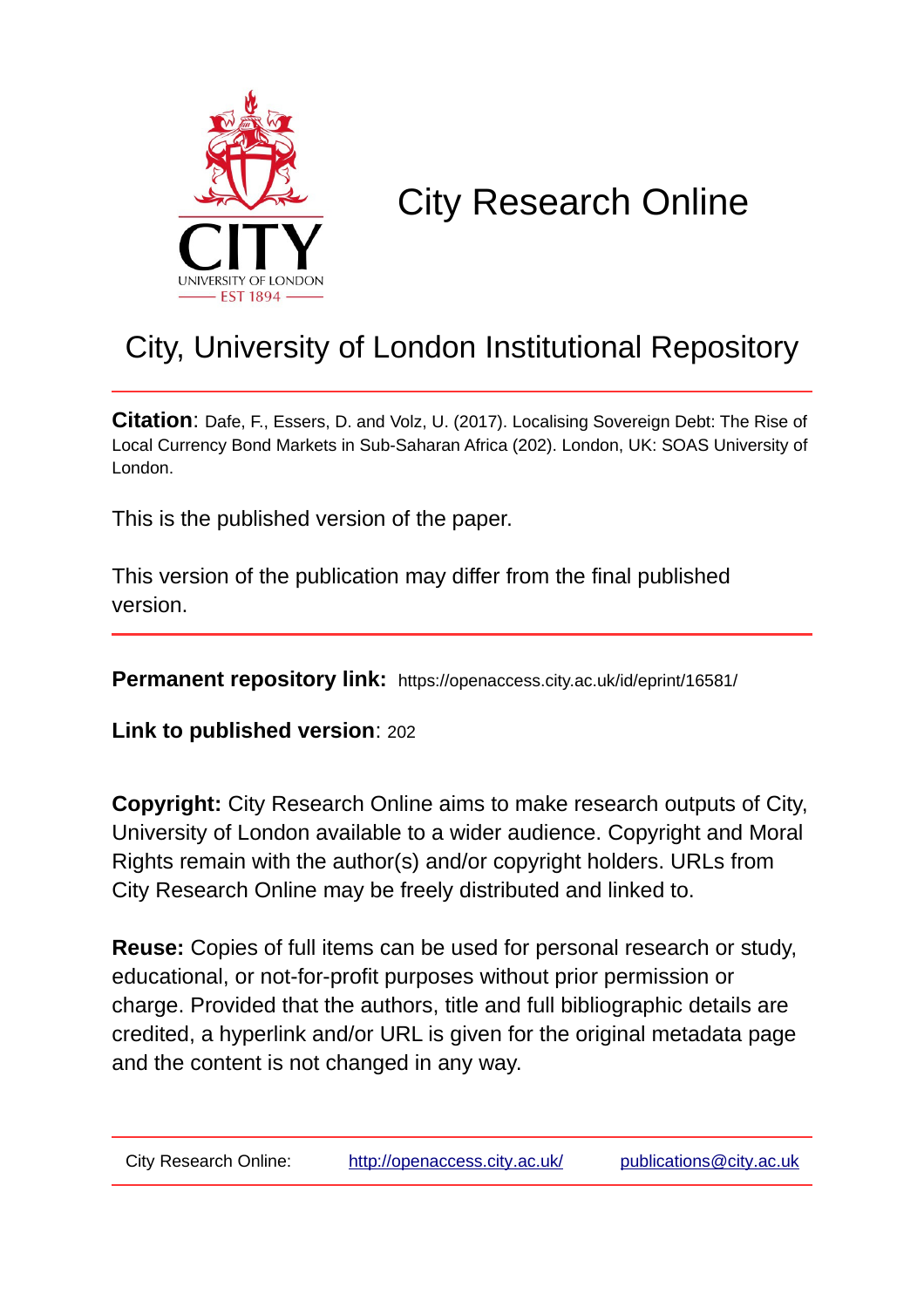# City Research Online

## City, University of London Institutional Repository

**Citation**: Dafe, F., Essers, D. and Volz, U. (2017). Localising Sovereign Debt: The Rise of Local Currency Bond Markets in Sub-Saharan Africa (202). London, UK: SOAS University of London.

This is the published version of the paper.

This version of the publication may differ from the final published version.

**Permanent repository link:** https://openaccess.city.ac.uk/id/eprint/16581/

**Link to published version**: 202

**Copyright:** City Research Online aims to make research outputs of City, University of London available to a wider audience. Copyright and Moral Rights remain with the author(s) and/or copyright holders. URLs from City Research Online may be freely distributed and linked to.

**Reuse:** Copies of full items can be used for personal research or study, educational, or not-for-profit purposes without prior permission or charge. Provided that the authors, title and full bibliographic details are credited, a hyperlink and/or URL is given for the original metadata page and the content is not changed in any way.

City Research Online: http://openaccess.city.ac.uk/ publications@city.ac.uk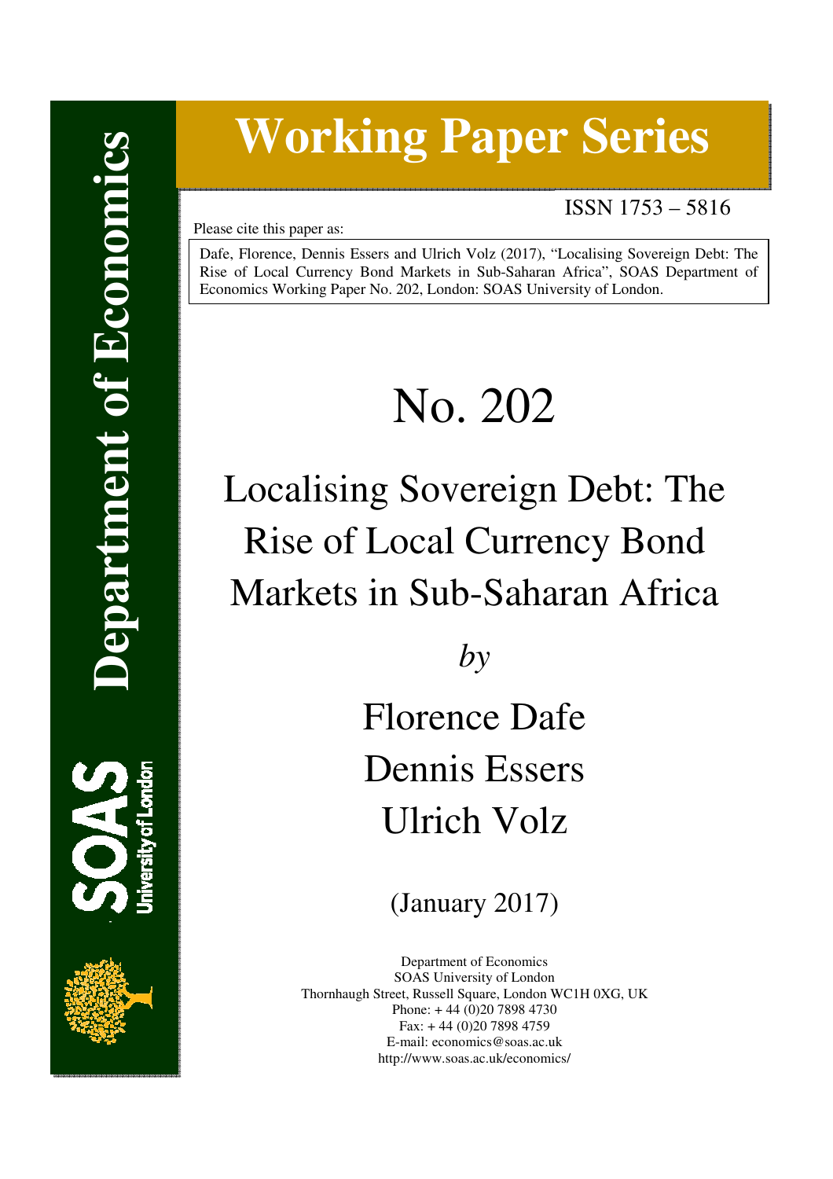# Department of Economics

# Working Paper Series

ISSN 1753 – 5816

Please cite this paper as:

Dafe, Florence, Dennis Essers and Ulrich Volz (2017), "Localising Sovereign Debt: The Rise of Local Currency Bond Markets in Sub-Saharan Africa", SOAS Department of Economics Working Paper No. 202, London: SOAS University of London.

# No. 202

# Localising Sovereign Debt: The Rise of Local Currency Bond Markets in Sub-Saharan Africa

*by*

Florence Dafe

Dennis Essers

Ulrich Volz

(January 2017)

Department of Economics
SOAS University of London
Thornhaugh Street, Russell Square, London WC1H 0XG, UK
Phone: + 44 (0)20 7898 4730
Fax: + 44 (0)20 7898 4759
E-mail: economics@soas.ac.uk
http://www.soas.ac.uk/economics/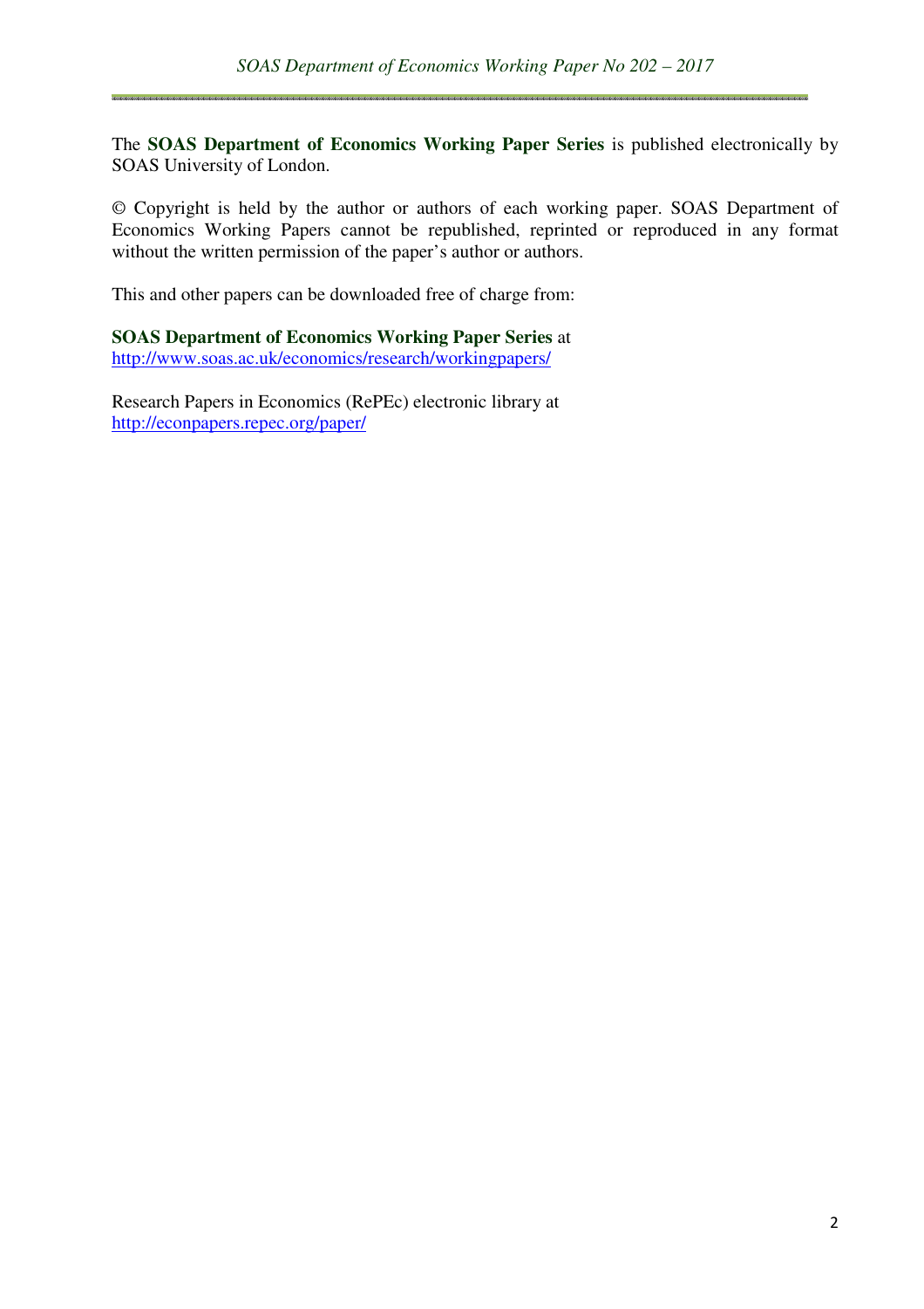The **SOAS Department of Economics Working Paper Series** is published electronically by SOAS University of London.

© Copyright is held by the author or authors of each working paper. SOAS Department of Economics Working Papers cannot be republished, reprinted or reproduced in any format without the written permission of the paper's author or authors.

This and other papers can be downloaded free of charge from:

**SOAS Department of Economics Working Paper Series** at
http://www.soas.ac.uk/economics/research/workingpapers/

Research Papers in Economics (RePEc) electronic library at
http://econpapers.repec.org/paper/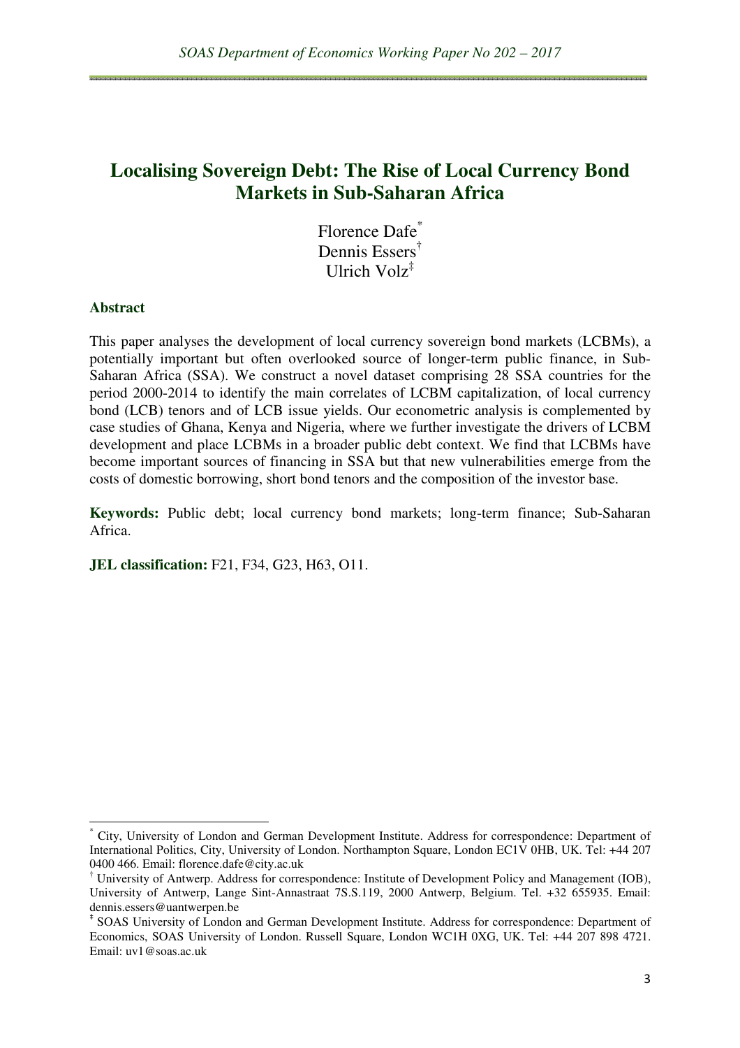# Localising Sovereign Debt: The Rise of Local Currency Bond Markets in Sub-Saharan Africa

Florence Dafe[*]
Dennis Essers[†]
Ulrich Volz[‡]

### Abstract

This paper analyses the development of local currency sovereign bond markets (LCBMs), a potentially important but often overlooked source of longer-term public finance, in Sub-Saharan Africa (SSA). We construct a novel dataset comprising 28 SSA countries for the period 2000-2014 to identify the main correlates of LCBM capitalization, of local currency bond (LCB) tenors and of LCB issue yields. Our econometric analysis is complemented by case studies of Ghana, Kenya and Nigeria, where we further investigate the drivers of LCBM development and place LCBMs in a broader public debt context. We find that LCBMs have become important sources of financing in SSA but that new vulnerabilities emerge from the costs of domestic borrowing, short bond tenors and the composition of the investor base.

**Keywords:** Public debt; local currency bond markets; long-term finance; Sub-Saharan Africa.

**JEL classification:** F21, F34, G23, H63, O11.

---

[*] City, University of London and German Development Institute. Address for correspondence: Department of International Politics, City, University of London. Northampton Square, London EC1V 0HB, UK. Tel: +44 207 0400 466. Email: florence.dafe@city.ac.uk

[†] University of Antwerp. Address for correspondence: Institute of Development Policy and Management (IOB), University of Antwerp, Lange Sint-Annastraat 7S.S.119, 2000 Antwerp, Belgium. Tel. +32 655935. Email: dennis.essers@uantwerpen.be

[‡] SOAS University of London and German Development Institute. Address for correspondence: Department of Economics, SOAS University of London. Russell Square, London WC1H 0XG, UK. Tel: +44 207 898 4721. Email: uv1@soas.ac.uk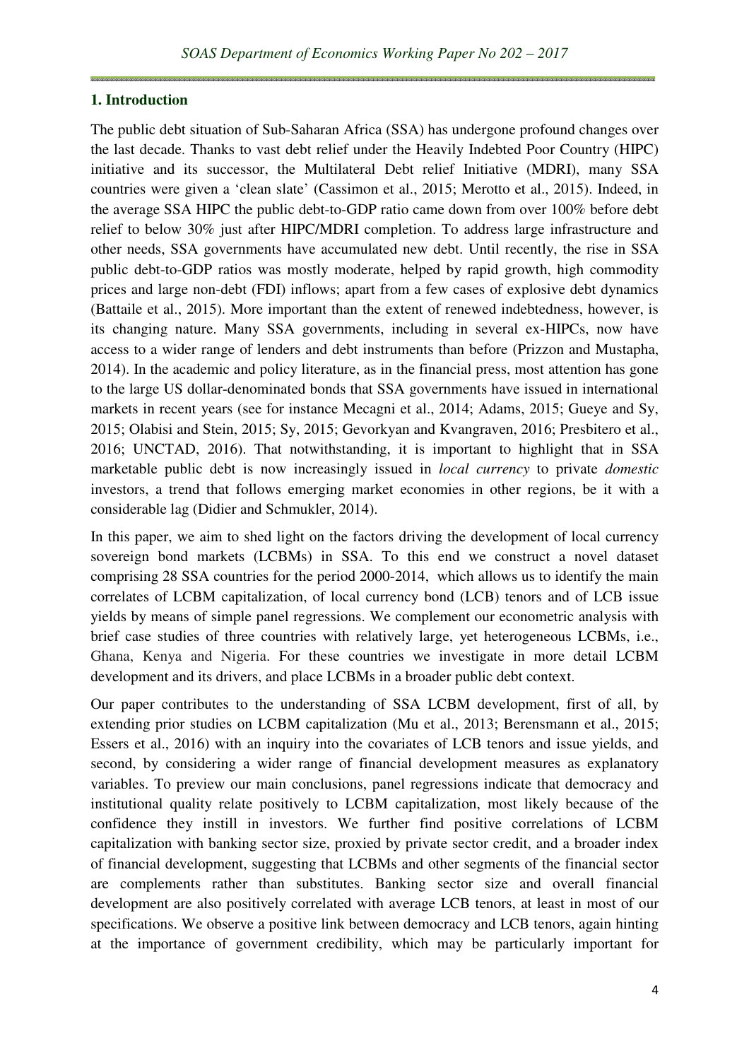## 1. Introduction

The public debt situation of Sub-Saharan Africa (SSA) has undergone profound changes over the last decade. Thanks to vast debt relief under the Heavily Indebted Poor Country (HIPC) initiative and its successor, the Multilateral Debt relief Initiative (MDRI), many SSA countries were given a 'clean slate' (Cassimon et al., 2015; Merotto et al., 2015). Indeed, in the average SSA HIPC the public debt-to-GDP ratio came down from over 100% before debt relief to below 30% just after HIPC/MDRI completion. To address large infrastructure and other needs, SSA governments have accumulated new debt. Until recently, the rise in SSA public debt-to-GDP ratios was mostly moderate, helped by rapid growth, high commodity prices and large non-debt (FDI) inflows; apart from a few cases of explosive debt dynamics (Battaile et al., 2015). More important than the extent of renewed indebtedness, however, is its changing nature. Many SSA governments, including in several ex-HIPCs, now have access to a wider range of lenders and debt instruments than before (Prizzon and Mustapha, 2014). In the academic and policy literature, as in the financial press, most attention has gone to the large US dollar-denominated bonds that SSA governments have issued in international markets in recent years (see for instance Mecagni et al., 2014; Adams, 2015; Gueye and Sy, 2015; Olabisi and Stein, 2015; Sy, 2015; Gevorkyan and Kvangraven, 2016; Presbitero et al., 2016; UNCTAD, 2016). That notwithstanding, it is important to highlight that in SSA marketable public debt is now increasingly issued in *local currency* to private *domestic* investors, a trend that follows emerging market economies in other regions, be it with a considerable lag (Didier and Schmukler, 2014).

In this paper, we aim to shed light on the factors driving the development of local currency sovereign bond markets (LCBMs) in SSA. To this end we construct a novel dataset comprising 28 SSA countries for the period 2000-2014, which allows us to identify the main correlates of LCBM capitalization, of local currency bond (LCB) tenors and of LCB issue yields by means of simple panel regressions. We complement our econometric analysis with brief case studies of three countries with relatively large, yet heterogeneous LCBMs, i.e., Ghana, Kenya and Nigeria. For these countries we investigate in more detail LCBM development and its drivers, and place LCBMs in a broader public debt context.

Our paper contributes to the understanding of SSA LCBM development, first of all, by extending prior studies on LCBM capitalization (Mu et al., 2013; Berensmann et al., 2015; Essers et al., 2016) with an inquiry into the covariates of LCB tenors and issue yields, and second, by considering a wider range of financial development measures as explanatory variables. To preview our main conclusions, panel regressions indicate that democracy and institutional quality relate positively to LCBM capitalization, most likely because of the confidence they instill in investors. We further find positive correlations of LCBM capitalization with banking sector size, proxied by private sector credit, and a broader index of financial development, suggesting that LCBMs and other segments of the financial sector are complements rather than substitutes. Banking sector size and overall financial development are also positively correlated with average LCB tenors, at least in most of our specifications. We observe a positive link between democracy and LCB tenors, again hinting at the importance of government credibility, which may be particularly important for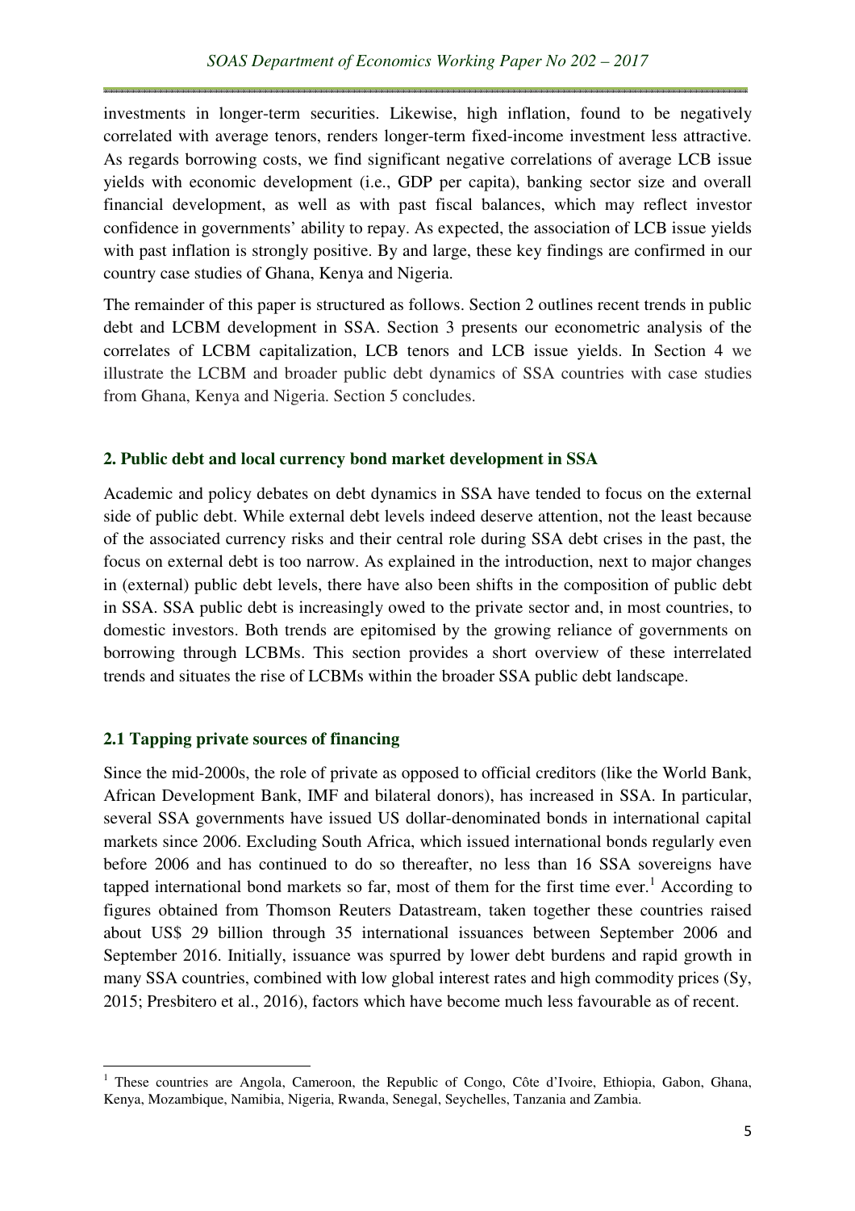investments in longer-term securities. Likewise, high inflation, found to be negatively correlated with average tenors, renders longer-term fixed-income investment less attractive. As regards borrowing costs, we find significant negative correlations of average LCB issue yields with economic development (i.e., GDP per capita), banking sector size and overall financial development, as well as with past fiscal balances, which may reflect investor confidence in governments' ability to repay. As expected, the association of LCB issue yields with past inflation is strongly positive. By and large, these key findings are confirmed in our country case studies of Ghana, Kenya and Nigeria.

The remainder of this paper is structured as follows. Section 2 outlines recent trends in public debt and LCBM development in SSA. Section 3 presents our econometric analysis of the correlates of LCBM capitalization, LCB tenors and LCB issue yields. In Section 4 we illustrate the LCBM and broader public debt dynamics of SSA countries with case studies from Ghana, Kenya and Nigeria. Section 5 concludes.

## 2. Public debt and local currency bond market development in SSA

Academic and policy debates on debt dynamics in SSA have tended to focus on the external side of public debt. While external debt levels indeed deserve attention, not the least because of the associated currency risks and their central role during SSA debt crises in the past, the focus on external debt is too narrow. As explained in the introduction, next to major changes in (external) public debt levels, there have also been shifts in the composition of public debt in SSA. SSA public debt is increasingly owed to the private sector and, in most countries, to domestic investors. Both trends are epitomised by the growing reliance of governments on borrowing through LCBMs. This section provides a short overview of these interrelated trends and situates the rise of LCBMs within the broader SSA public debt landscape.

### 2.1 Tapping private sources of financing

Since the mid-2000s, the role of private as opposed to official creditors (like the World Bank, African Development Bank, IMF and bilateral donors), has increased in SSA. In particular, several SSA governments have issued US dollar-denominated bonds in international capital markets since 2006. Excluding South Africa, which issued international bonds regularly even before 2006 and has continued to do so thereafter, no less than 16 SSA sovereigns have tapped international bond markets so far, most of them for the first time ever.[1] According to figures obtained from Thomson Reuters Datastream, taken together these countries raised about US$ 29 billion through 35 international issuances between September 2006 and September 2016. Initially, issuance was spurred by lower debt burdens and rapid growth in many SSA countries, combined with low global interest rates and high commodity prices (Sy, 2015; Presbitero et al., 2016), factors which have become much less favourable as of recent.

[1] These countries are Angola, Cameroon, the Republic of Congo, Côte d'Ivoire, Ethiopia, Gabon, Ghana, Kenya, Mozambique, Namibia, Nigeria, Rwanda, Senegal, Seychelles, Tanzania and Zambia.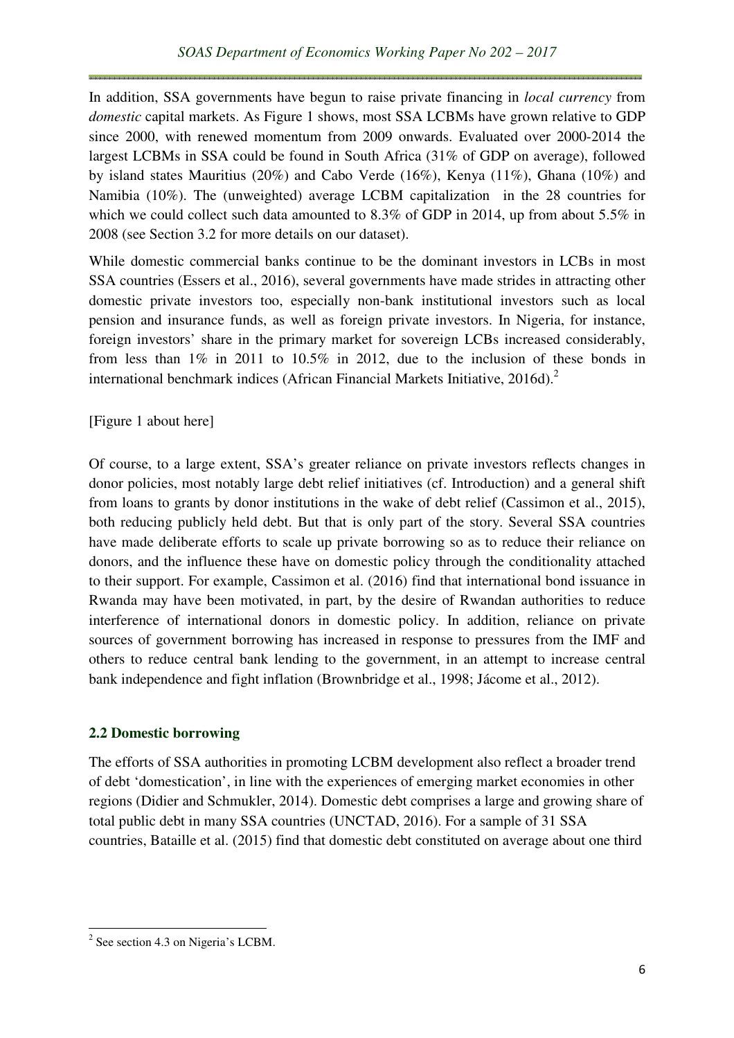In addition, SSA governments have begun to raise private financing in *local currency* from *domestic* capital markets. As Figure 1 shows, most SSA LCBMs have grown relative to GDP since 2000, with renewed momentum from 2009 onwards. Evaluated over 2000-2014 the largest LCBMs in SSA could be found in South Africa (31% of GDP on average), followed by island states Mauritius (20%) and Cabo Verde (16%), Kenya (11%), Ghana (10%) and Namibia (10%). The (unweighted) average LCBM capitalization in the 28 countries for which we could collect such data amounted to 8.3% of GDP in 2014, up from about 5.5% in 2008 (see Section 3.2 for more details on our dataset).

While domestic commercial banks continue to be the dominant investors in LCBs in most SSA countries (Essers et al., 2016), several governments have made strides in attracting other domestic private investors too, especially non-bank institutional investors such as local pension and insurance funds, as well as foreign private investors. In Nigeria, for instance, foreign investors' share in the primary market for sovereign LCBs increased considerably, from less than 1% in 2011 to 10.5% in 2012, due to the inclusion of these bonds in international benchmark indices (African Financial Markets Initiative, 2016d).[2]

[Figure 1 about here]

Of course, to a large extent, SSA's greater reliance on private investors reflects changes in donor policies, most notably large debt relief initiatives (cf. Introduction) and a general shift from loans to grants by donor institutions in the wake of debt relief (Cassimon et al., 2015), both reducing publicly held debt. But that is only part of the story. Several SSA countries have made deliberate efforts to scale up private borrowing so as to reduce their reliance on donors, and the influence these have on domestic policy through the conditionality attached to their support. For example, Cassimon et al. (2016) find that international bond issuance in Rwanda may have been motivated, in part, by the desire of Rwandan authorities to reduce interference of international donors in domestic policy. In addition, reliance on private sources of government borrowing has increased in response to pressures from the IMF and others to reduce central bank lending to the government, in an attempt to increase central bank independence and fight inflation (Brownbridge et al., 1998; Jácome et al., 2012).

### 2.2 Domestic borrowing

The efforts of SSA authorities in promoting LCBM development also reflect a broader trend of debt 'domestication', in line with the experiences of emerging market economies in other regions (Didier and Schmukler, 2014). Domestic debt comprises a large and growing share of total public debt in many SSA countries (UNCTAD, 2016). For a sample of 31 SSA countries, Bataille et al. (2015) find that domestic debt constituted on average about one third

[2] See section 4.3 on Nigeria's LCBM.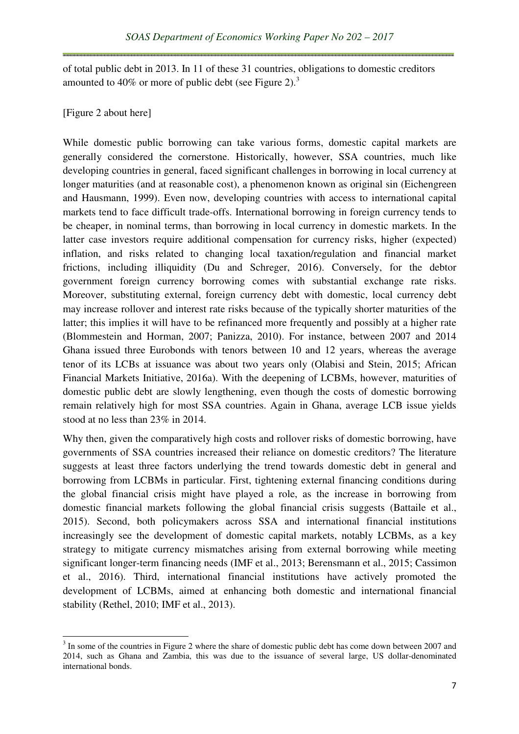of total public debt in 2013. In 11 of these 31 countries, obligations to domestic creditors amounted to 40% or more of public debt (see Figure 2).[3]

[Figure 2 about here]

While domestic public borrowing can take various forms, domestic capital markets are generally considered the cornerstone. Historically, however, SSA countries, much like developing countries in general, faced significant challenges in borrowing in local currency at longer maturities (and at reasonable cost), a phenomenon known as original sin (Eichengreen and Hausmann, 1999). Even now, developing countries with access to international capital markets tend to face difficult trade-offs. International borrowing in foreign currency tends to be cheaper, in nominal terms, than borrowing in local currency in domestic markets. In the latter case investors require additional compensation for currency risks, higher (expected) inflation, and risks related to changing local taxation/regulation and financial market frictions, including illiquidity (Du and Schreger, 2016). Conversely, for the debtor government foreign currency borrowing comes with substantial exchange rate risks. Moreover, substituting external, foreign currency debt with domestic, local currency debt may increase rollover and interest rate risks because of the typically shorter maturities of the latter; this implies it will have to be refinanced more frequently and possibly at a higher rate (Blommestein and Horman, 2007; Panizza, 2010). For instance, between 2007 and 2014 Ghana issued three Eurobonds with tenors between 10 and 12 years, whereas the average tenor of its LCBs at issuance was about two years only (Olabisi and Stein, 2015; African Financial Markets Initiative, 2016a). With the deepening of LCBMs, however, maturities of domestic public debt are slowly lengthening, even though the costs of domestic borrowing remain relatively high for most SSA countries. Again in Ghana, average LCB issue yields stood at no less than 23% in 2014.

Why then, given the comparatively high costs and rollover risks of domestic borrowing, have governments of SSA countries increased their reliance on domestic creditors? The literature suggests at least three factors underlying the trend towards domestic debt in general and borrowing from LCBMs in particular. First, tightening external financing conditions during the global financial crisis might have played a role, as the increase in borrowing from domestic financial markets following the global financial crisis suggests (Battaile et al., 2015). Second, both policymakers across SSA and international financial institutions increasingly see the development of domestic capital markets, notably LCBMs, as a key strategy to mitigate currency mismatches arising from external borrowing while meeting significant longer-term financing needs (IMF et al., 2013; Berensmann et al., 2015; Cassimon et al., 2016). Third, international financial institutions have actively promoted the development of LCBMs, aimed at enhancing both domestic and international financial stability (Rethel, 2010; IMF et al., 2013).

---

[3] In some of the countries in Figure 2 where the share of domestic public debt has come down between 2007 and 2014, such as Ghana and Zambia, this was due to the issuance of several large, US dollar-denominated international bonds.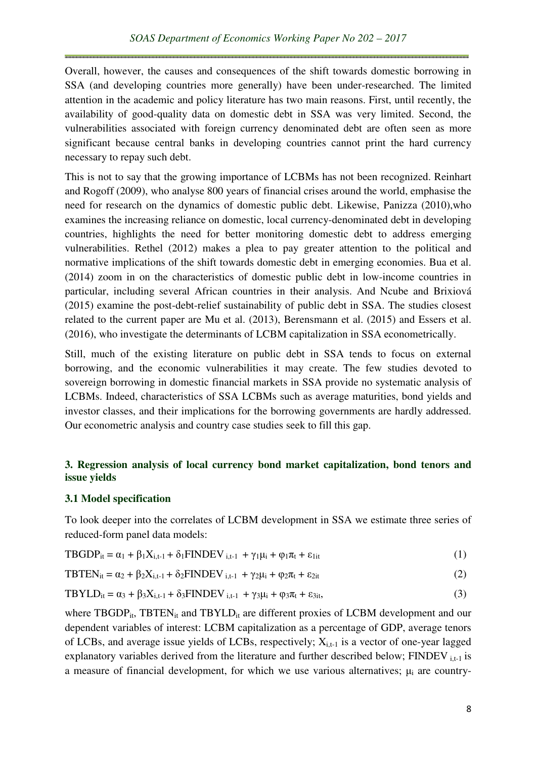Overall, however, the causes and consequences of the shift towards domestic borrowing in SSA (and developing countries more generally) have been under-researched. The limited attention in the academic and policy literature has two main reasons. First, until recently, the availability of good-quality data on domestic debt in SSA was very limited. Second, the vulnerabilities associated with foreign currency denominated debt are often seen as more significant because central banks in developing countries cannot print the hard currency necessary to repay such debt.

This is not to say that the growing importance of LCBMs has not been recognized. Reinhart and Rogoff (2009), who analyse 800 years of financial crises around the world, emphasise the need for research on the dynamics of domestic public debt. Likewise, Panizza (2010),who examines the increasing reliance on domestic, local currency-denominated debt in developing countries, highlights the need for better monitoring domestic debt to address emerging vulnerabilities. Rethel (2012) makes a plea to pay greater attention to the political and normative implications of the shift towards domestic debt in emerging economies. Bua et al. (2014) zoom in on the characteristics of domestic public debt in low-income countries in particular, including several African countries in their analysis. And Ncube and Brixiová (2015) examine the post-debt-relief sustainability of public debt in SSA. The studies closest related to the current paper are Mu et al. (2013), Berensmann et al. (2015) and Essers et al. (2016), who investigate the determinants of LCBM capitalization in SSA econometrically.

Still, much of the existing literature on public debt in SSA tends to focus on external borrowing, and the economic vulnerabilities it may create. The few studies devoted to sovereign borrowing in domestic financial markets in SSA provide no systematic analysis of LCBMs. Indeed, characteristics of SSA LCBMs such as average maturities, bond yields and investor classes, and their implications for the borrowing governments are hardly addressed. Our econometric analysis and country case studies seek to fill this gap.

## 3. Regression analysis of local currency bond market capitalization, bond tenors and issue yields

### 3.1 Model specification

To look deeper into the correlates of LCBM development in SSA we estimate three series of reduced-form panel data models:

$$TBGDP_{it} = \alpha_1 + \beta_1 X_{i,t-1} + \delta_1 FINDEV_{i,t-1} + \gamma_1 \mu_i + \varphi_1 \pi_t + \varepsilon_{1it} \tag{1}$$

$$TBTEN_{it} = \alpha_2 + \beta_2 X_{i,t-1} + \delta_2 FINDEV_{i,t-1} + \gamma_2 \mu_i + \varphi_2 \pi_t + \varepsilon_{2it} \tag{2}$$

$$TBYLD_{it} = \alpha_3 + \beta_3 X_{i,t-1} + \delta_3 FINDEV_{i,t-1} + \gamma_3 \mu_i + \varphi_3 \pi_t + \varepsilon_{3it}, \tag{3}$$

where $TBGDP_{it}$, $TBTEN_{it}$ and $TBYLD_{it}$ are different proxies of LCBM development and our dependent variables of interest: LCBM capitalization as a percentage of GDP, average tenors of LCBs, and average issue yields of LCBs, respectively; $X_{i,t-1}$ is a vector of one-year lagged explanatory variables derived from the literature and further described below; $FINDEV_{i,t-1}$ is a measure of financial development, for which we use various alternatives; $\mu_i$ are country-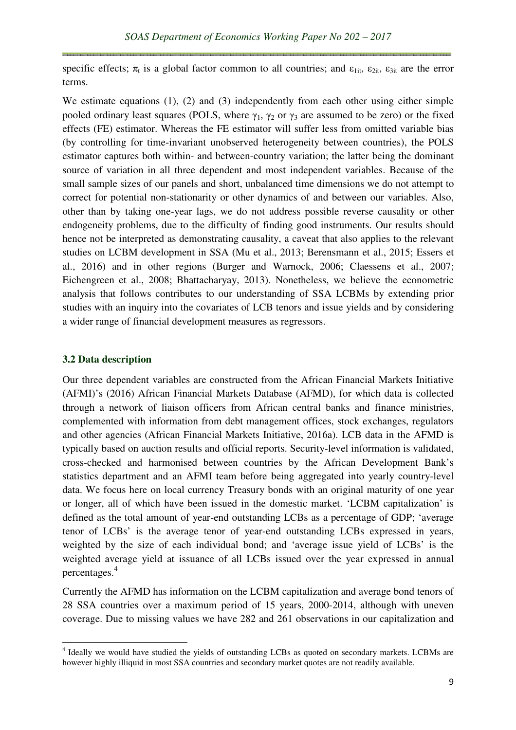specific effects; $\pi_t$ is a global factor common to all countries; and $\varepsilon_{1it}$, $\varepsilon_{2it}$, $\varepsilon_{3it}$ are the error terms.

We estimate equations (1), (2) and (3) independently from each other using either simple pooled ordinary least squares (POLS, where $\gamma_1$, $\gamma_2$ or $\gamma_3$ are assumed to be zero) or the fixed effects (FE) estimator. Whereas the FE estimator will suffer less from omitted variable bias (by controlling for time-invariant unobserved heterogeneity between countries), the POLS estimator captures both within- and between-country variation; the latter being the dominant source of variation in all three dependent and most independent variables. Because of the small sample sizes of our panels and short, unbalanced time dimensions we do not attempt to correct for potential non-stationarity or other dynamics of and between our variables. Also, other than by taking one-year lags, we do not address possible reverse causality or other endogeneity problems, due to the difficulty of finding good instruments. Our results should hence not be interpreted as demonstrating causality, a caveat that also applies to the relevant studies on LCBM development in SSA (Mu et al., 2013; Berensmann et al., 2015; Essers et al., 2016) and in other regions (Burger and Warnock, 2006; Claessens et al., 2007; Eichengreen et al., 2008; Bhattacharyay, 2013). Nonetheless, we believe the econometric analysis that follows contributes to our understanding of SSA LCBMs by extending prior studies with an inquiry into the covariates of LCB tenors and issue yields and by considering a wider range of financial development measures as regressors.

### 3.2 Data description

Our three dependent variables are constructed from the African Financial Markets Initiative (AFMI)'s (2016) African Financial Markets Database (AFMD), for which data is collected through a network of liaison officers from African central banks and finance ministries, complemented with information from debt management offices, stock exchanges, regulators and other agencies (African Financial Markets Initiative, 2016a). LCB data in the AFMD is typically based on auction results and official reports. Security-level information is validated, cross-checked and harmonised between countries by the African Development Bank's statistics department and an AFMI team before being aggregated into yearly country-level data. We focus here on local currency Treasury bonds with an original maturity of one year or longer, all of which have been issued in the domestic market. 'LCBM capitalization' is defined as the total amount of year-end outstanding LCBs as a percentage of GDP; 'average tenor of LCBs' is the average tenor of year-end outstanding LCBs expressed in years, weighted by the size of each individual bond; and 'average issue yield of LCBs' is the weighted average yield at issuance of all LCBs issued over the year expressed in annual percentages.[4]

Currently the AFMD has information on the LCBM capitalization and average bond tenors of 28 SSA countries over a maximum period of 15 years, 2000-2014, although with uneven coverage. Due to missing values we have 282 and 261 observations in our capitalization and

[4] Ideally we would have studied the yields of outstanding LCBs as quoted on secondary markets. LCBMs are however highly illiquid in most SSA countries and secondary market quotes are not readily available.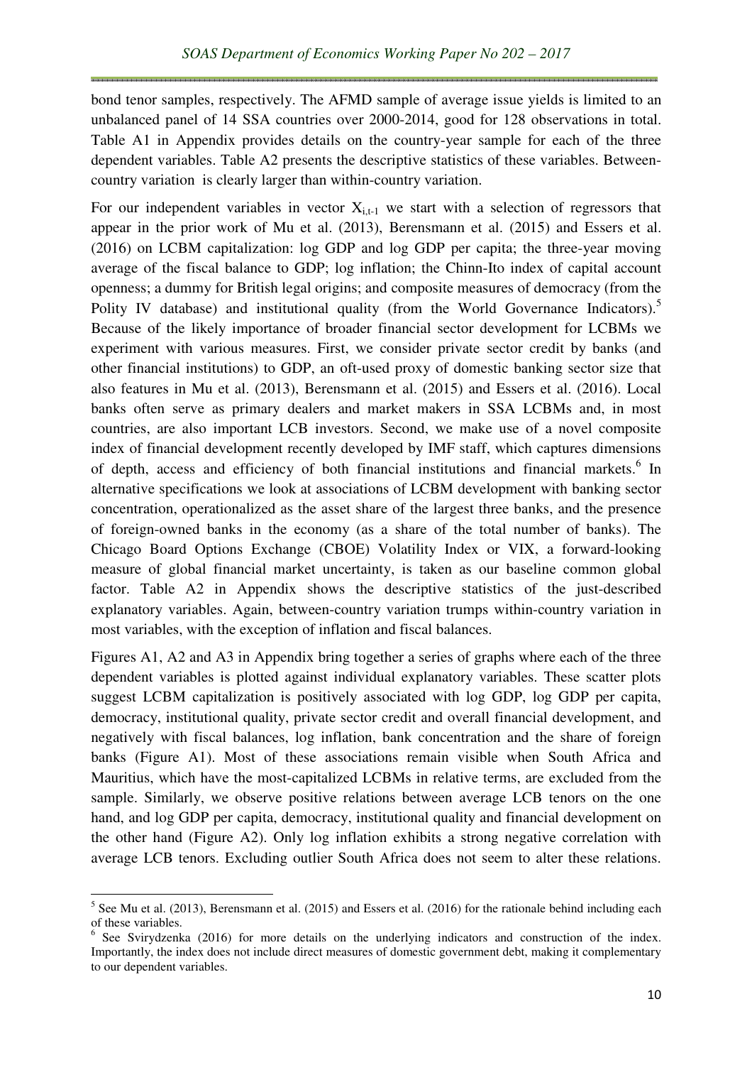bond tenor samples, respectively. The AFMD sample of average issue yields is limited to an unbalanced panel of 14 SSA countries over 2000-2014, good for 128 observations in total. Table A1 in Appendix provides details on the country-year sample for each of the three dependent variables. Table A2 presents the descriptive statistics of these variables. Between-country variation is clearly larger than within-country variation.

For our independent variables in vector $X_{i,t-1}$ we start with a selection of regressors that appear in the prior work of Mu et al. (2013), Berensmann et al. (2015) and Essers et al. (2016) on LCBM capitalization: log GDP and log GDP per capita; the three-year moving average of the fiscal balance to GDP; log inflation; the Chinn-Ito index of capital account openness; a dummy for British legal origins; and composite measures of democracy (from the Polity IV database) and institutional quality (from the World Governance Indicators).[5] Because of the likely importance of broader financial sector development for LCBMs we experiment with various measures. First, we consider private sector credit by banks (and other financial institutions) to GDP, an oft-used proxy of domestic banking sector size that also features in Mu et al. (2013), Berensmann et al. (2015) and Essers et al. (2016). Local banks often serve as primary dealers and market makers in SSA LCBMs and, in most countries, are also important LCB investors. Second, we make use of a novel composite index of financial development recently developed by IMF staff, which captures dimensions of depth, access and efficiency of both financial institutions and financial markets.[6] In alternative specifications we look at associations of LCBM development with banking sector concentration, operationalized as the asset share of the largest three banks, and the presence of foreign-owned banks in the economy (as a share of the total number of banks). The Chicago Board Options Exchange (CBOE) Volatility Index or VIX, a forward-looking measure of global financial market uncertainty, is taken as our baseline common global factor. Table A2 in Appendix shows the descriptive statistics of the just-described explanatory variables. Again, between-country variation trumps within-country variation in most variables, with the exception of inflation and fiscal balances.

Figures A1, A2 and A3 in Appendix bring together a series of graphs where each of the three dependent variables is plotted against individual explanatory variables. These scatter plots suggest LCBM capitalization is positively associated with log GDP, log GDP per capita, democracy, institutional quality, private sector credit and overall financial development, and negatively with fiscal balances, log inflation, bank concentration and the share of foreign banks (Figure A1). Most of these associations remain visible when South Africa and Mauritius, which have the most-capitalized LCBMs in relative terms, are excluded from the sample. Similarly, we observe positive relations between average LCB tenors on the one hand, and log GDP per capita, democracy, institutional quality and financial development on the other hand (Figure A2). Only log inflation exhibits a strong negative correlation with average LCB tenors. Excluding outlier South Africa does not seem to alter these relations.

[5] See Mu et al. (2013), Berensmann et al. (2015) and Essers et al. (2016) for the rationale behind including each of these variables.

[6] See Svirydzenka (2016) for more details on the underlying indicators and construction of the index. Importantly, the index does not include direct measures of domestic government debt, making it complementary to our dependent variables.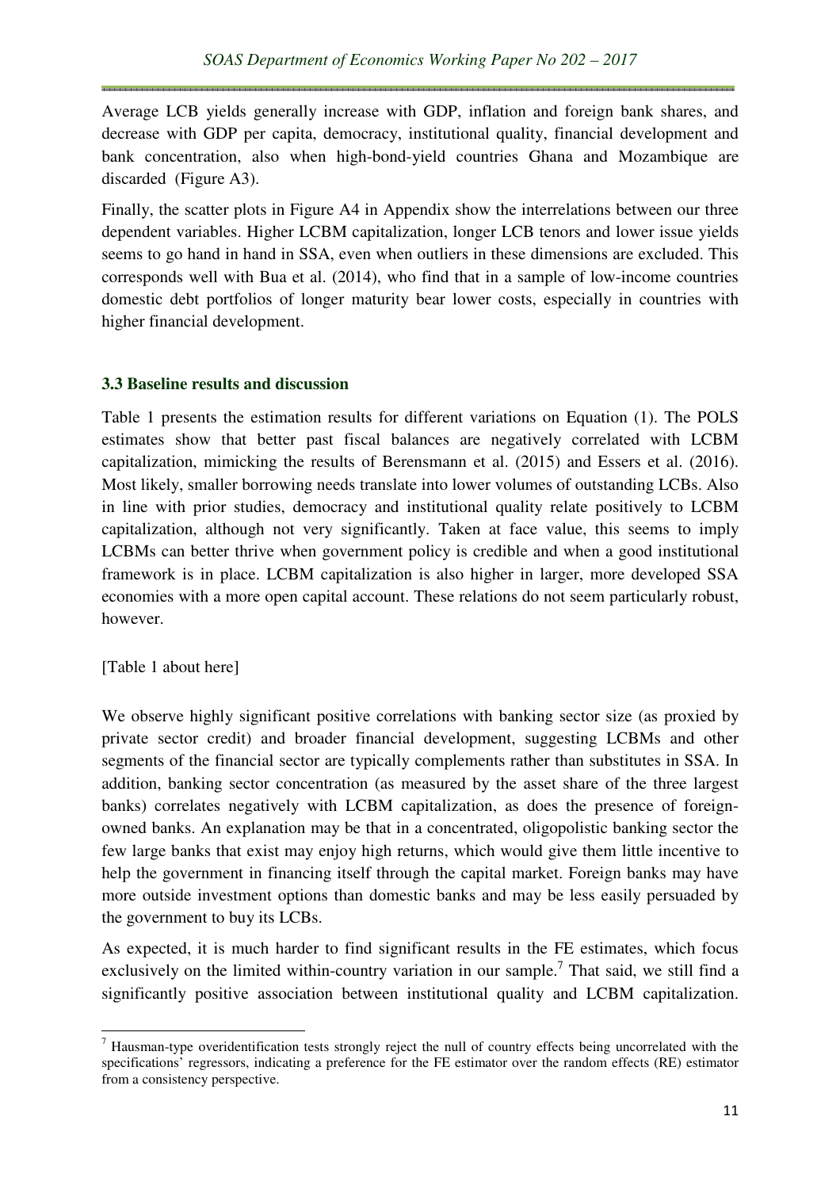Average LCB yields generally increase with GDP, inflation and foreign bank shares, and decrease with GDP per capita, democracy, institutional quality, financial development and bank concentration, also when high-bond-yield countries Ghana and Mozambique are discarded (Figure A3).

Finally, the scatter plots in Figure A4 in Appendix show the interrelations between our three dependent variables. Higher LCBM capitalization, longer LCB tenors and lower issue yields seems to go hand in hand in SSA, even when outliers in these dimensions are excluded. This corresponds well with Bua et al. (2014), who find that in a sample of low-income countries domestic debt portfolios of longer maturity bear lower costs, especially in countries with higher financial development.

### 3.3 Baseline results and discussion

Table 1 presents the estimation results for different variations on Equation (1). The POLS estimates show that better past fiscal balances are negatively correlated with LCBM capitalization, mimicking the results of Berensmann et al. (2015) and Essers et al. (2016). Most likely, smaller borrowing needs translate into lower volumes of outstanding LCBs. Also in line with prior studies, democracy and institutional quality relate positively to LCBM capitalization, although not very significantly. Taken at face value, this seems to imply LCBMs can better thrive when government policy is credible and when a good institutional framework is in place. LCBM capitalization is also higher in larger, more developed SSA economies with a more open capital account. These relations do not seem particularly robust, however.

[Table 1 about here]

We observe highly significant positive correlations with banking sector size (as proxied by private sector credit) and broader financial development, suggesting LCBMs and other segments of the financial sector are typically complements rather than substitutes in SSA. In addition, banking sector concentration (as measured by the asset share of the three largest banks) correlates negatively with LCBM capitalization, as does the presence of foreign-owned banks. An explanation may be that in a concentrated, oligopolistic banking sector the few large banks that exist may enjoy high returns, which would give them little incentive to help the government in financing itself through the capital market. Foreign banks may have more outside investment options than domestic banks and may be less easily persuaded by the government to buy its LCBs.

As expected, it is much harder to find significant results in the FE estimates, which focus exclusively on the limited within-country variation in our sample.[7] That said, we still find a significantly positive association between institutional quality and LCBM capitalization.

[7] Hausman-type overidentification tests strongly reject the null of country effects being uncorrelated with the specifications' regressors, indicating a preference for the FE estimator over the random effects (RE) estimator from a consistency perspective.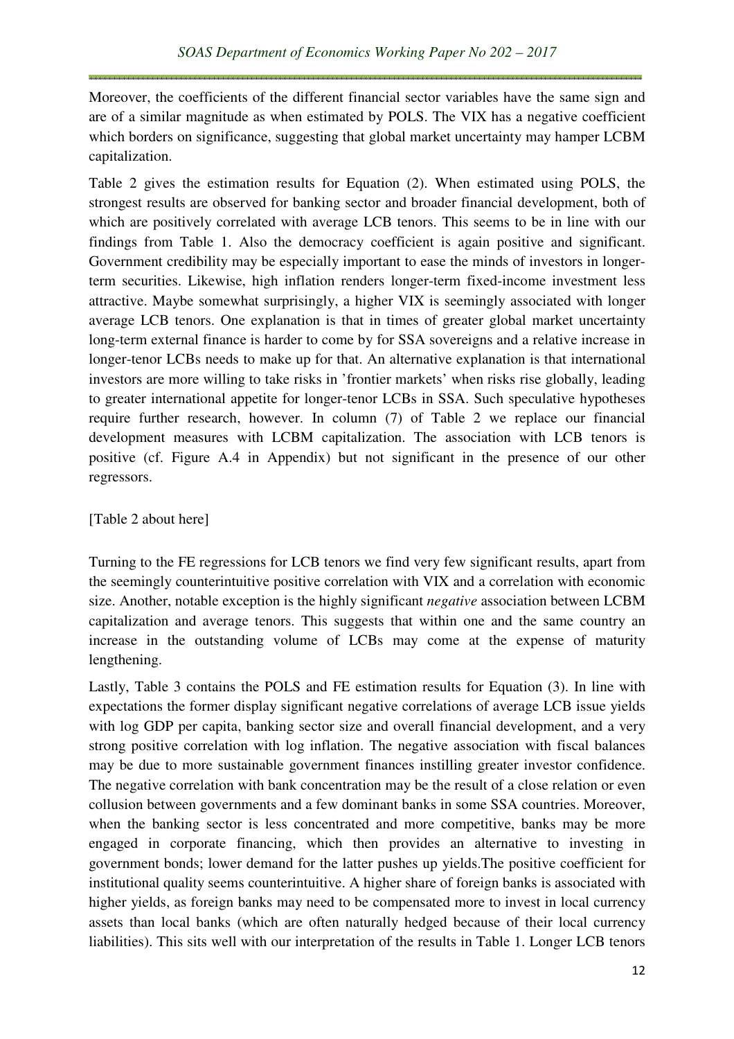Moreover, the coefficients of the different financial sector variables have the same sign and are of a similar magnitude as when estimated by POLS. The VIX has a negative coefficient which borders on significance, suggesting that global market uncertainty may hamper LCBM capitalization.

Table 2 gives the estimation results for Equation (2). When estimated using POLS, the strongest results are observed for banking sector and broader financial development, both of which are positively correlated with average LCB tenors. This seems to be in line with our findings from Table 1. Also the democracy coefficient is again positive and significant. Government credibility may be especially important to ease the minds of investors in longer-term securities. Likewise, high inflation renders longer-term fixed-income investment less attractive. Maybe somewhat surprisingly, a higher VIX is seemingly associated with longer average LCB tenors. One explanation is that in times of greater global market uncertainty long-term external finance is harder to come by for SSA sovereigns and a relative increase in longer-tenor LCBs needs to make up for that. An alternative explanation is that international investors are more willing to take risks in 'frontier markets' when risks rise globally, leading to greater international appetite for longer-tenor LCBs in SSA. Such speculative hypotheses require further research, however. In column (7) of Table 2 we replace our financial development measures with LCBM capitalization. The association with LCB tenors is positive (cf. Figure A.4 in Appendix) but not significant in the presence of our other regressors.

[Table 2 about here]

Turning to the FE regressions for LCB tenors we find very few significant results, apart from the seemingly counterintuitive positive correlation with VIX and a correlation with economic size. Another, notable exception is the highly significant *negative* association between LCBM capitalization and average tenors. This suggests that within one and the same country an increase in the outstanding volume of LCBs may come at the expense of maturity lengthening.

Lastly, Table 3 contains the POLS and FE estimation results for Equation (3). In line with expectations the former display significant negative correlations of average LCB issue yields with log GDP per capita, banking sector size and overall financial development, and a very strong positive correlation with log inflation. The negative association with fiscal balances may be due to more sustainable government finances instilling greater investor confidence. The negative correlation with bank concentration may be the result of a close relation or even collusion between governments and a few dominant banks in some SSA countries. Moreover, when the banking sector is less concentrated and more competitive, banks may be more engaged in corporate financing, which then provides an alternative to investing in government bonds; lower demand for the latter pushes up yields.The positive coefficient for institutional quality seems counterintuitive. A higher share of foreign banks is associated with higher yields, as foreign banks may need to be compensated more to invest in local currency assets than local banks (which are often naturally hedged because of their local currency liabilities). This sits well with our interpretation of the results in Table 1. Longer LCB tenors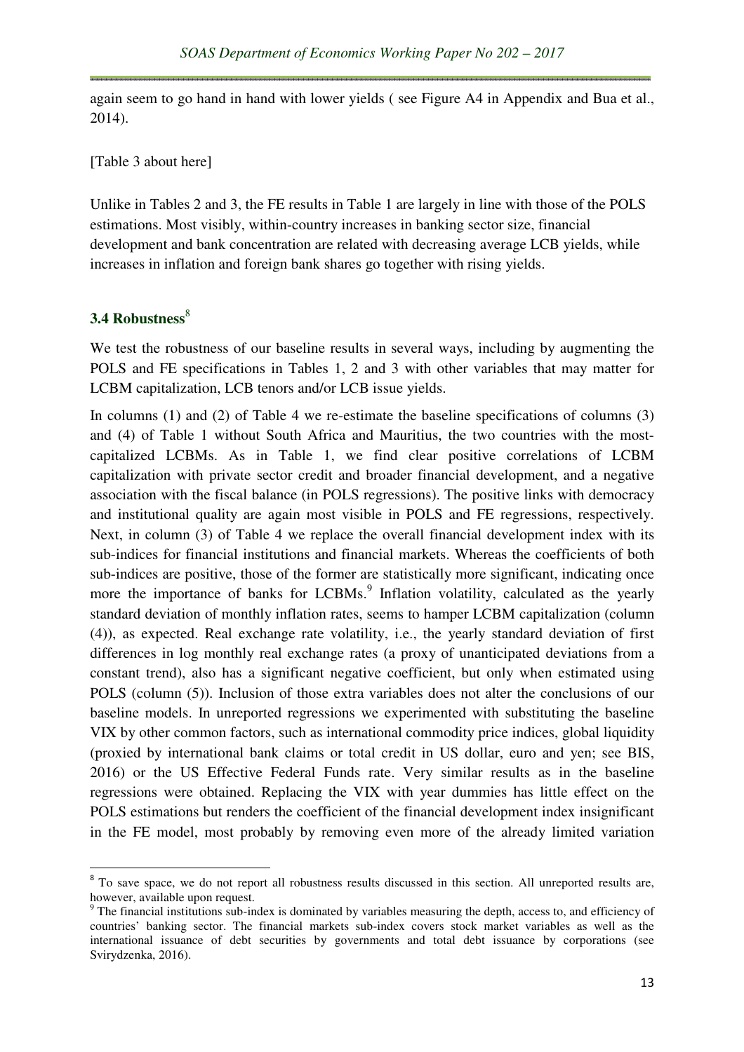again seem to go hand in hand with lower yields ( see Figure A4 in Appendix and Bua et al., 2014).

[Table 3 about here]

Unlike in Tables 2 and 3, the FE results in Table 1 are largely in line with those of the POLS estimations. Most visibly, within-country increases in banking sector size, financial development and bank concentration are related with decreasing average LCB yields, while increases in inflation and foreign bank shares go together with rising yields.

### 3.4 Robustness[8]

We test the robustness of our baseline results in several ways, including by augmenting the POLS and FE specifications in Tables 1, 2 and 3 with other variables that may matter for LCBM capitalization, LCB tenors and/or LCB issue yields.

In columns (1) and (2) of Table 4 we re-estimate the baseline specifications of columns (3) and (4) of Table 1 without South Africa and Mauritius, the two countries with the most-capitalized LCBMs. As in Table 1, we find clear positive correlations of LCBM capitalization with private sector credit and broader financial development, and a negative association with the fiscal balance (in POLS regressions). The positive links with democracy and institutional quality are again most visible in POLS and FE regressions, respectively. Next, in column (3) of Table 4 we replace the overall financial development index with its sub-indices for financial institutions and financial markets. Whereas the coefficients of both sub-indices are positive, those of the former are statistically more significant, indicating once more the importance of banks for LCBMs.[9] Inflation volatility, calculated as the yearly standard deviation of monthly inflation rates, seems to hamper LCBM capitalization (column (4)), as expected. Real exchange rate volatility, i.e., the yearly standard deviation of first differences in log monthly real exchange rates (a proxy of unanticipated deviations from a constant trend), also has a significant negative coefficient, but only when estimated using POLS (column (5)). Inclusion of those extra variables does not alter the conclusions of our baseline models. In unreported regressions we experimented with substituting the baseline VIX by other common factors, such as international commodity price indices, global liquidity (proxied by international bank claims or total credit in US dollar, euro and yen; see BIS, 2016) or the US Effective Federal Funds rate. Very similar results as in the baseline regressions were obtained. Replacing the VIX with year dummies has little effect on the POLS estimations but renders the coefficient of the financial development index insignificant in the FE model, most probably by removing even more of the already limited variation

---

[8] To save space, we do not report all robustness results discussed in this section. All unreported results are, however, available upon request.

[9] The financial institutions sub-index is dominated by variables measuring the depth, access to, and efficiency of countries' banking sector. The financial markets sub-index covers stock market variables as well as the international issuance of debt securities by governments and total debt issuance by corporations (see Svirydzenka, 2016).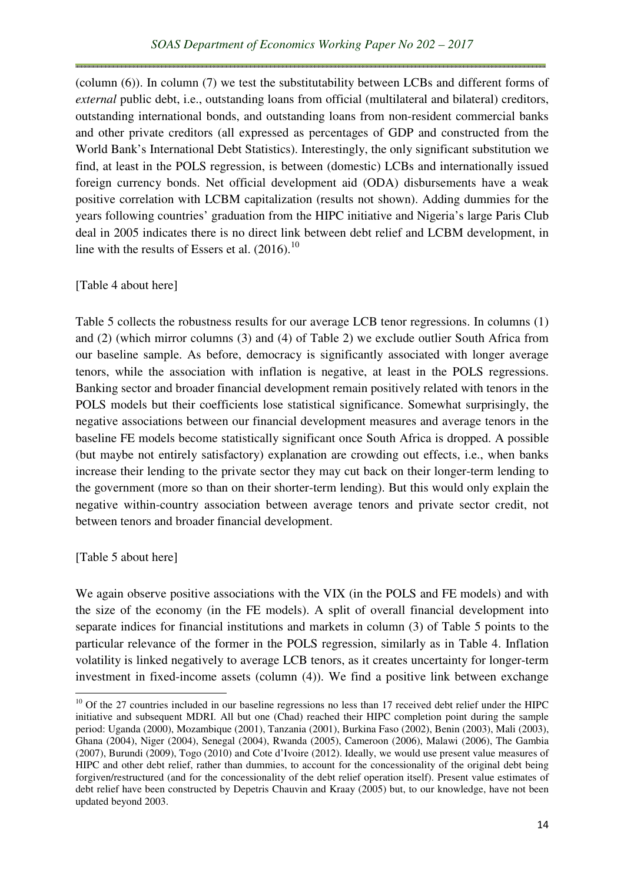(column (6)). In column (7) we test the substitutability between LCBs and different forms of *external* public debt, i.e., outstanding loans from official (multilateral and bilateral) creditors, outstanding international bonds, and outstanding loans from non-resident commercial banks and other private creditors (all expressed as percentages of GDP and constructed from the World Bank's International Debt Statistics). Interestingly, the only significant substitution we find, at least in the POLS regression, is between (domestic) LCBs and internationally issued foreign currency bonds. Net official development aid (ODA) disbursements have a weak positive correlation with LCBM capitalization (results not shown). Adding dummies for the years following countries' graduation from the HIPC initiative and Nigeria's large Paris Club deal in 2005 indicates there is no direct link between debt relief and LCBM development, in line with the results of Essers et al. (2016).[10]

[Table 4 about here]

Table 5 collects the robustness results for our average LCB tenor regressions. In columns (1) and (2) (which mirror columns (3) and (4) of Table 2) we exclude outlier South Africa from our baseline sample. As before, democracy is significantly associated with longer average tenors, while the association with inflation is negative, at least in the POLS regressions. Banking sector and broader financial development remain positively related with tenors in the POLS models but their coefficients lose statistical significance. Somewhat surprisingly, the negative associations between our financial development measures and average tenors in the baseline FE models become statistically significant once South Africa is dropped. A possible (but maybe not entirely satisfactory) explanation are crowding out effects, i.e., when banks increase their lending to the private sector they may cut back on their longer-term lending to the government (more so than on their shorter-term lending). But this would only explain the negative within-country association between average tenors and private sector credit, not between tenors and broader financial development.

[Table 5 about here]

We again observe positive associations with the VIX (in the POLS and FE models) and with the size of the economy (in the FE models). A split of overall financial development into separate indices for financial institutions and markets in column (3) of Table 5 points to the particular relevance of the former in the POLS regression, similarly as in Table 4. Inflation volatility is linked negatively to average LCB tenors, as it creates uncertainty for longer-term investment in fixed-income assets (column (4)). We find a positive link between exchange

---

[10] Of the 27 countries included in our baseline regressions no less than 17 received debt relief under the HIPC initiative and subsequent MDRI. All but one (Chad) reached their HIPC completion point during the sample period: Uganda (2000), Mozambique (2001), Tanzania (2001), Burkina Faso (2002), Benin (2003), Mali (2003), Ghana (2004), Niger (2004), Senegal (2004), Rwanda (2005), Cameroon (2006), Malawi (2006), The Gambia (2007), Burundi (2009), Togo (2010) and Cote d'Ivoire (2012). Ideally, we would use present value measures of HIPC and other debt relief, rather than dummies, to account for the concessionality of the original debt being forgiven/restructured (and for the concessionality of the debt relief operation itself). Present value estimates of debt relief have been constructed by Depetris Chauvin and Kraay (2005) but, to our knowledge, have not been updated beyond 2003.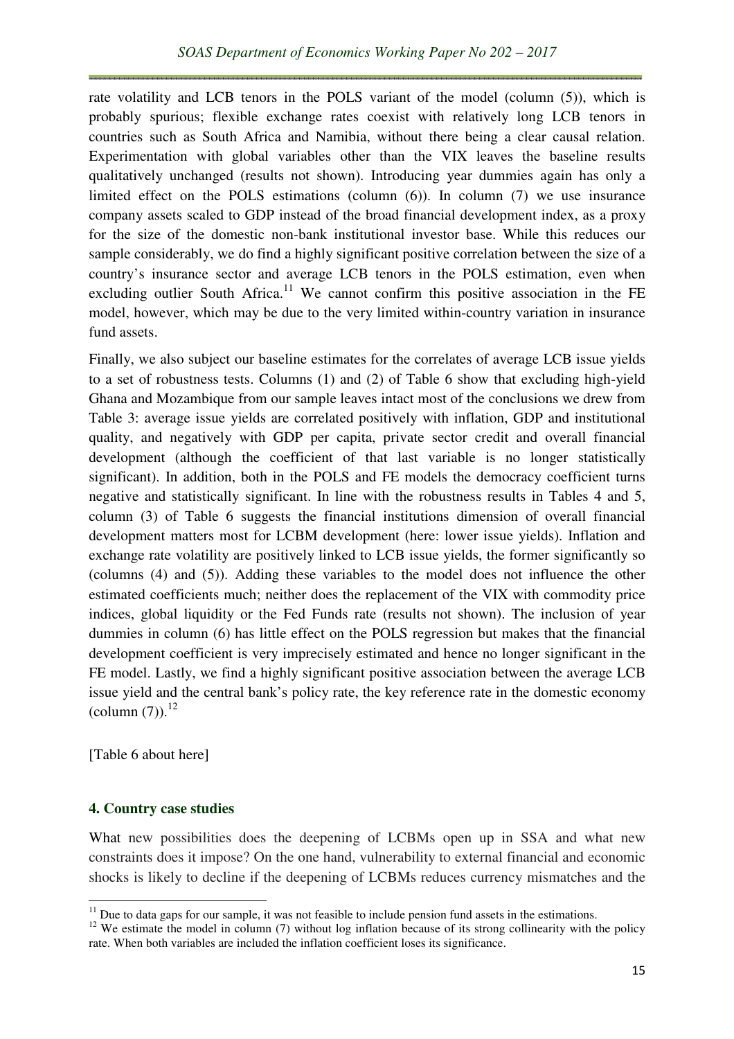rate volatility and LCB tenors in the POLS variant of the model (column (5)), which is probably spurious; flexible exchange rates coexist with relatively long LCB tenors in countries such as South Africa and Namibia, without there being a clear causal relation. Experimentation with global variables other than the VIX leaves the baseline results qualitatively unchanged (results not shown). Introducing year dummies again has only a limited effect on the POLS estimations (column (6)). In column (7) we use insurance company assets scaled to GDP instead of the broad financial development index, as a proxy for the size of the domestic non-bank institutional investor base. While this reduces our sample considerably, we do find a highly significant positive correlation between the size of a country's insurance sector and average LCB tenors in the POLS estimation, even when excluding outlier South Africa.[11] We cannot confirm this positive association in the FE model, however, which may be due to the very limited within-country variation in insurance fund assets.

Finally, we also subject our baseline estimates for the correlates of average LCB issue yields to a set of robustness tests. Columns (1) and (2) of Table 6 show that excluding high-yield Ghana and Mozambique from our sample leaves intact most of the conclusions we drew from Table 3: average issue yields are correlated positively with inflation, GDP and institutional quality, and negatively with GDP per capita, private sector credit and overall financial development (although the coefficient of that last variable is no longer statistically significant). In addition, both in the POLS and FE models the democracy coefficient turns negative and statistically significant. In line with the robustness results in Tables 4 and 5, column (3) of Table 6 suggests the financial institutions dimension of overall financial development matters most for LCBM development (here: lower issue yields). Inflation and exchange rate volatility are positively linked to LCB issue yields, the former significantly so (columns (4) and (5)). Adding these variables to the model does not influence the other estimated coefficients much; neither does the replacement of the VIX with commodity price indices, global liquidity or the Fed Funds rate (results not shown). The inclusion of year dummies in column (6) has little effect on the POLS regression but makes that the financial development coefficient is very imprecisely estimated and hence no longer significant in the FE model. Lastly, we find a highly significant positive association between the average LCB issue yield and the central bank's policy rate, the key reference rate in the domestic economy (column (7)).[12]

[Table 6 about here]

## 4. Country case studies

What new possibilities does the deepening of LCBMs open up in SSA and what new constraints does it impose? On the one hand, vulnerability to external financial and economic shocks is likely to decline if the deepening of LCBMs reduces currency mismatches and the

[11] Due to data gaps for our sample, it was not feasible to include pension fund assets in the estimations.

[12] We estimate the model in column (7) without log inflation because of its strong collinearity with the policy rate. When both variables are included the inflation coefficient loses its significance.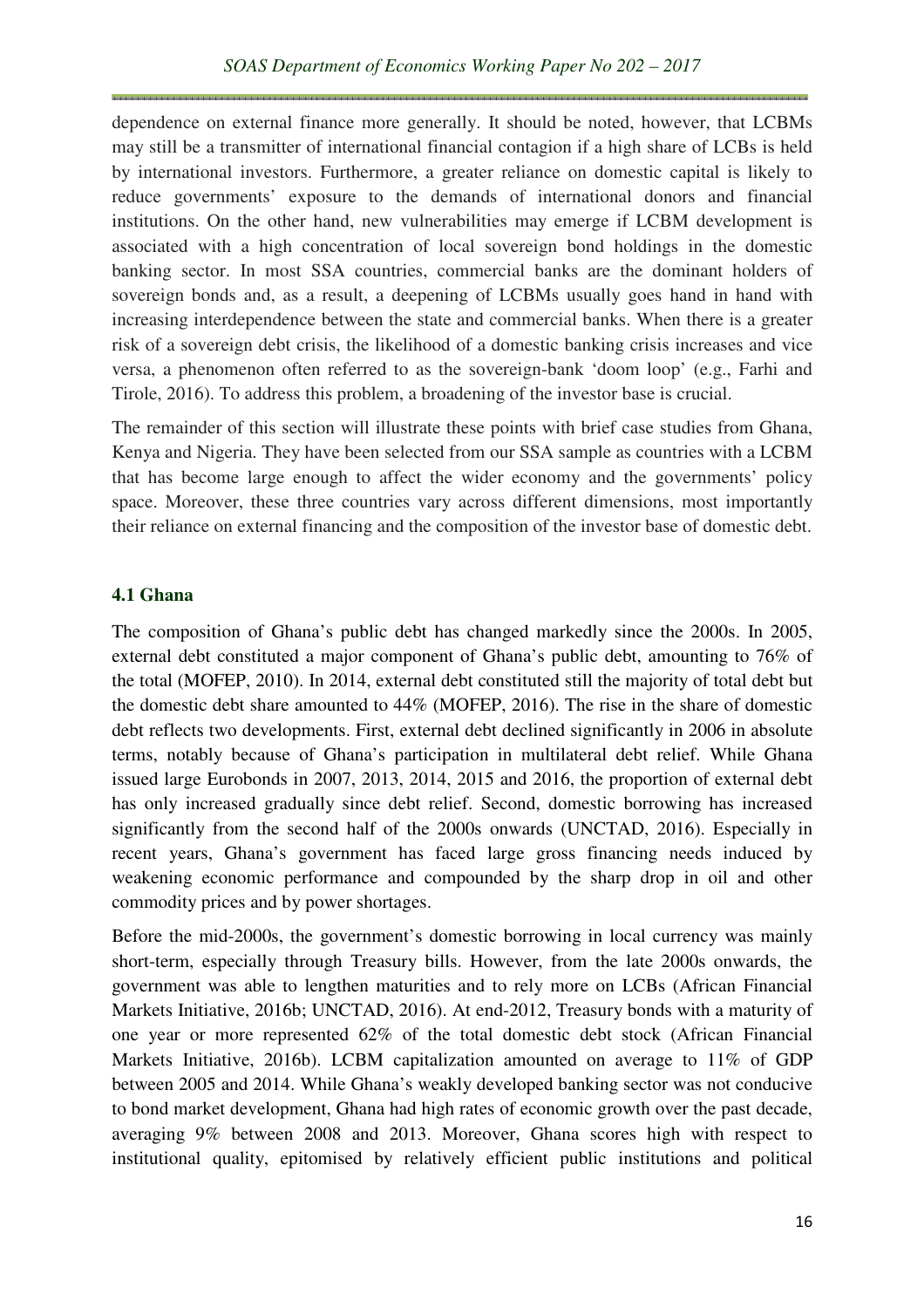dependence on external finance more generally. It should be noted, however, that LCBMs may still be a transmitter of international financial contagion if a high share of LCBs is held by international investors. Furthermore, a greater reliance on domestic capital is likely to reduce governments' exposure to the demands of international donors and financial institutions. On the other hand, new vulnerabilities may emerge if LCBM development is associated with a high concentration of local sovereign bond holdings in the domestic banking sector. In most SSA countries, commercial banks are the dominant holders of sovereign bonds and, as a result, a deepening of LCBMs usually goes hand in hand with increasing interdependence between the state and commercial banks. When there is a greater risk of a sovereign debt crisis, the likelihood of a domestic banking crisis increases and vice versa, a phenomenon often referred to as the sovereign-bank 'doom loop' (e.g., Farhi and Tirole, 2016). To address this problem, a broadening of the investor base is crucial.

The remainder of this section will illustrate these points with brief case studies from Ghana, Kenya and Nigeria. They have been selected from our SSA sample as countries with a LCBM that has become large enough to affect the wider economy and the governments' policy space. Moreover, these three countries vary across different dimensions, most importantly their reliance on external financing and the composition of the investor base of domestic debt.

### 4.1 Ghana

The composition of Ghana's public debt has changed markedly since the 2000s. In 2005, external debt constituted a major component of Ghana's public debt, amounting to 76% of the total (MOFEP, 2010). In 2014, external debt constituted still the majority of total debt but the domestic debt share amounted to 44% (MOFEP, 2016). The rise in the share of domestic debt reflects two developments. First, external debt declined significantly in 2006 in absolute terms, notably because of Ghana's participation in multilateral debt relief. While Ghana issued large Eurobonds in 2007, 2013, 2014, 2015 and 2016, the proportion of external debt has only increased gradually since debt relief. Second, domestic borrowing has increased significantly from the second half of the 2000s onwards (UNCTAD, 2016). Especially in recent years, Ghana's government has faced large gross financing needs induced by weakening economic performance and compounded by the sharp drop in oil and other commodity prices and by power shortages.

Before the mid-2000s, the government's domestic borrowing in local currency was mainly short-term, especially through Treasury bills. However, from the late 2000s onwards, the government was able to lengthen maturities and to rely more on LCBs (African Financial Markets Initiative, 2016b; UNCTAD, 2016). At end-2012, Treasury bonds with a maturity of one year or more represented 62% of the total domestic debt stock (African Financial Markets Initiative, 2016b). LCBM capitalization amounted on average to 11% of GDP between 2005 and 2014. While Ghana's weakly developed banking sector was not conducive to bond market development, Ghana had high rates of economic growth over the past decade, averaging 9% between 2008 and 2013. Moreover, Ghana scores high with respect to institutional quality, epitomised by relatively efficient public institutions and political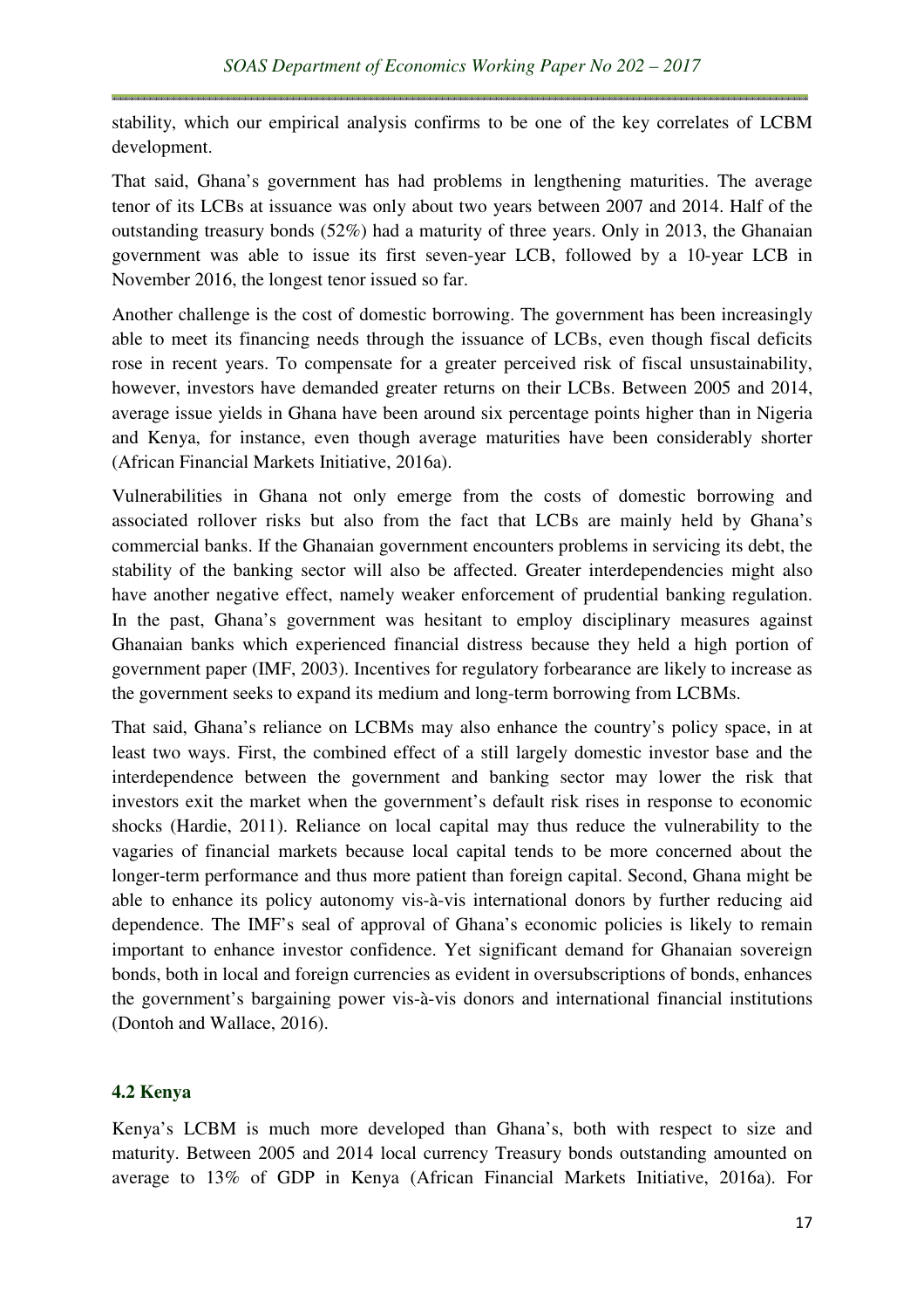stability, which our empirical analysis confirms to be one of the key correlates of LCBM development.

That said, Ghana's government has had problems in lengthening maturities. The average tenor of its LCBs at issuance was only about two years between 2007 and 2014. Half of the outstanding treasury bonds (52%) had a maturity of three years. Only in 2013, the Ghanaian government was able to issue its first seven-year LCB, followed by a 10-year LCB in November 2016, the longest tenor issued so far.

Another challenge is the cost of domestic borrowing. The government has been increasingly able to meet its financing needs through the issuance of LCBs, even though fiscal deficits rose in recent years. To compensate for a greater perceived risk of fiscal unsustainability, however, investors have demanded greater returns on their LCBs. Between 2005 and 2014, average issue yields in Ghana have been around six percentage points higher than in Nigeria and Kenya, for instance, even though average maturities have been considerably shorter (African Financial Markets Initiative, 2016a).

Vulnerabilities in Ghana not only emerge from the costs of domestic borrowing and associated rollover risks but also from the fact that LCBs are mainly held by Ghana's commercial banks. If the Ghanaian government encounters problems in servicing its debt, the stability of the banking sector will also be affected. Greater interdependencies might also have another negative effect, namely weaker enforcement of prudential banking regulation. In the past, Ghana's government was hesitant to employ disciplinary measures against Ghanaian banks which experienced financial distress because they held a high portion of government paper (IMF, 2003). Incentives for regulatory forbearance are likely to increase as the government seeks to expand its medium and long-term borrowing from LCBMs.

That said, Ghana's reliance on LCBMs may also enhance the country's policy space, in at least two ways. First, the combined effect of a still largely domestic investor base and the interdependence between the government and banking sector may lower the risk that investors exit the market when the government's default risk rises in response to economic shocks (Hardie, 2011). Reliance on local capital may thus reduce the vulnerability to the vagaries of financial markets because local capital tends to be more concerned about the longer-term performance and thus more patient than foreign capital. Second, Ghana might be able to enhance its policy autonomy vis-à-vis international donors by further reducing aid dependence. The IMF's seal of approval of Ghana's economic policies is likely to remain important to enhance investor confidence. Yet significant demand for Ghanaian sovereign bonds, both in local and foreign currencies as evident in oversubscriptions of bonds, enhances the government's bargaining power vis-à-vis donors and international financial institutions (Dontoh and Wallace, 2016).

### 4.2 Kenya

Kenya's LCBM is much more developed than Ghana's, both with respect to size and maturity. Between 2005 and 2014 local currency Treasury bonds outstanding amounted on average to 13% of GDP in Kenya (African Financial Markets Initiative, 2016a). For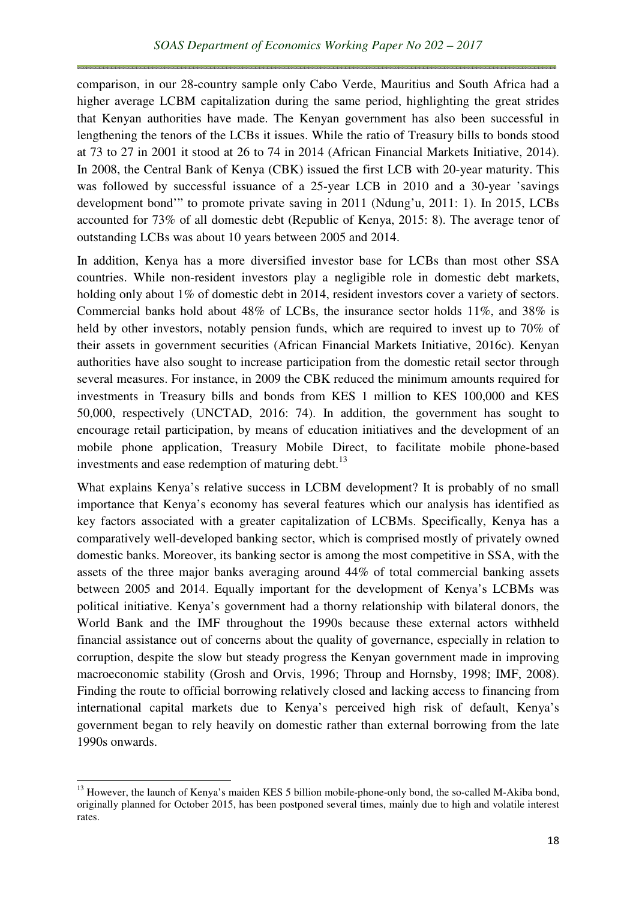comparison, in our 28-country sample only Cabo Verde, Mauritius and South Africa had a higher average LCBM capitalization during the same period, highlighting the great strides that Kenyan authorities have made. The Kenyan government has also been successful in lengthening the tenors of the LCBs it issues. While the ratio of Treasury bills to bonds stood at 73 to 27 in 2001 it stood at 26 to 74 in 2014 (African Financial Markets Initiative, 2014). In 2008, the Central Bank of Kenya (CBK) issued the first LCB with 20-year maturity. This was followed by successful issuance of a 25-year LCB in 2010 and a 30-year 'savings development bond'" to promote private saving in 2011 (Ndung'u, 2011: 1). In 2015, LCBs accounted for 73% of all domestic debt (Republic of Kenya, 2015: 8). The average tenor of outstanding LCBs was about 10 years between 2005 and 2014.

In addition, Kenya has a more diversified investor base for LCBs than most other SSA countries. While non-resident investors play a negligible role in domestic debt markets, holding only about 1% of domestic debt in 2014, resident investors cover a variety of sectors. Commercial banks hold about 48% of LCBs, the insurance sector holds 11%, and 38% is held by other investors, notably pension funds, which are required to invest up to 70% of their assets in government securities (African Financial Markets Initiative, 2016c). Kenyan authorities have also sought to increase participation from the domestic retail sector through several measures. For instance, in 2009 the CBK reduced the minimum amounts required for investments in Treasury bills and bonds from KES 1 million to KES 100,000 and KES 50,000, respectively (UNCTAD, 2016: 74). In addition, the government has sought to encourage retail participation, by means of education initiatives and the development of an mobile phone application, Treasury Mobile Direct, to facilitate mobile phone-based investments and ease redemption of maturing debt.[13]

What explains Kenya's relative success in LCBM development? It is probably of no small importance that Kenya's economy has several features which our analysis has identified as key factors associated with a greater capitalization of LCBMs. Specifically, Kenya has a comparatively well-developed banking sector, which is comprised mostly of privately owned domestic banks. Moreover, its banking sector is among the most competitive in SSA, with the assets of the three major banks averaging around 44% of total commercial banking assets between 2005 and 2014. Equally important for the development of Kenya's LCBMs was political initiative. Kenya's government had a thorny relationship with bilateral donors, the World Bank and the IMF throughout the 1990s because these external actors withheld financial assistance out of concerns about the quality of governance, especially in relation to corruption, despite the slow but steady progress the Kenyan government made in improving macroeconomic stability (Grosh and Orvis, 1996; Throup and Hornsby, 1998; IMF, 2008). Finding the route to official borrowing relatively closed and lacking access to financing from international capital markets due to Kenya's perceived high risk of default, Kenya's government began to rely heavily on domestic rather than external borrowing from the late 1990s onwards.

[13] However, the launch of Kenya's maiden KES 5 billion mobile-phone-only bond, the so-called M-Akiba bond, originally planned for October 2015, has been postponed several times, mainly due to high and volatile interest rates.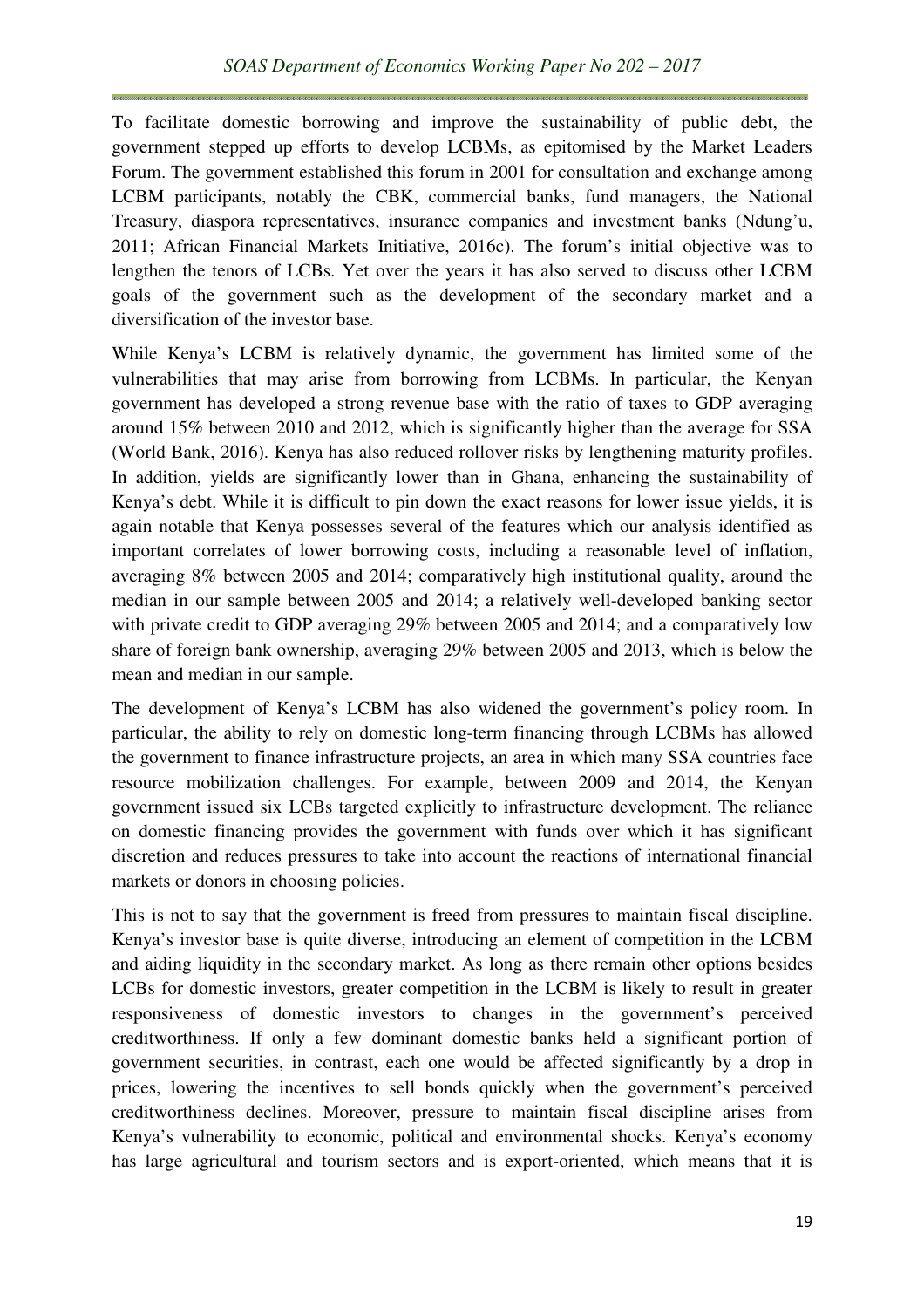To facilitate domestic borrowing and improve the sustainability of public debt, the government stepped up efforts to develop LCBMs, as epitomised by the Market Leaders Forum. The government established this forum in 2001 for consultation and exchange among LCBM participants, notably the CBK, commercial banks, fund managers, the National Treasury, diaspora representatives, insurance companies and investment banks (Ndung'u, 2011; African Financial Markets Initiative, 2016c). The forum's initial objective was to lengthen the tenors of LCBs. Yet over the years it has also served to discuss other LCBM goals of the government such as the development of the secondary market and a diversification of the investor base.

While Kenya's LCBM is relatively dynamic, the government has limited some of the vulnerabilities that may arise from borrowing from LCBMs. In particular, the Kenyan government has developed a strong revenue base with the ratio of taxes to GDP averaging around 15% between 2010 and 2012, which is significantly higher than the average for SSA (World Bank, 2016). Kenya has also reduced rollover risks by lengthening maturity profiles. In addition, yields are significantly lower than in Ghana, enhancing the sustainability of Kenya's debt. While it is difficult to pin down the exact reasons for lower issue yields, it is again notable that Kenya possesses several of the features which our analysis identified as important correlates of lower borrowing costs, including a reasonable level of inflation, averaging 8% between 2005 and 2014; comparatively high institutional quality, around the median in our sample between 2005 and 2014; a relatively well-developed banking sector with private credit to GDP averaging 29% between 2005 and 2014; and a comparatively low share of foreign bank ownership, averaging 29% between 2005 and 2013, which is below the mean and median in our sample.

The development of Kenya's LCBM has also widened the government's policy room. In particular, the ability to rely on domestic long-term financing through LCBMs has allowed the government to finance infrastructure projects, an area in which many SSA countries face resource mobilization challenges. For example, between 2009 and 2014, the Kenyan government issued six LCBs targeted explicitly to infrastructure development. The reliance on domestic financing provides the government with funds over which it has significant discretion and reduces pressures to take into account the reactions of international financial markets or donors in choosing policies.

This is not to say that the government is freed from pressures to maintain fiscal discipline. Kenya's investor base is quite diverse, introducing an element of competition in the LCBM and aiding liquidity in the secondary market. As long as there remain other options besides LCBs for domestic investors, greater competition in the LCBM is likely to result in greater responsiveness of domestic investors to changes in the government's perceived creditworthiness. If only a few dominant domestic banks held a significant portion of government securities, in contrast, each one would be affected significantly by a drop in prices, lowering the incentives to sell bonds quickly when the government's perceived creditworthiness declines. Moreover, pressure to maintain fiscal discipline arises from Kenya's vulnerability to economic, political and environmental shocks. Kenya's economy has large agricultural and tourism sectors and is export-oriented, which means that it is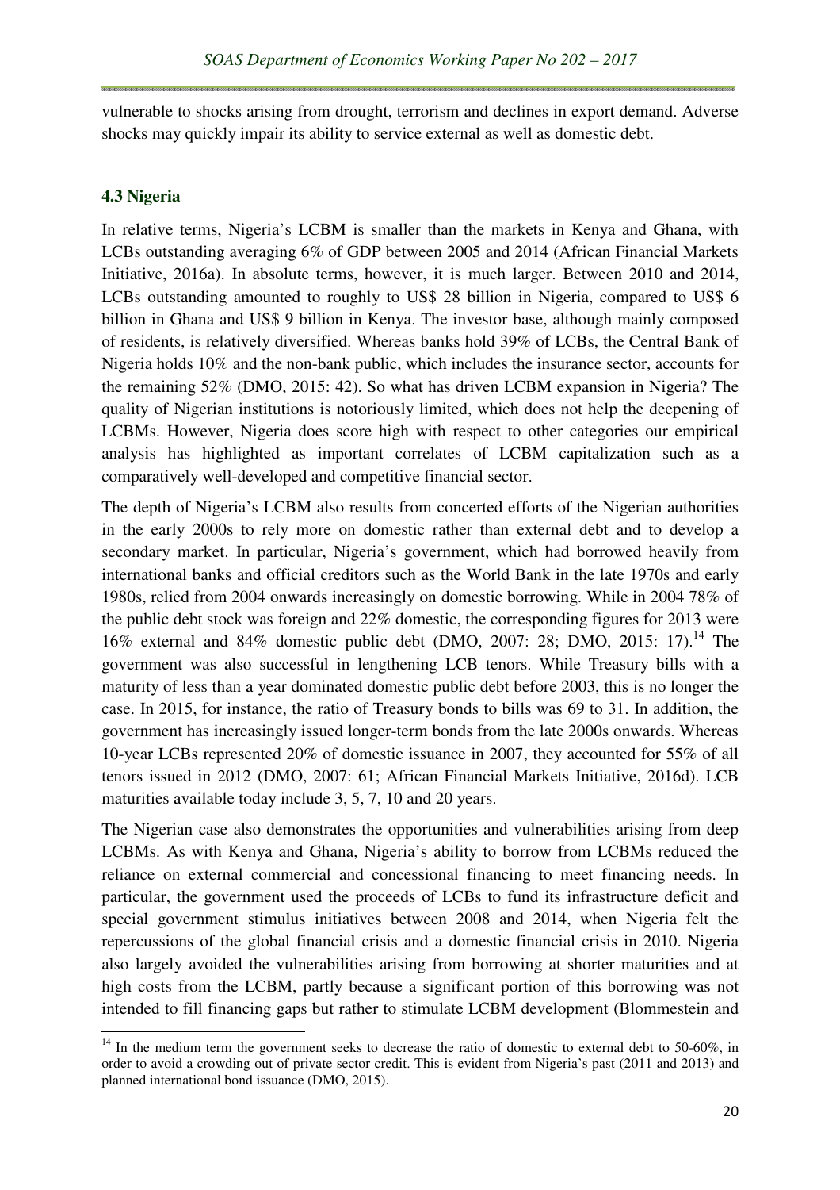vulnerable to shocks arising from drought, terrorism and declines in export demand. Adverse shocks may quickly impair its ability to service external as well as domestic debt.

### 4.3 Nigeria

In relative terms, Nigeria's LCBM is smaller than the markets in Kenya and Ghana, with LCBs outstanding averaging 6% of GDP between 2005 and 2014 (African Financial Markets Initiative, 2016a). In absolute terms, however, it is much larger. Between 2010 and 2014, LCBs outstanding amounted to roughly to US$ 28 billion in Nigeria, compared to US$ 6 billion in Ghana and US$ 9 billion in Kenya. The investor base, although mainly composed of residents, is relatively diversified. Whereas banks hold 39% of LCBs, the Central Bank of Nigeria holds 10% and the non-bank public, which includes the insurance sector, accounts for the remaining 52% (DMO, 2015: 42). So what has driven LCBM expansion in Nigeria? The quality of Nigerian institutions is notoriously limited, which does not help the deepening of LCBMs. However, Nigeria does score high with respect to other categories our empirical analysis has highlighted as important correlates of LCBM capitalization such as a comparatively well-developed and competitive financial sector.

The depth of Nigeria's LCBM also results from concerted efforts of the Nigerian authorities in the early 2000s to rely more on domestic rather than external debt and to develop a secondary market. In particular, Nigeria's government, which had borrowed heavily from international banks and official creditors such as the World Bank in the late 1970s and early 1980s, relied from 2004 onwards increasingly on domestic borrowing. While in 2004 78% of the public debt stock was foreign and 22% domestic, the corresponding figures for 2013 were 16% external and 84% domestic public debt (DMO, 2007: 28; DMO, 2015: 17).[14] The government was also successful in lengthening LCB tenors. While Treasury bills with a maturity of less than a year dominated domestic public debt before 2003, this is no longer the case. In 2015, for instance, the ratio of Treasury bonds to bills was 69 to 31. In addition, the government has increasingly issued longer-term bonds from the late 2000s onwards. Whereas 10-year LCBs represented 20% of domestic issuance in 2007, they accounted for 55% of all tenors issued in 2012 (DMO, 2007: 61; African Financial Markets Initiative, 2016d). LCB maturities available today include 3, 5, 7, 10 and 20 years.

The Nigerian case also demonstrates the opportunities and vulnerabilities arising from deep LCBMs. As with Kenya and Ghana, Nigeria's ability to borrow from LCBMs reduced the reliance on external commercial and concessional financing to meet financing needs. In particular, the government used the proceeds of LCBs to fund its infrastructure deficit and special government stimulus initiatives between 2008 and 2014, when Nigeria felt the repercussions of the global financial crisis and a domestic financial crisis in 2010. Nigeria also largely avoided the vulnerabilities arising from borrowing at shorter maturities and at high costs from the LCBM, partly because a significant portion of this borrowing was not intended to fill financing gaps but rather to stimulate LCBM development (Blommestein and

---

[14] In the medium term the government seeks to decrease the ratio of domestic to external debt to 50-60%, in order to avoid a crowding out of private sector credit. This is evident from Nigeria's past (2011 and 2013) and planned international bond issuance (DMO, 2015).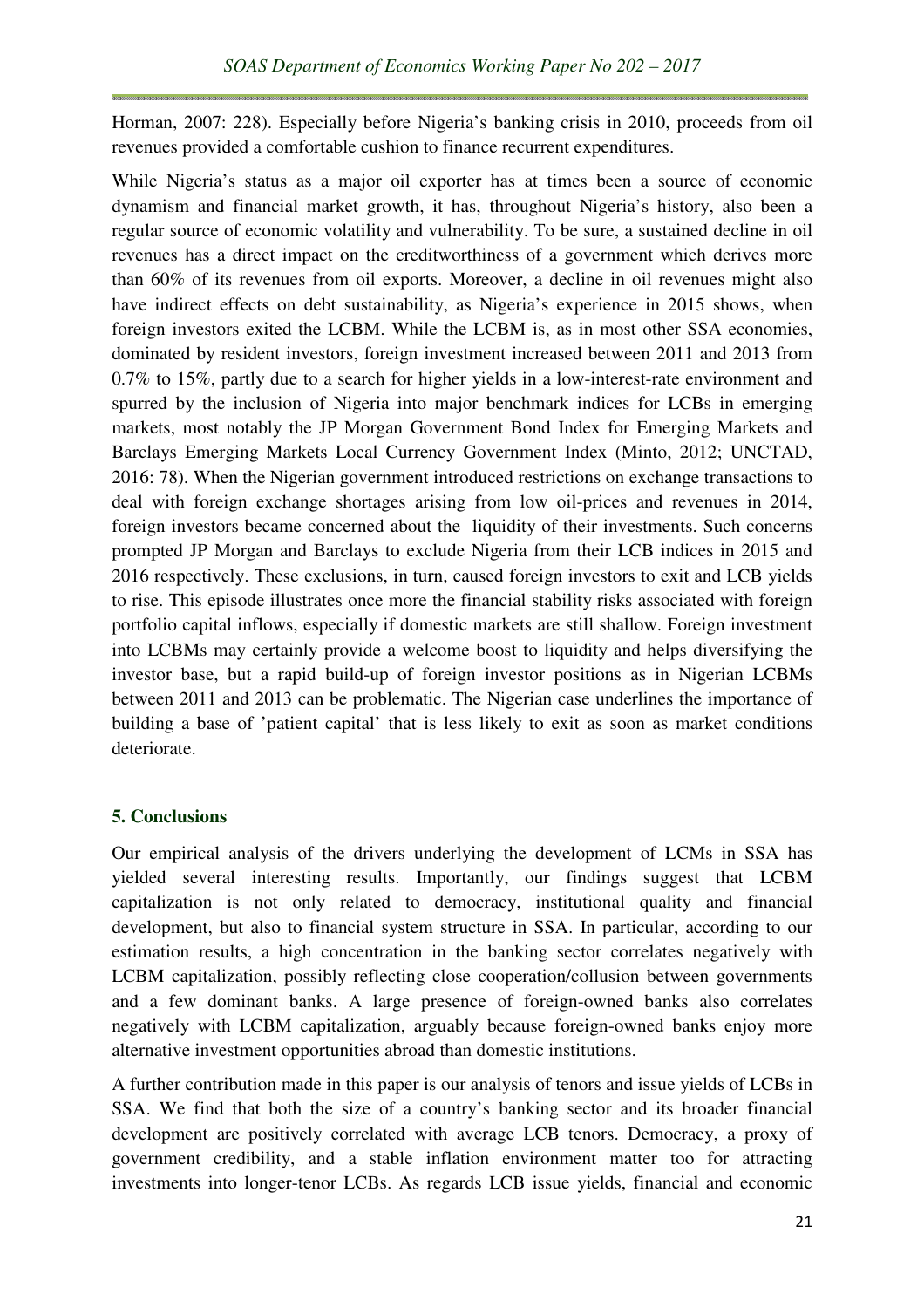Horman, 2007: 228). Especially before Nigeria's banking crisis in 2010, proceeds from oil revenues provided a comfortable cushion to finance recurrent expenditures.

While Nigeria's status as a major oil exporter has at times been a source of economic dynamism and financial market growth, it has, throughout Nigeria's history, also been a regular source of economic volatility and vulnerability. To be sure, a sustained decline in oil revenues has a direct impact on the creditworthiness of a government which derives more than 60% of its revenues from oil exports. Moreover, a decline in oil revenues might also have indirect effects on debt sustainability, as Nigeria's experience in 2015 shows, when foreign investors exited the LCBM. While the LCBM is, as in most other SSA economies, dominated by resident investors, foreign investment increased between 2011 and 2013 from 0.7% to 15%, partly due to a search for higher yields in a low-interest-rate environment and spurred by the inclusion of Nigeria into major benchmark indices for LCBs in emerging markets, most notably the JP Morgan Government Bond Index for Emerging Markets and Barclays Emerging Markets Local Currency Government Index (Minto, 2012; UNCTAD, 2016: 78). When the Nigerian government introduced restrictions on exchange transactions to deal with foreign exchange shortages arising from low oil-prices and revenues in 2014, foreign investors became concerned about the liquidity of their investments. Such concerns prompted JP Morgan and Barclays to exclude Nigeria from their LCB indices in 2015 and 2016 respectively. These exclusions, in turn, caused foreign investors to exit and LCB yields to rise. This episode illustrates once more the financial stability risks associated with foreign portfolio capital inflows, especially if domestic markets are still shallow. Foreign investment into LCBMs may certainly provide a welcome boost to liquidity and helps diversifying the investor base, but a rapid build-up of foreign investor positions as in Nigerian LCBMs between 2011 and 2013 can be problematic. The Nigerian case underlines the importance of building a base of 'patient capital' that is less likely to exit as soon as market conditions deteriorate.

## 5. Conclusions

Our empirical analysis of the drivers underlying the development of LCMs in SSA has yielded several interesting results. Importantly, our findings suggest that LCBM capitalization is not only related to democracy, institutional quality and financial development, but also to financial system structure in SSA. In particular, according to our estimation results, a high concentration in the banking sector correlates negatively with LCBM capitalization, possibly reflecting close cooperation/collusion between governments and a few dominant banks. A large presence of foreign-owned banks also correlates negatively with LCBM capitalization, arguably because foreign-owned banks enjoy more alternative investment opportunities abroad than domestic institutions.

A further contribution made in this paper is our analysis of tenors and issue yields of LCBs in SSA. We find that both the size of a country's banking sector and its broader financial development are positively correlated with average LCB tenors. Democracy, a proxy of government credibility, and a stable inflation environment matter too for attracting investments into longer-tenor LCBs. As regards LCB issue yields, financial and economic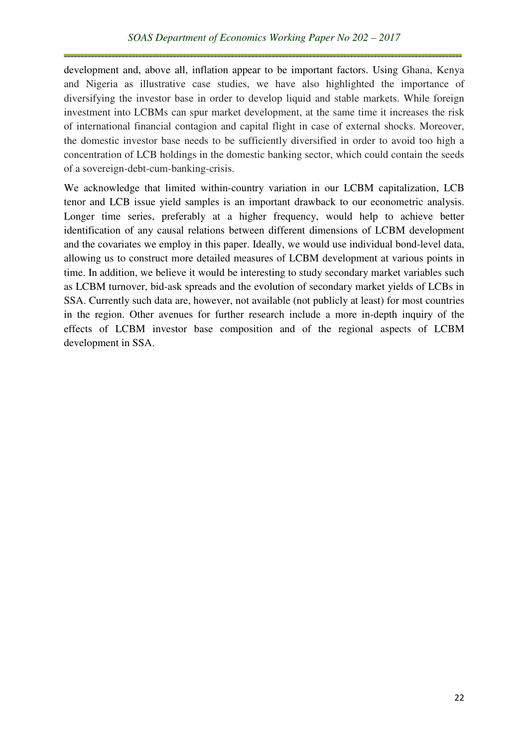development and, above all, inflation appear to be important factors. Using Ghana, Kenya and Nigeria as illustrative case studies, we have also highlighted the importance of diversifying the investor base in order to develop liquid and stable markets. While foreign investment into LCBMs can spur market development, at the same time it increases the risk of international financial contagion and capital flight in case of external shocks. Moreover, the domestic investor base needs to be sufficiently diversified in order to avoid too high a concentration of LCB holdings in the domestic banking sector, which could contain the seeds of a sovereign-debt-cum-banking-crisis.

We acknowledge that limited within-country variation in our LCBM capitalization, LCB tenor and LCB issue yield samples is an important drawback to our econometric analysis. Longer time series, preferably at a higher frequency, would help to achieve better identification of any causal relations between different dimensions of LCBM development and the covariates we employ in this paper. Ideally, we would use individual bond-level data, allowing us to construct more detailed measures of LCBM development at various points in time. In addition, we believe it would be interesting to study secondary market variables such as LCBM turnover, bid-ask spreads and the evolution of secondary market yields of LCBs in SSA. Currently such data are, however, not available (not publicly at least) for most countries in the region. Other avenues for further research include a more in-depth inquiry of the effects of LCBM investor base composition and of the regional aspects of LCBM development in SSA.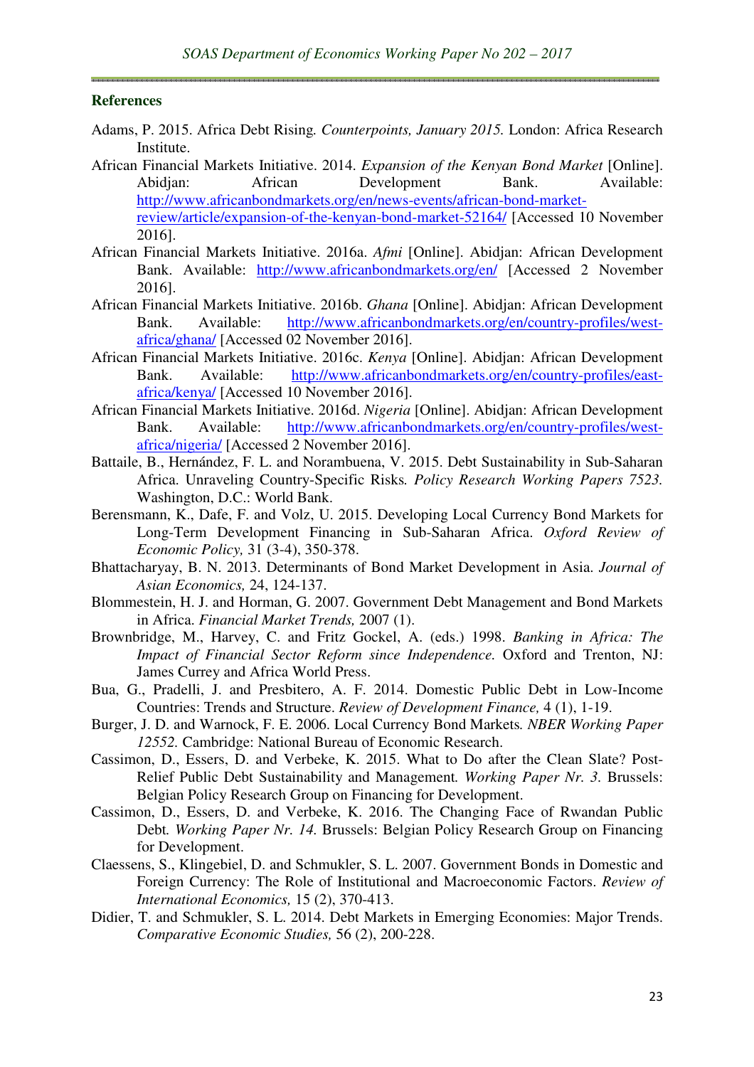### References

Adams, P. 2015. Africa Debt Rising. *Counterpoints, January 2015.* London: Africa Research Institute.

African Financial Markets Initiative. 2014. *Expansion of the Kenyan Bond Market* [Online]. Abidjan: African Development Bank. Available: http://www.africanbondmarkets.org/en/news-events/african-bond-market-review/article/expansion-of-the-kenyan-bond-market-52164/ [Accessed 10 November 2016].

African Financial Markets Initiative. 2016a. *Afmi* [Online]. Abidjan: African Development Bank. Available: http://www.africanbondmarkets.org/en/ [Accessed 2 November 2016].

African Financial Markets Initiative. 2016b. *Ghana* [Online]. Abidjan: African Development Bank. Available: http://www.africanbondmarkets.org/en/country-profiles/west-africa/ghana/ [Accessed 02 November 2016].

African Financial Markets Initiative. 2016c. *Kenya* [Online]. Abidjan: African Development Bank. Available: http://www.africanbondmarkets.org/en/country-profiles/east-africa/kenya/ [Accessed 10 November 2016].

African Financial Markets Initiative. 2016d. *Nigeria* [Online]. Abidjan: African Development Bank. Available: http://www.africanbondmarkets.org/en/country-profiles/west-africa/nigeria/ [Accessed 2 November 2016].

Battaile, B., Hernández, F. L. and Norambuena, V. 2015. Debt Sustainability in Sub-Saharan Africa. Unraveling Country-Specific Risks*. Policy Research Working Papers 7523.* Washington, D.C.: World Bank.

Berensmann, K., Dafe, F. and Volz, U. 2015. Developing Local Currency Bond Markets for Long-Term Development Financing in Sub-Saharan Africa. *Oxford Review of Economic Policy,* 31 (3-4), 350-378.

Bhattacharyay, B. N. 2013. Determinants of Bond Market Development in Asia. *Journal of Asian Economics,* 24, 124-137.

Blommestein, H. J. and Horman, G. 2007. Government Debt Management and Bond Markets in Africa. *Financial Market Trends,* 2007 (1).

Brownbridge, M., Harvey, C. and Fritz Gockel, A. (eds.) 1998. *Banking in Africa: The Impact of Financial Sector Reform since Independence.* Oxford and Trenton, NJ: James Currey and Africa World Press.

Bua, G., Pradelli, J. and Presbitero, A. F. 2014. Domestic Public Debt in Low-Income Countries: Trends and Structure. *Review of Development Finance,* 4 (1), 1-19.

Burger, J. D. and Warnock, F. E. 2006. Local Currency Bond Markets*. NBER Working Paper 12552.* Cambridge: National Bureau of Economic Research.

Cassimon, D., Essers, D. and Verbeke, K. 2015. What to Do after the Clean Slate? Post-Relief Public Debt Sustainability and Management*. Working Paper Nr. 3.* Brussels: Belgian Policy Research Group on Financing for Development.

Cassimon, D., Essers, D. and Verbeke, K. 2016. The Changing Face of Rwandan Public Debt*. Working Paper Nr. 14.* Brussels: Belgian Policy Research Group on Financing for Development.

Claessens, S., Klingebiel, D. and Schmukler, S. L. 2007. Government Bonds in Domestic and Foreign Currency: The Role of Institutional and Macroeconomic Factors. *Review of International Economics,* 15 (2), 370-413.

Didier, T. and Schmukler, S. L. 2014. Debt Markets in Emerging Economies: Major Trends. *Comparative Economic Studies,* 56 (2), 200-228.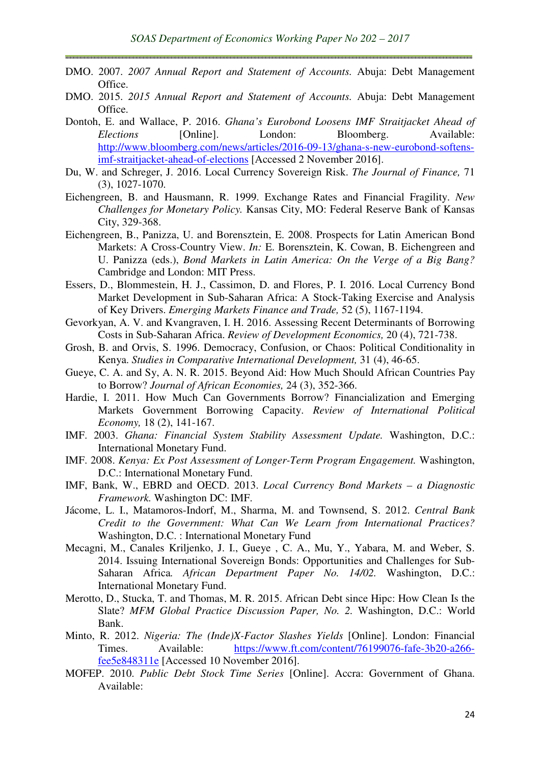DMO. 2007. *2007 Annual Report and Statement of Accounts.* Abuja: Debt Management Office.

DMO. 2015. *2015 Annual Report and Statement of Accounts.* Abuja: Debt Management Office.

Dontoh, E. and Wallace, P. 2016. *Ghana's Eurobond Loosens IMF Straitjacket Ahead of Elections* [Online]. London: Bloomberg. Available: http://www.bloomberg.com/news/articles/2016-09-13/ghana-s-new-eurobond-softens-imf-straitjacket-ahead-of-elections [Accessed 2 November 2016].

Du, W. and Schreger, J. 2016. Local Currency Sovereign Risk. *The Journal of Finance,* 71 (3), 1027-1070.

Eichengreen, B. and Hausmann, R. 1999. Exchange Rates and Financial Fragility. *New Challenges for Monetary Policy.* Kansas City, MO: Federal Reserve Bank of Kansas City, 329-368.

Eichengreen, B., Panizza, U. and Borensztein, E. 2008. Prospects for Latin American Bond Markets: A Cross-Country View. *In:* E. Borensztein, K. Cowan, B. Eichengreen and U. Panizza (eds.), *Bond Markets in Latin America: On the Verge of a Big Bang?* Cambridge and London: MIT Press.

Essers, D., Blommestein, H. J., Cassimon, D. and Flores, P. I. 2016. Local Currency Bond Market Development in Sub-Saharan Africa: A Stock-Taking Exercise and Analysis of Key Drivers. *Emerging Markets Finance and Trade,* 52 (5), 1167-1194.

Gevorkyan, A. V. and Kvangraven, I. H. 2016. Assessing Recent Determinants of Borrowing Costs in Sub-Saharan Africa. *Review of Development Economics,* 20 (4), 721-738.

Grosh, B. and Orvis, S. 1996. Democracy, Confusion, or Chaos: Political Conditionality in Kenya. *Studies in Comparative International Development,* 31 (4), 46-65.

Gueye, C. A. and Sy, A. N. R. 2015. Beyond Aid: How Much Should African Countries Pay to Borrow? *Journal of African Economies,* 24 (3), 352-366.

Hardie, I. 2011. How Much Can Governments Borrow? Financialization and Emerging Markets Government Borrowing Capacity. *Review of International Political Economy,* 18 (2), 141-167.

IMF. 2003. *Ghana: Financial System Stability Assessment Update.* Washington, D.C.: International Monetary Fund.

IMF. 2008. *Kenya: Ex Post Assessment of Longer-Term Program Engagement.* Washington, D.C.: International Monetary Fund.

IMF, Bank, W., EBRD and OECD. 2013. *Local Currency Bond Markets – a Diagnostic Framework.* Washington DC: IMF.

Jácome, L. I., Matamoros-Indorf, M., Sharma, M. and Townsend, S. 2012. *Central Bank Credit to the Government: What Can We Learn from International Practices?* Washington, D.C. : International Monetary Fund

Mecagni, M., Canales Kriljenko, J. I., Gueye , C. A., Mu, Y., Yabara, M. and Weber, S. 2014. Issuing International Sovereign Bonds: Opportunities and Challenges for Sub-Saharan Africa. *African Department Paper No. 14/02.* Washington, D.C.: International Monetary Fund.

Merotto, D., Stucka, T. and Thomas, M. R. 2015. African Debt since Hipc: How Clean Is the Slate? *MFM Global Practice Discussion Paper, No. 2.* Washington, D.C.: World Bank.

Minto, R. 2012. *Nigeria: The (Inde)X-Factor Slashes Yields* [Online]. London: Financial Times. Available: https://www.ft.com/content/76199076-fafe-3b20-a266-fee5e848311e [Accessed 10 November 2016].

MOFEP. 2010. *Public Debt Stock Time Series* [Online]. Accra: Government of Ghana. Available: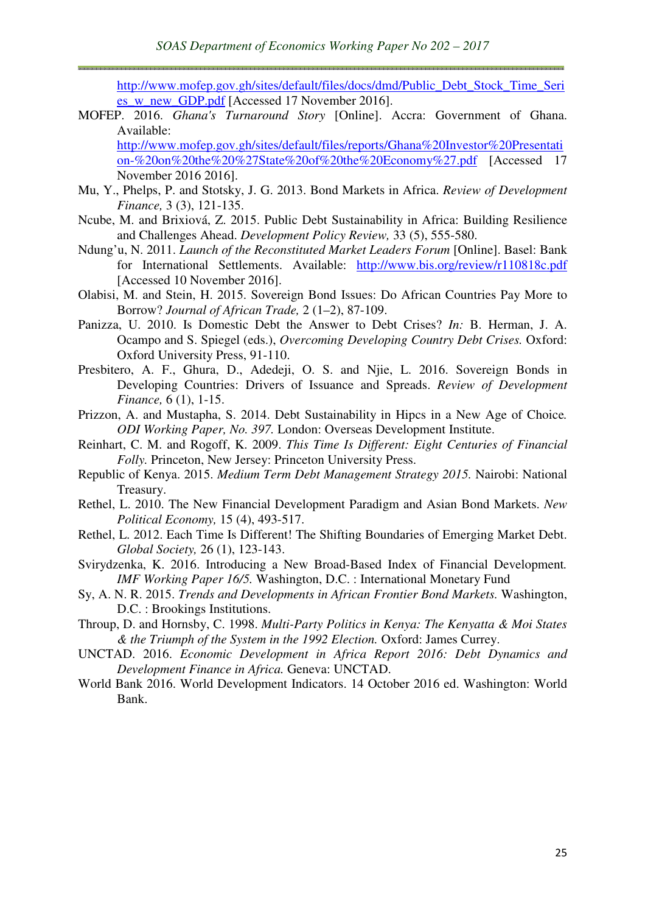http://www.mofep.gov.gh/sites/default/files/docs/dmd/Public_Debt_Stock_Time_Series_w_new_GDP.pdf [Accessed 17 November 2016].

MOFEP. 2016. *Ghana's Turnaround Story* [Online]. Accra: Government of Ghana. Available: http://www.mofep.gov.gh/sites/default/files/reports/Ghana%20Investor%20Presentation-%20on%20the%20%27State%20of%20the%20Economy%27.pdf [Accessed 17 November 2016 2016].

Mu, Y., Phelps, P. and Stotsky, J. G. 2013. Bond Markets in Africa. *Review of Development Finance,* 3 (3), 121-135.

Ncube, M. and Brixiová, Z. 2015. Public Debt Sustainability in Africa: Building Resilience and Challenges Ahead. *Development Policy Review,* 33 (5), 555-580.

Ndung'u, N. 2011. *Launch of the Reconstituted Market Leaders Forum* [Online]. Basel: Bank for International Settlements. Available: http://www.bis.org/review/r110818c.pdf [Accessed 10 November 2016].

Olabisi, M. and Stein, H. 2015. Sovereign Bond Issues: Do African Countries Pay More to Borrow? *Journal of African Trade,* 2 (1–2), 87-109.

Panizza, U. 2010. Is Domestic Debt the Answer to Debt Crises? *In:* B. Herman, J. A. Ocampo and S. Spiegel (eds.), *Overcoming Developing Country Debt Crises.* Oxford: Oxford University Press, 91-110.

Presbitero, A. F., Ghura, D., Adedeji, O. S. and Njie, L. 2016. Sovereign Bonds in Developing Countries: Drivers of Issuance and Spreads. *Review of Development Finance,* 6 (1), 1-15.

Prizzon, A. and Mustapha, S. 2014. Debt Sustainability in Hipcs in a New Age of Choice*. ODI Working Paper, No. 397.* London: Overseas Development Institute.

Reinhart, C. M. and Rogoff, K. 2009. *This Time Is Different: Eight Centuries of Financial Folly.* Princeton, New Jersey: Princeton University Press.

Republic of Kenya. 2015. *Medium Term Debt Management Strategy 2015.* Nairobi: National Treasury.

Rethel, L. 2010. The New Financial Development Paradigm and Asian Bond Markets. *New Political Economy,* 15 (4), 493-517.

Rethel, L. 2012. Each Time Is Different! The Shifting Boundaries of Emerging Market Debt. *Global Society,* 26 (1), 123-143.

Svirydzenka, K. 2016. Introducing a New Broad-Based Index of Financial Development*. IMF Working Paper 16/5.* Washington, D.C. : International Monetary Fund

Sy, A. N. R. 2015. *Trends and Developments in African Frontier Bond Markets.* Washington, D.C. : Brookings Institutions.

Throup, D. and Hornsby, C. 1998. *Multi-Party Politics in Kenya: The Kenyatta & Moi States & the Triumph of the System in the 1992 Election.* Oxford: James Currey.

UNCTAD. 2016. *Economic Development in Africa Report 2016: Debt Dynamics and Development Finance in Africa.* Geneva: UNCTAD.

World Bank 2016. World Development Indicators. 14 October 2016 ed. Washington: World Bank.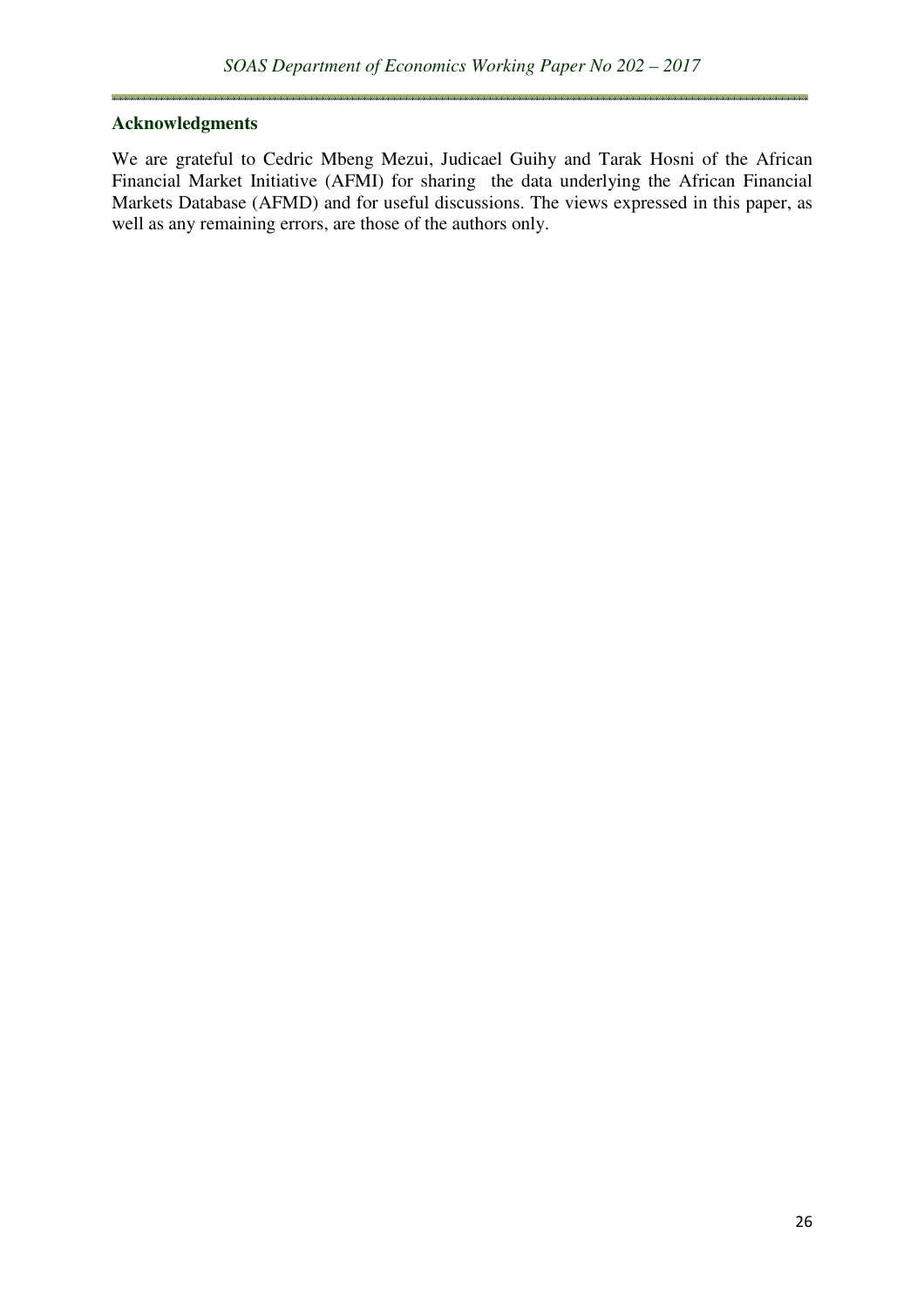## Acknowledgments

We are grateful to Cedric Mbeng Mezui, Judicael Guihy and Tarak Hosni of the African Financial Market Initiative (AFMI) for sharing the data underlying the African Financial Markets Database (AFMD) and for useful discussions. The views expressed in this paper, as well as any remaining errors, are those of the authors only.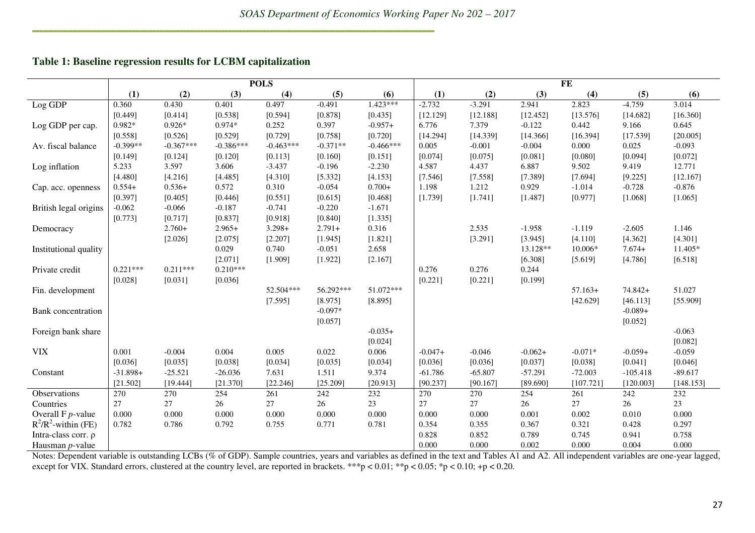## Table 1: Baseline regression results for LCBM capitalization

| | POLS | | | | | | FE | | | | | |
|---|---|---|---|---|---|---|---|---|---|---|---|---|
| | (1) | (2) | (3) | (4) | (5) | (6) | (1) | (2) | (3) | (4) | (5) | (6) |
| Log GDP | 0.360 | 0.430 | 0.401 | 0.497 | -0.491 | 1.423*** | -2.732 | -3.291 | 2.941 | 2.823 | -4.759 | 3.014 |
| | [0.449] | [0.414] | [0.538] | [0.594] | [0.878] | [0.435] | [12.129] | [12.188] | [12.452] | [13.576] | [14.682] | [16.360] |
| Log GDP per cap. | 0.982* | 0.926* | 0.974* | 0.252 | 0.397 | -0.957+ | 6.776 | 7.379 | -0.122 | 0.442 | 9.166 | 0.645 |
| | [0.558] | [0.526] | [0.529] | [0.729] | [0.758] | [0.720] | [14.294] | [14.339] | [14.366] | [16.394] | [17.539] | [20.005] |
| Av. fiscal balance | -0.399** | -0.367*** | -0.386*** | -0.463*** | -0.371** | -0.466*** | 0.005 | -0.001 | -0.004 | 0.000 | 0.025 | -0.093 |
| | [0.149] | [0.124] | [0.120] | [0.113] | [0.160] | [0.151] | [0.074] | [0.075] | [0.081] | [0.080] | [0.094] | [0.072] |
| Log inflation | 5.233 | 3.597 | 3.606 | -3.437 | -0.196 | -2.230 | 4.587 | 4.437 | 6.887 | 9.502 | 9.419 | 12.771 |
| | [4.480] | [4.216] | [4.485] | [4.310] | [5.332] | [4.153] | [7.546] | [7.558] | [7.389] | [7.694] | [9.225] | [12.167] |
| Cap. acc. openness | 0.554+ | 0.536+ | 0.572 | 0.310 | -0.054 | 0.700+ | 1.198 | 1.212 | 0.929 | -1.014 | -0.728 | -0.876 |
| | [0.397] | [0.405] | [0.446] | [0.551] | [0.615] | [0.468] | [1.739] | [1.741] | [1.487] | [0.977] | [1.068] | [1.065] |
| British legal origins | -0.062 | -0.066 | -0.187 | -0.741 | -0.220 | -1.671 | | | | | | |
| | [0.773] | [0.717] | [0.837] | [0.918] | [0.840] | [1.335] | | | | | | |
| Democracy | | 2.760+ | 2.965+ | 3.298+ | 2.791+ | 0.316 | | 2.535 | -1.958 | -1.119 | -2.605 | 1.146 |
| | | [2.026] | [2.075] | [2.207] | [1.945] | [1.821] | | [3.291] | [3.945] | [4.110] | [4.362] | [4.301] |
| Institutional quality | | | 0.029 | 0.740 | -0.051 | 2.658 | | | 13.128** | 10.006* | 7.674+ | 11.405* |
| | | | [2.071] | [1.909] | [1.922] | [2.167] | | | [6.308] | [5.619] | [4.786] | [6.518] |
| Private credit | 0.221*** | 0.211*** | 0.210*** | | | | 0.276 | 0.276 | 0.244 | | | |
| | [0.028] | [0.031] | [0.036] | | | | [0.221] | [0.221] | [0.199] | | | |
| Fin. development | | | | 52.504*** | 56.292*** | 51.072*** | | | | 57.163+ | 74.842+ | 51.027 |
| | | | | [7.595] | [8.975] | [8.895] | | | | [42.629] | [46.113] | [55.909] |
| Bank concentration | | | | | -0.097* | | | | | | -0.089+ | |
| | | | | | [0.057] | | | | | | [0.052] | |
| Foreign bank share | | | | | | -0.035+ | | | | | | -0.063 |
| | | | | | | [0.024] | | | | | | [0.082] |
| VIX | 0.001 | -0.004 | 0.004 | 0.005 | 0.022 | 0.006 | -0.047+ | -0.046 | -0.062+ | -0.071* | -0.059+ | -0.059 |
| | [0.036] | [0.035] | [0.038] | [0.034] | [0.035] | [0.034] | [0.036] | [0.036] | [0.037] | [0.038] | [0.041] | [0.046] |
| Constant | -31.898+ | -25.521 | -26.036 | 7.631 | 1.511 | 9.374 | -61.786 | -65.807 | -57.291 | -72.003 | -105.418 | -89.617 |
| | [21.502] | [19.444] | [21.370] | [22.246] | [25.209] | [20.913] | [90.237] | [90.167] | [89.690] | [107.721] | [120.003] | [148.153] |
| Observations | 270 | 270 | 254 | 261 | 242 | 232 | 270 | 270 | 254 | 261 | 242 | 232 |
| Countries | 27 | 27 | 26 | 27 | 26 | 23 | 27 | 27 | 26 | 27 | 26 | 23 |
| Overall F $p$-value | 0.000 | 0.000 | 0.000 | 0.000 | 0.000 | 0.000 | 0.000 | 0.000 | 0.001 | 0.002 | 0.010 | 0.000 |
| $R^2$/$R^2$-within (FE) | 0.782 | 0.786 | 0.792 | 0.755 | 0.771 | 0.781 | 0.354 | 0.355 | 0.367 | 0.321 | 0.428 | 0.297 |
| Intra-class corr. $\rho$ | | | | | | | 0.828 | 0.852 | 0.789 | 0.745 | 0.941 | 0.758 |
| Hausman $p$-value | | | | | | | 0.000 | 0.000 | 0.002 | 0.000 | 0.004 | 0.000 |

Notes: Dependent variable is outstanding LCBs (% of GDP). Sample countries, years and variables as defined in the text and Tables A1 and A2. All independent variables are one-year lagged, except for VIX. Standard errors, clustered at the country level, are reported in brackets. ***$p < 0.01$; **$p < 0.05$; *$p < 0.10$; +$p < 0.20$.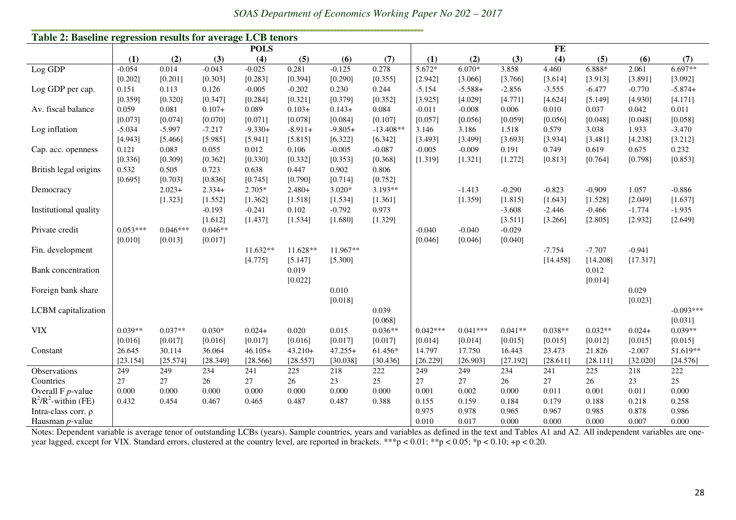## Table 2: Baseline regression results for average LCB tenors

| | POLS | | | | | | | FE | | | | | | |
|---|---|---|---|---|---|---|---|---|---|---|---|---|---|---|
| | (1) | (2) | (3) | (4) | (5) | (6) | (7) | (1) | (2) | (3) | (4) | (5) | (6) | (7) |
| Log GDP | -0.054 | 0.014 | -0.043 | -0.025 | 0.281 | -0.125 | 0.278 | 5.672* | 6.070* | 3.858 | 4.460 | 6.888* | 2.061 | 6.697** |
| | [0.202] | [0.201] | [0.303] | [0.283] | [0.394] | [0.290] | [0.355] | [2.942] | [3.066] | [3.766] | [3.614] | [3.913] | [3.891] | [3.092] |
| Log GDP per cap. | 0.151 | 0.113 | 0.126 | -0.005 | -0.202 | 0.230 | 0.244 | -5.154 | -5.588+ | -2.856 | -3.555 | -6.477 | -0.770 | -5.874+ |
| | [0.359] | [0.320] | [0.347] | [0.284] | [0.321] | [0.379] | [0.352] | [3.925] | [4.029] | [4.771] | [4.624] | [5.149] | [4.930] | [4.171] |
| Av. fiscal balance | 0.059 | 0.081 | 0.107+ | 0.089 | 0.103+ | 0.143+ | 0.084 | -0.011 | -0.008 | 0.006 | 0.010 | 0.037 | 0.042 | 0.011 |
| | [0.073] | [0.074] | [0.070] | [0.071] | [0.078] | [0.084] | [0.107] | [0.057] | [0.056] | [0.059] | [0.056] | [0.048] | [0.048] | [0.058] |
| Log inflation | -5.034 | -5.997 | -7.217 | -9.330+ | -8.911+ | -9.805+ | -13.408** | 3.146 | 3.186 | 1.518 | 0.579 | 3.038 | 1.933 | -3.470 |
| | [4.943] | [5.466] | [5.985] | [5.941] | [5.815] | [6.322] | [6.342] | [3.493] | [3.499] | [3.693] | [3.934] | [3.481] | [4.238] | [3.212] |
| Cap. acc. openness | 0.121 | 0.083 | 0.055 | 0.012 | 0.106 | -0.005 | -0.087 | -0.005 | -0.009 | 0.191 | 0.749 | 0.619 | 0.675 | 0.232 |
| | [0.336] | [0.309] | [0.362] | [0.330] | [0.332] | [0.353] | [0.368] | [1.319] | [1.321] | [1.272] | [0.813] | [0.764] | [0.798] | [0.853] |
| British legal origins | 0.532 | 0.505 | 0.723 | 0.638 | 0.447 | 0.902 | 0.806 | | | | | | | |
| | [0.695] | [0.703] | [0.836] | [0.745] | [0.790] | [0.714] | [0.752] | | | | | | | |
| Democracy | | 2.023+ | 2.334+ | 2.705* | 2.480+ | 3.020* | 3.193** | | -1.413 | -0.290 | -0.823 | -0.909 | 1.057 | -0.886 |
| | | [1.323] | [1.552] | [1.362] | [1.518] | [1.534] | [1.361] | | [1.359] | [1.815] | [1.643] | [1.528] | [2.049] | [1.637] |
| Institutional quality | | | -0.193 | -0.241 | 0.102 | -0.792 | 0.973 | | | -3.608 | -2.446 | -0.466 | -1.774 | -1.935 |
| | | | [1.612] | [1.437] | [1.534] | [1.680] | [1.329] | | | [3.511] | [3.266] | [2.805] | [2.932] | [2.649] |
| Private credit | 0.053*** | 0.046*** | 0.046** | | | | | -0.040 | -0.040 | -0.029 | | | | |
| | [0.010] | [0.013] | [0.017] | | | | | [0.046] | [0.046] | [0.040] | | | | |
| Fin. development | | | | 11.632** | 11.628** | 11.967** | | | | | -7.754 | -7.707 | -0.941 | |
| | | | | [4.775] | [5.147] | [5.300] | | | | | [14.458] | [14.208] | [17.317] | |
| Bank concentration | | | | | 0.019 | | | | | | | 0.012 | | |
| | | | | | [0.022] | | | | | | | [0.014] | | |
| Foreign bank share | | | | | | 0.010 | | | | | | | 0.029 | |
| | | | | | | [0.018] | | | | | | | [0.023] | |
| LCBM capitalization | | | | | | | 0.039 | | | | | | | -0.093*** |
| | | | | | | | [0.068] | | | | | | | [0.031] |
| VIX | 0.039** | 0.037** | 0.030* | 0.024+ | 0.020 | 0.015 | 0.036** | 0.042*** | 0.041*** | 0.041** | 0.038** | 0.032** | 0.024+ | 0.039** |
| | [0.016] | [0.017] | [0.016] | [0.017] | [0.016] | [0.017] | [0.017] | [0.014] | [0.014] | [0.015] | [0.015] | [0.012] | [0.015] | [0.015] |
| Constant | 26.645 | 30.114 | 36.064 | 46.105+ | 43.210+ | 47.255+ | 61.456* | 14.797 | 17.750 | 16.443 | 23.473 | 21.826 | -2.007 | 51.619** |
| | [23.154] | [25.574] | [28.349] | [28.566] | [28.557] | [30.038] | [30.436] | [26.229] | [26.903] | [27.192] | [28.611] | [28.111] | [32.020] | [24.576] |
| Observations | 249 | 249 | 234 | 241 | 225 | 218 | 222 | 249 | 249 | 234 | 241 | 225 | 218 | 222 |
| Countries | 27 | 27 | 26 | 27 | 26 | 23 | 25 | 27 | 27 | 26 | 27 | 26 | 23 | 25 |
| Overall F *p*-value | 0.000 | 0.000 | 0.000 | 0.000 | 0.000 | 0.000 | 0.000 | 0.001 | 0.002 | 0.000 | 0.011 | 0.001 | 0.011 | 0.000 |
| $R^2$/$R^2$-within (FE) | 0.432 | 0.454 | 0.467 | 0.465 | 0.487 | 0.487 | 0.388 | 0.155 | 0.159 | 0.184 | 0.179 | 0.188 | 0.218 | 0.258 |
| Intra-class corr. $\rho$ | | | | | | | | 0.975 | 0.978 | 0.965 | 0.967 | 0.985 | 0.878 | 0.986 |
| Hausman *p*-value | | | | | | | | 0.010 | 0.017 | 0.000 | 0.000 | 0.000 | 0.007 | 0.000 |

Notes: Dependent variable is average tenor of outstanding LCBs (years). Sample countries, years and variables as defined in the text and Tables A1 and A2. All independent variables are one-year lagged, except for VIX. Standard errors, clustered at the country level, are reported in brackets. ***p < 0.01; **p < 0.05; *p < 0.10; +p < 0.20.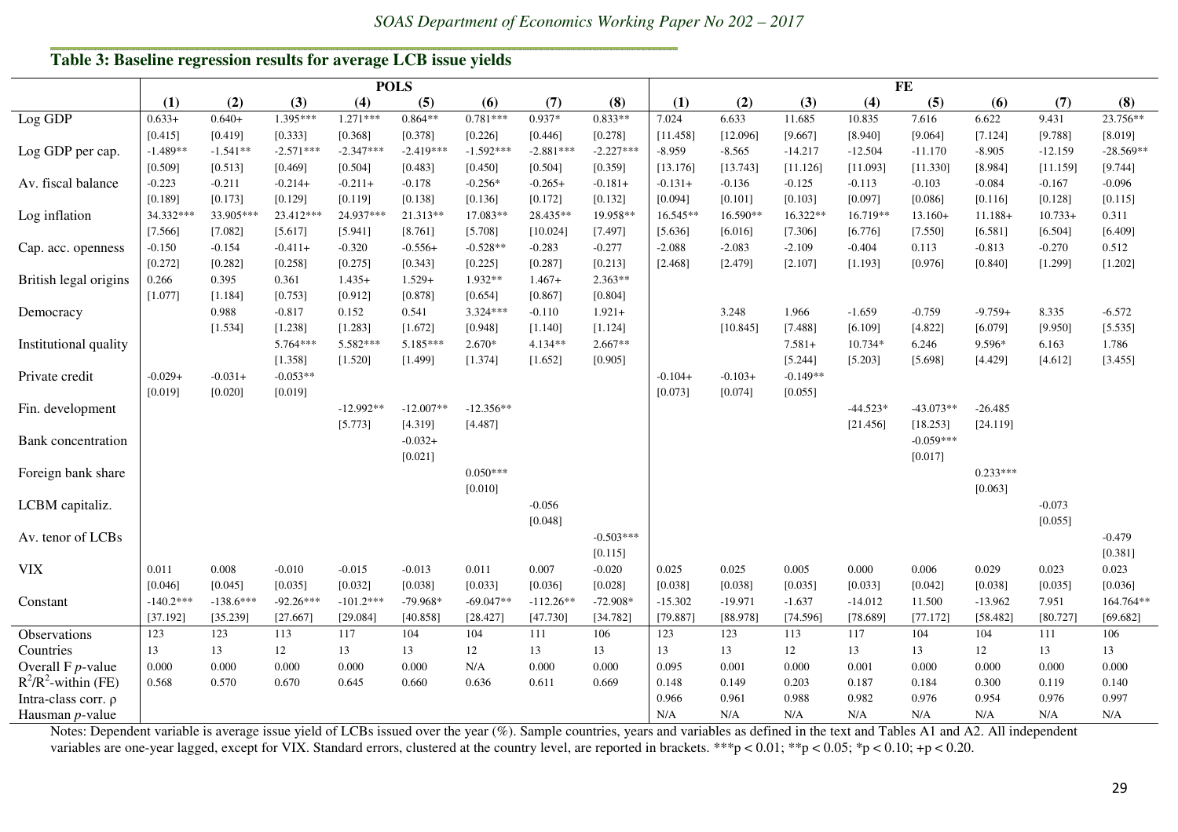## Table 3: Baseline regression results for average LCB issue yields

| | POLS | | | | | | | | FE | | | | | | | |
|---|---|---|---|---|---|---|---|---|---|---|---|---|---|---|---|---|
| | (1) | (2) | (3) | (4) | (5) | (6) | (7) | (8) | (1) | (2) | (3) | (4) | (5) | (6) | (7) | (8) |
| Log GDP | 0.633+ | 0.640+ | 1.395*** | 1.271*** | 0.864** | 0.781*** | 0.937* | 0.833** | 7.024 | 6.633 | 11.685 | 10.835 | 7.616 | 6.622 | 9.431 | 23.756** |
| | [0.415] | [0.419] | [0.333] | [0.368] | [0.378] | [0.226] | [0.446] | [0.278] | [11.458] | [12.096] | [9.667] | [8.940] | [9.064] | [7.124] | [9.788] | [8.019] |
| Log GDP per cap. | -1.489** | -1.541** | -2.571*** | -2.347*** | -2.419*** | -1.592*** | -2.881*** | -2.227*** | -8.959 | -8.565 | -14.217 | -12.504 | -11.170 | -8.905 | -12.159 | -28.569** |
| | [0.509] | [0.513] | [0.469] | [0.504] | [0.483] | [0.450] | [0.504] | [0.359] | [13.176] | [13.743] | [11.126] | [11.093] | [11.330] | [8.984] | [11.159] | [9.744] |
| Av. fiscal balance | -0.223 | -0.211 | -0.214+ | -0.211+ | -0.178 | -0.256* | -0.265+ | -0.181+ | -0.131+ | -0.136 | -0.125 | -0.113 | -0.103 | -0.084 | -0.167 | -0.096 |
| | [0.189] | [0.173] | [0.129] | [0.119] | [0.138] | [0.136] | [0.172] | [0.132] | [0.094] | [0.101] | [0.103] | [0.097] | [0.086] | [0.116] | [0.128] | [0.115] |
| Log inflation | 34.332*** | 33.905*** | 23.412*** | 24.937*** | 21.313** | 17.083** | 28.435** | 19.958** | 16.545** | 16.590** | 16.322** | 16.719** | 13.160+ | 11.188+ | 10.733+ | 0.311 |
| | [7.566] | [7.082] | [5.617] | [5.941] | [8.761] | [5.708] | [10.024] | [7.497] | [5.636] | [6.016] | [7.306] | [6.776] | [7.550] | [6.581] | [6.504] | [6.409] |
| Cap. acc. openness | -0.150 | -0.154 | -0.411+ | -0.320 | -0.556+ | -0.528** | -0.283 | -0.277 | -2.088 | -2.083 | -2.109 | -0.404 | 0.113 | -0.813 | -0.270 | 0.512 |
| | [0.272] | [0.282] | [0.258] | [0.275] | [0.343] | [0.225] | [0.287] | [0.213] | [2.468] | [2.479] | [2.107] | [1.193] | [0.976] | [0.840] | [1.299] | [1.202] |
| British legal origins | 0.266 | 0.395 | 0.361 | 1.435+ | 1.529+ | 1.932** | 1.467+ | 2.363** | | | | | | | | |
| | [1.077] | [1.184] | [0.753] | [0.912] | [0.878] | [0.654] | [0.867] | [0.804] | | | | | | | | |
| Democracy | | 0.988 | -0.817 | 0.152 | 0.541 | 3.324*** | -0.110 | 1.921+ | | 3.248 | 1.966 | -1.659 | -0.759 | -9.759+ | 8.335 | -6.572 |
| | | [1.534] | [1.238] | [1.283] | [1.672] | [0.948] | [1.140] | [1.124] | | [10.845] | [7.488] | [6.109] | [4.822] | [6.079] | [9.950] | [5.535] |
| Institutional quality | | | 5.764*** | 5.582*** | 5.185*** | 2.670* | 4.134** | 2.667** | | | 7.581+ | 10.734* | 6.246 | 9.596* | 6.163 | 1.786 |
| | | | [1.358] | [1.520] | [1.499] | [1.374] | [1.652] | [0.905] | | | [5.244] | [5.203] | [5.698] | [4.429] | [4.612] | [3.455] |
| Private credit | -0.029+ | -0.031+ | -0.053** | | | | | | -0.104+ | -0.103+ | -0.149** | | | | | |
| | [0.019] | [0.020] | [0.019] | | | | | | [0.073] | [0.074] | [0.055] | | | | | |
| Fin. development | | | | -12.992** | -12.007** | -12.356** | | | | | | -44.523* | -43.073** | -26.485 | | |
| | | | | [5.773] | [4.319] | [4.487] | | | | | | [21.456] | [18.253] | [24.119] | | |
| Bank concentration | | | | | -0.032+ | | | | | | | | -0.059*** | | | |
| | | | | | [0.021] | | | | | | | | [0.017] | | | |
| Foreign bank share | | | | | | 0.050*** | | | | | | | | 0.233*** | | |
| | | | | | | [0.010] | | | | | | | | [0.063] | | |
| LCBM capitaliz. | | | | | | | -0.056 | | | | | | | | -0.073 | |
| | | | | | | | [0.048] | | | | | | | | [0.055] | |
| Av. tenor of LCBs | | | | | | | | -0.503*** | | | | | | | | -0.479 |
| | | | | | | | | [0.115] | | | | | | | | [0.381] |
| VIX | 0.011 | 0.008 | -0.010 | -0.015 | -0.013 | 0.011 | 0.007 | -0.020 | 0.025 | 0.025 | 0.005 | 0.000 | 0.006 | 0.029 | 0.023 | 0.023 |
| | [0.046] | [0.045] | [0.035] | [0.032] | [0.038] | [0.033] | [0.036] | [0.028] | [0.038] | [0.038] | [0.035] | [0.033] | [0.042] | [0.038] | [0.035] | [0.036] |
| Constant | -140.2*** | -138.6*** | -92.26*** | -101.2*** | -79.968* | -69.047** | -112.26** | -72.908* | -15.302 | -19.971 | -1.637 | -14.012 | 11.500 | -13.962 | 7.951 | 164.764** |
| | [37.192] | [35.239] | [27.667] | [29.084] | [40.858] | [28.427] | [47.730] | [34.782] | [79.887] | [88.978] | [74.596] | [78.689] | [77.172] | [58.482] | [80.727] | [69.682] |
| Observations | 123 | 123 | 113 | 117 | 104 | 104 | 111 | 106 | 123 | 123 | 113 | 117 | 104 | 104 | 111 | 106 |
| Countries | 13 | 13 | 12 | 13 | 13 | 12 | 13 | 13 | 13 | 13 | 12 | 13 | 13 | 12 | 13 | 13 |
| Overall F $p$-value | 0.000 | 0.000 | 0.000 | 0.000 | 0.000 | N/A | 0.000 | 0.000 | 0.095 | 0.001 | 0.000 | 0.001 | 0.000 | 0.000 | 0.000 | 0.000 |
| $R^2$/$R^2$-within (FE) | 0.568 | 0.570 | 0.670 | 0.645 | 0.660 | 0.636 | 0.611 | 0.669 | 0.148 | 0.149 | 0.203 | 0.187 | 0.184 | 0.300 | 0.119 | 0.140 |
| Intra-class corr. ρ | | | | | | | | | 0.966 | 0.961 | 0.988 | 0.982 | 0.976 | 0.954 | 0.976 | 0.997 |
| Hausman $p$-value | | | | | | | | | N/A | N/A | N/A | N/A | N/A | N/A | N/A | N/A |

Notes: Dependent variable is average issue yield of LCBs issued over the year (%). Sample countries, years and variables as defined in the text and Tables A1 and A2. All independent variables are one-year lagged, except for VIX. Standard errors, clustered at the country level, are reported in brackets. ***p < 0.01; **p < 0.05; *p < 0.10; +p < 0.20.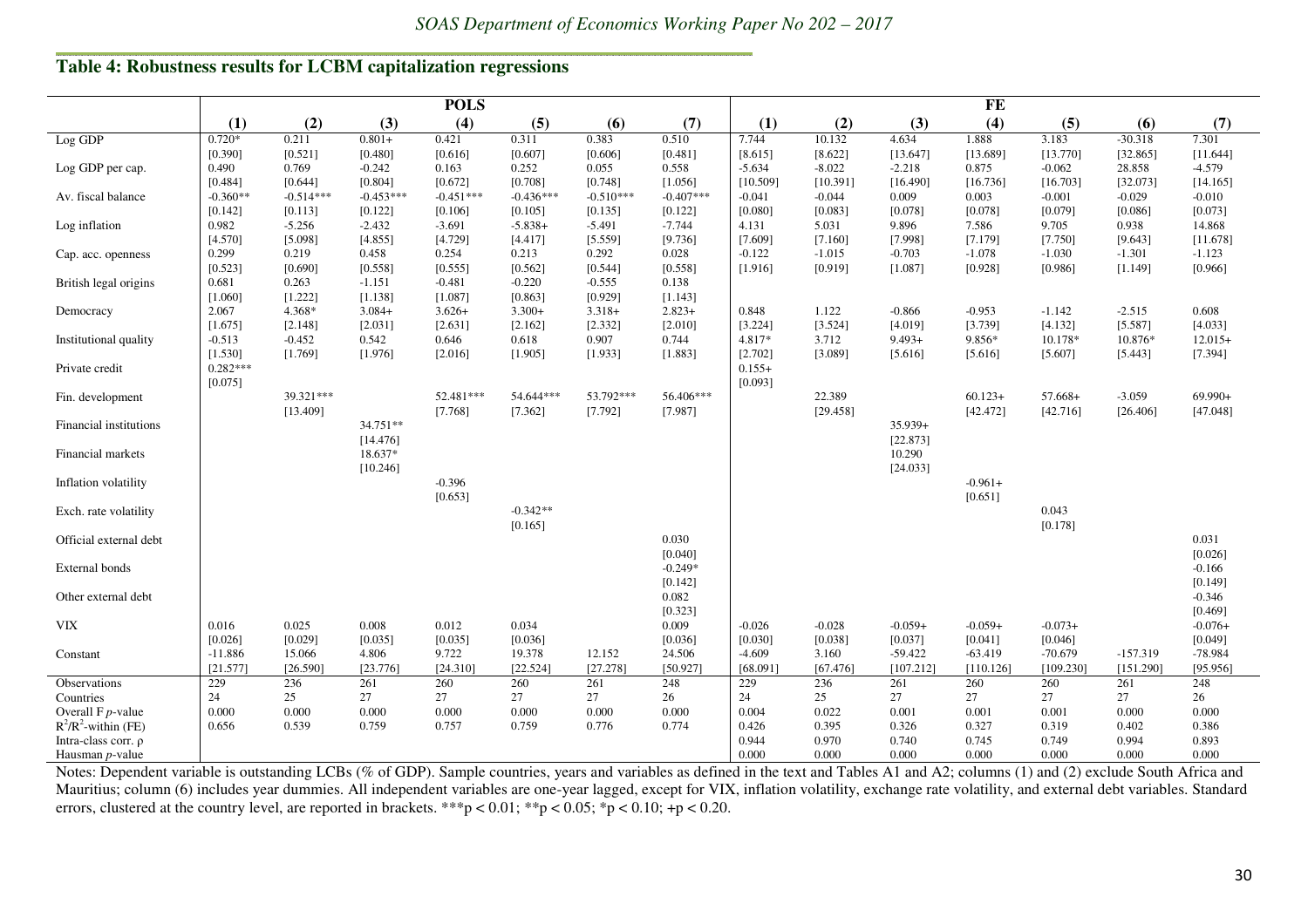## Table 4: Robustness results for LCBM capitalization regressions

| | POLS | | | | | | | FE | | | | | | |
|---|---|---|---|---|---|---|---|---|---|---|---|---|---|---|
| | (1) | (2) | (3) | (4) | (5) | (6) | (7) | (1) | (2) | (3) | (4) | (5) | (6) | (7) |
| Log GDP | 0.720* | 0.211 | 0.801+ | 0.421 | 0.311 | 0.383 | 0.510 | 7.744 | 10.132 | 4.634 | 1.888 | 3.183 | -30.318 | 7.301 |
| | [0.390] | [0.521] | [0.480] | [0.616] | [0.607] | [0.606] | [0.481] | [8.615] | [8.622] | [13.647] | [13.689] | [13.770] | [32.865] | [11.644] |
| Log GDP per cap. | 0.490 | 0.769 | -0.242 | 0.163 | 0.252 | 0.055 | 0.558 | -5.634 | -8.022 | -2.218 | 0.875 | -0.062 | 28.858 | -4.579 |
| | [0.484] | [0.644] | [0.804] | [0.672] | [0.708] | [0.748] | [1.056] | [10.509] | [10.391] | [16.490] | [16.736] | [16.703] | [32.073] | [14.165] |
| Av. fiscal balance | -0.360** | -0.514*** | -0.453*** | -0.451*** | -0.436*** | -0.510*** | -0.407*** | -0.041 | -0.044 | 0.009 | 0.003 | -0.001 | -0.029 | -0.010 |
| | [0.142] | [0.113] | [0.122] | [0.106] | [0.105] | [0.135] | [0.122] | [0.080] | [0.083] | [0.078] | [0.078] | [0.079] | [0.086] | [0.073] |
| Log inflation | 0.982 | -5.256 | -2.432 | -3.691 | -5.838+ | -5.491 | -7.744 | 4.131 | 5.031 | 9.896 | 7.586 | 9.705 | 0.938 | 14.868 |
| | [4.570] | [5.098] | [4.855] | [4.729] | [4.417] | [5.559] | [9.736] | [7.609] | [7.160] | [7.998] | [7.179] | [7.750] | [9.643] | [11.678] |
| Cap. acc. openness | 0.299 | 0.219 | 0.458 | 0.254 | 0.213 | 0.292 | 0.028 | -0.122 | -1.015 | -0.703 | -1.078 | -1.030 | -1.301 | -1.123 |
| | [0.523] | [0.690] | [0.558] | [0.555] | [0.562] | [0.544] | [0.558] | [1.916] | [0.919] | [1.087] | [0.928] | [0.986] | [1.149] | [0.966] |
| British legal origins | 0.681 | 0.263 | -1.151 | -0.481 | -0.220 | -0.555 | 0.138 | | | | | | | |
| | [1.060] | [1.222] | [1.138] | [1.087] | [0.863] | [0.929] | [1.143] | | | | | | | |
| Democracy | 2.067 | 4.368* | 3.084+ | 3.626+ | 3.300+ | 3.318+ | 2.823+ | 0.848 | 1.122 | -0.866 | -0.953 | -1.142 | -2.515 | 0.608 |
| | [1.675] | [2.148] | [2.031] | [2.631] | [2.162] | [2.332] | [2.010] | [3.224] | [3.524] | [4.019] | [3.739] | [4.132] | [5.587] | [4.033] |
| Institutional quality | -0.513 | -0.452 | 0.542 | 0.646 | 0.618 | 0.907 | 0.744 | 4.817* | 3.712 | 9.493+ | 9.856* | 10.178* | 10.876* | 12.015+ |
| | [1.530] | [1.769] | [1.976] | [2.016] | [1.905] | [1.933] | [1.883] | [2.702] | [3.089] | [5.616] | [5.616] | [5.607] | [5.443] | [7.394] |
| Private credit | 0.282*** | | | | | | | 0.155+ | | | | | | |
| | [0.075] | | | | | | | [0.093] | | | | | | |
| Fin. development | | 39.321*** | | 52.481*** | 54.644*** | 53.792*** | 56.406*** | | 22.389 | | 60.123+ | 57.668+ | -3.059 | 69.990+ |
| | | [13.409] | | [7.768] | [7.362] | [7.792] | [7.987] | | [29.458] | | [42.472] | [42.716] | [26.406] | [47.048] |
| Financial institutions | | | 34.751** | | | | | | | 35.939+ | | | | |
| | | | [14.476] | | | | | | | [22.873] | | | | |
| Financial markets | | | 18.637* | | | | | | | 10.290 | | | | |
| | | | [10.246] | | | | | | | [24.033] | | | | |
| Inflation volatility | | | | -0.396 | | | | | | | -0.961+ | | | |
| | | | | [0.653] | | | | | | | [0.651] | | | |
| Exch. rate volatility | | | | | -0.342** | | | | | | | 0.043 | | |
| | | | | | [0.165] | | | | | | | [0.178] | | |
| Official external debt | | | | | | | 0.030 | | | | | | | 0.031 |
| | | | | | | | [0.040] | | | | | | | [0.026] |
| External bonds | | | | | | | -0.249* | | | | | | | -0.166 |
| | | | | | | | [0.142] | | | | | | | [0.149] |
| Other external debt | | | | | | | 0.082 | | | | | | | -0.346 |
| | | | | | | | [0.323] | | | | | | | [0.469] |
| VIX | 0.016 | 0.025 | 0.008 | 0.012 | 0.034 | | 0.009 | -0.026 | -0.028 | -0.059+ | -0.059+ | -0.073+ | | -0.076+ |
| | [0.026] | [0.029] | [0.035] | [0.035] | [0.036] | | [0.036] | [0.030] | [0.038] | [0.037] | [0.041] | [0.046] | | [0.049] |
| Constant | -11.886 | 15.066 | 4.806 | 9.722 | 19.378 | 12.152 | 24.506 | -4.609 | 3.160 | -59.422 | -63.419 | -70.679 | -157.319 | -78.984 |
| | [21.577] | [26.590] | [23.776] | [24.310] | [22.524] | [27.278] | [50.927] | [68.091] | [67.476] | [107.212] | [110.126] | [109.230] | [151.290] | [95.956] |
| Observations | 229 | 236 | 261 | 260 | 260 | 261 | 248 | 229 | 236 | 261 | 260 | 260 | 261 | 248 |
| Countries | 24 | 25 | 27 | 27 | 27 | 27 | 26 | 24 | 25 | 27 | 27 | 27 | 27 | 26 |
| Overall F *p*-value | 0.000 | 0.000 | 0.000 | 0.000 | 0.000 | 0.000 | 0.000 | 0.004 | 0.022 | 0.001 | 0.001 | 0.001 | 0.000 | 0.000 |
| $R^2$/$R^2$-within (FE) | 0.656 | 0.539 | 0.759 | 0.757 | 0.759 | 0.776 | 0.774 | 0.426 | 0.395 | 0.326 | 0.327 | 0.319 | 0.402 | 0.386 |
| Intra-class corr. $\rho$ | | | | | | | | 0.944 | 0.970 | 0.740 | 0.745 | 0.749 | 0.994 | 0.893 |
| Hausman *p*-value | | | | | | | | 0.000 | 0.000 | 0.000 | 0.000 | 0.000 | 0.000 | 0.000 |

Notes: Dependent variable is outstanding LCBs (% of GDP). Sample countries, years and variables as defined in the text and Tables A1 and A2; columns (1) and (2) exclude South Africa and Mauritius; column (6) includes year dummies. All independent variables are one-year lagged, except for VIX, inflation volatility, exchange rate volatility, and external debt variables. Standard errors, clustered at the country level, are reported in brackets. ***$p < 0.01$; **$p < 0.05$; *$p < 0.10$; +$p < 0.20$.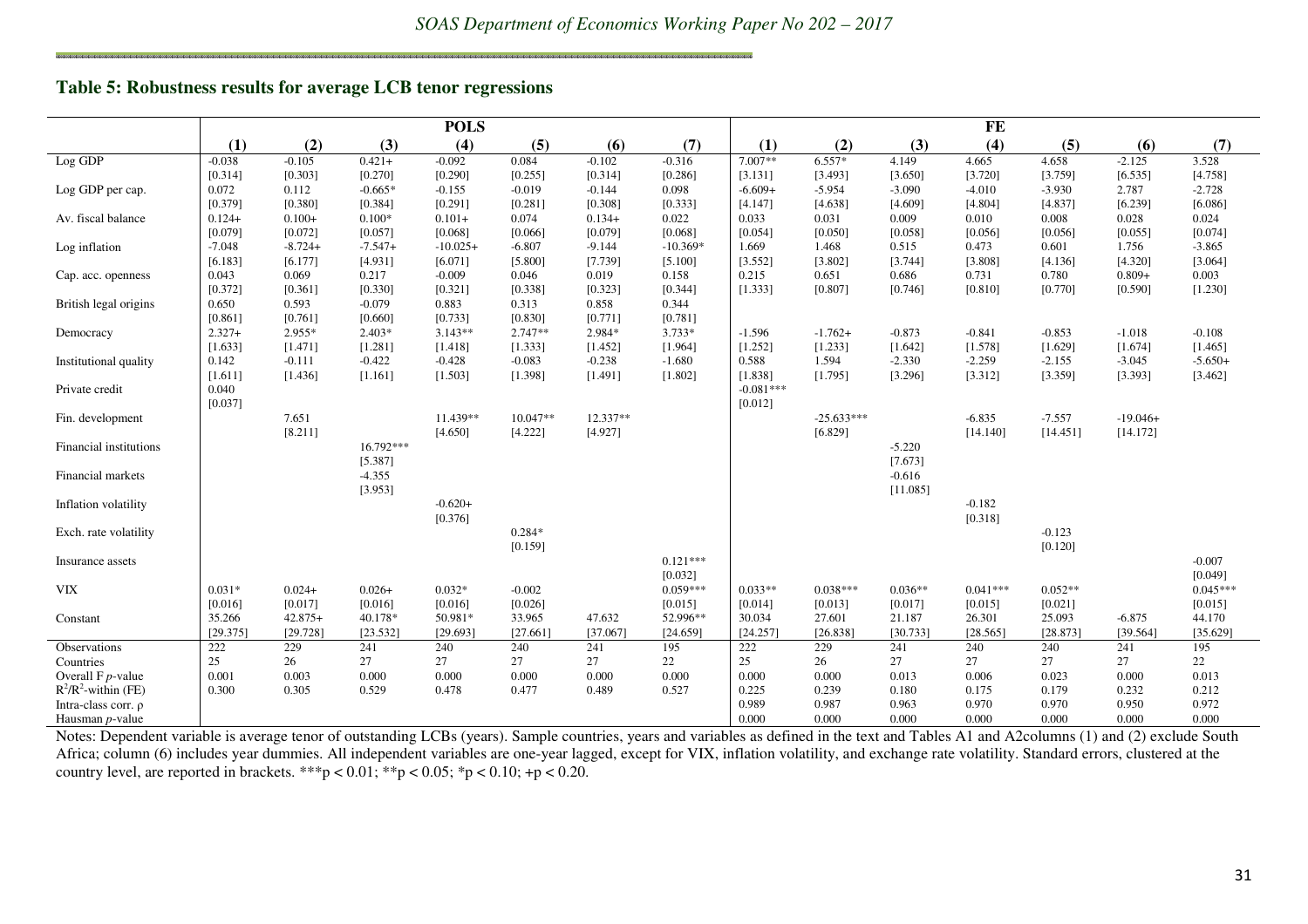## Table 5: Robustness results for average LCB tenor regressions

| | POLS | | | | | | | FE | | | | | | |
|---|---|---|---|---|---|---|---|---|---|---|---|---|---|---|
| | (1) | (2) | (3) | (4) | (5) | (6) | (7) | (1) | (2) | (3) | (4) | (5) | (6) | (7) |
| Log GDP | -0.038 | -0.105 | 0.421+ | -0.092 | 0.084 | -0.102 | -0.316 | 7.007** | 6.557* | 4.149 | 4.665 | 4.658 | -2.125 | 3.528 |
| | [0.314] | [0.303] | [0.270] | [0.290] | [0.255] | [0.314] | [0.286] | [3.131] | [3.493] | [3.650] | [3.720] | [3.759] | [6.535] | [4.758] |
| Log GDP per cap. | 0.072 | 0.112 | -0.665* | -0.155 | -0.019 | -0.144 | 0.098 | -6.609+ | -5.954 | -3.090 | -4.010 | -3.930 | 2.787 | -2.728 |
| | [0.379] | [0.380] | [0.384] | [0.291] | [0.281] | [0.308] | [0.333] | [4.147] | [4.638] | [4.609] | [4.804] | [4.837] | [6.239] | [6.086] |
| Av. fiscal balance | 0.124+ | 0.100+ | 0.100* | 0.101+ | 0.074 | 0.134+ | 0.022 | 0.033 | 0.031 | 0.009 | 0.010 | 0.008 | 0.028 | 0.024 |
| | [0.079] | [0.072] | [0.057] | [0.068] | [0.066] | [0.079] | [0.068] | [0.054] | [0.050] | [0.058] | [0.056] | [0.056] | [0.055] | [0.074] |
| Log inflation | -7.048 | -8.724+ | -7.547+ | -10.025+ | -6.807 | -9.144 | -10.369* | 1.669 | 1.468 | 0.515 | 0.473 | 0.601 | 1.756 | -3.865 |
| | [6.183] | [6.177] | [4.931] | [6.071] | [5.800] | [7.739] | [5.100] | [3.552] | [3.802] | [3.744] | [3.808] | [4.136] | [4.320] | [3.064] |
| Cap. acc. openness | 0.043 | 0.069 | 0.217 | -0.009 | 0.046 | 0.019 | 0.158 | 0.215 | 0.651 | 0.686 | 0.731 | 0.780 | 0.809+ | 0.003 |
| | [0.372] | [0.361] | [0.330] | [0.321] | [0.338] | [0.323] | [0.344] | [1.333] | [0.807] | [0.746] | [0.810] | [0.770] | [0.590] | [1.230] |
| British legal origins | 0.650 | 0.593 | -0.079 | 0.883 | 0.313 | 0.858 | 0.344 | | | | | | | |
| | [0.861] | [0.761] | [0.660] | [0.733] | [0.830] | [0.771] | [0.781] | | | | | | | |
| Democracy | 2.327+ | 2.955* | 2.403* | 3.143** | 2.747** | 2.984* | 3.733* | -1.596 | -1.762+ | -0.873 | -0.841 | -0.853 | -1.018 | -0.108 |
| | [1.633] | [1.471] | [1.281] | [1.418] | [1.333] | [1.452] | [1.964] | [1.252] | [1.233] | [1.642] | [1.578] | [1.629] | [1.674] | [1.465] |
| Institutional quality | 0.142 | -0.111 | -0.422 | -0.428 | -0.083 | -0.238 | -1.680 | 0.588 | 1.594 | -2.330 | -2.259 | -2.155 | -3.045 | -5.650+ |
| | [1.611] | [1.436] | [1.161] | [1.503] | [1.398] | [1.491] | [1.802] | [1.838] | [1.795] | [3.296] | [3.312] | [3.359] | [3.393] | [3.462] |
| Private credit | 0.040 | | | | | | | -0.081*** | | | | | | |
| | [0.037] | | | | | | | [0.012] | | | | | | |
| Fin. development | | 7.651 | | 11.439** | 10.047** | 12.337** | | | -25.633*** | | -6.835 | -7.557 | -19.046+ | |
| | | [8.211] | | [4.650] | [4.222] | [4.927] | | | [6.829] | | [14.140] | [14.451] | [14.172] | |
| Financial institutions | | | 16.792*** | | | | | | | -5.220 | | | | |
| | | | [5.387] | | | | | | | [7.673] | | | | |
| Financial markets | | | -4.355 | | | | | | | -0.616 | | | | |
| | | | [3.953] | | | | | | | [11.085] | | | | |
| Inflation volatility | | | | -0.620+ | | | | | | | -0.182 | | | |
| | | | | [0.376] | | | | | | | [0.318] | | | |
| Exch. rate volatility | | | | | 0.284* | | | | | | | -0.123 | | |
| | | | | | [0.159] | | | | | | | [0.120] | | |
| Insurance assets | | | | | | | 0.121*** | | | | | | | -0.007 |
| | | | | | | | [0.032] | | | | | | | [0.049] |
| VIX | 0.031* | 0.024+ | 0.026+ | 0.032* | -0.002 | | 0.059*** | 0.033** | 0.038*** | 0.036** | 0.041*** | 0.052** | | 0.045*** |
| | [0.016] | [0.017] | [0.016] | [0.016] | [0.026] | | [0.015] | [0.014] | [0.013] | [0.017] | [0.015] | [0.021] | | [0.015] |
| Constant | 35.266 | 42.875+ | 40.178* | 50.981* | 33.965 | 47.632 | 52.996** | 30.034 | 27.601 | 21.187 | 26.301 | 25.093 | -6.875 | 44.170 |
| | [29.375] | [29.728] | [23.532] | [29.693] | [27.661] | [37.067] | [24.659] | [24.257] | [26.838] | [30.733] | [28.565] | [28.873] | [39.564] | [35.629] |
| Observations | 222 | 229 | 241 | 240 | 240 | 241 | 195 | 222 | 229 | 241 | 240 | 240 | 241 | 195 |
| Countries | 25 | 26 | 27 | 27 | 27 | 27 | 22 | 25 | 26 | 27 | 27 | 27 | 27 | 22 |
| Overall F $p$-value | 0.001 | 0.003 | 0.000 | 0.000 | 0.000 | 0.000 | 0.000 | 0.000 | 0.000 | 0.013 | 0.006 | 0.023 | 0.000 | 0.013 |
| $R^2$/$R^2$-within (FE) | 0.300 | 0.305 | 0.529 | 0.478 | 0.477 | 0.489 | 0.527 | 0.225 | 0.239 | 0.180 | 0.175 | 0.179 | 0.232 | 0.212 |
| Intra-class corr. ρ | | | | | | | | 0.989 | 0.987 | 0.963 | 0.970 | 0.970 | 0.950 | 0.972 |
| Hausman $p$-value | | | | | | | | 0.000 | 0.000 | 0.000 | 0.000 | 0.000 | 0.000 | 0.000 |

Notes: Dependent variable is average tenor of outstanding LCBs (years). Sample countries, years and variables as defined in the text and Tables A1 and A2columns (1) and (2) exclude South Africa; column (6) includes year dummies. All independent variables are one-year lagged, except for VIX, inflation volatility, and exchange rate volatility. Standard errors, clustered at the country level, are reported in brackets. ***p < 0.01; **p < 0.05; *p < 0.10; +p < 0.20.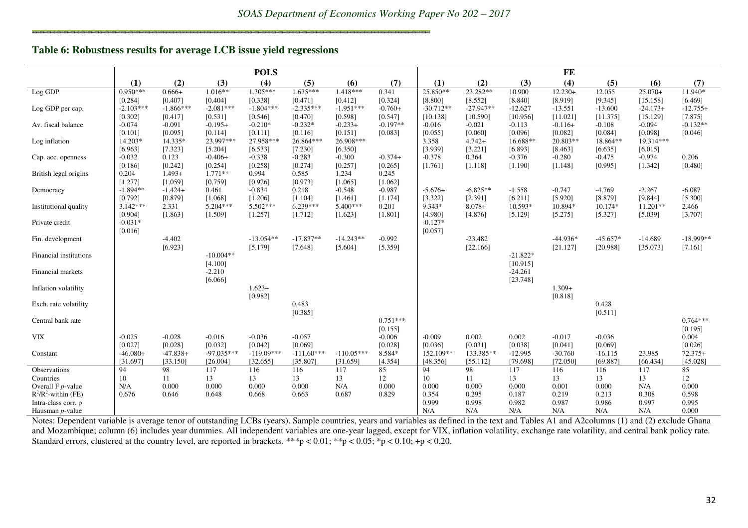## Table 6: Robustness results for average LCB issue yield regressions

| | POLS | | | | | | | FE | | | | | | |
|---|---|---|---|---|---|---|---|---|---|---|---|---|---|---|
| | (1) | (2) | (3) | (4) | (5) | (6) | (7) | (1) | (2) | (3) | (4) | (5) | (6) | (7) |
| Log GDP | 0.950*** | 0.666+ | 1.016** | 1.305*** | 1.635*** | 1.418*** | 0.341 | 25.850** | 23.282** | 10.900 | 12.230+ | 12.055 | 25.070+ | 11.940* |
| | [0.284] | [0.407] | [0.404] | [0.338] | [0.471] | [0.412] | [0.324] | [8.800] | [8.552] | [8.840] | [8.919] | [9.345] | [15.158] | [6.469] |
| Log GDP per cap. | -2.103*** | -1.866*** | -2.081*** | -1.804*** | -2.335*** | -1.951*** | -0.760+ | -30.712** | -27.947** | -12.627 | -13.551 | -13.600 | -24.173+ | -12.755+ |
| | [0.302] | [0.417] | [0.531] | [0.546] | [0.470] | [0.598] | [0.547] | [10.138] | [10.590] | [10.956] | [11.021] | [11.375] | [15.129] | [7.875] |
| Av. fiscal balance | -0.074 | -0.091 | -0.195+ | -0.210* | -0.232* | -0.233+ | -0.197** | -0.016 | -0.021 | -0.113 | -0.116+ | -0.108 | -0.094 | -0.132** |
| | [0.101] | [0.095] | [0.114] | [0.111] | [0.116] | [0.151] | [0.083] | [0.055] | [0.060] | [0.096] | [0.082] | [0.084] | [0.098] | [0.046] |
| Log inflation | 14.203* | 14.335* | 23.997*** | 27.958*** | 26.864*** | 26.908*** | | 3.358 | 4.742+ | 16.688** | 20.803** | 18.864** | 19.314*** | |
| | [6.963] | [7.323] | [5.204] | [6.533] | [7.230] | [6.350] | | [3.939] | [3.221] | [6.893] | [8.463] | [6.635] | [6.015] | |
| Cap. acc. openness | -0.032 | 0.123 | -0.406+ | -0.338 | -0.283 | -0.300 | -0.374+ | -0.378 | 0.364 | -0.376 | -0.280 | -0.475 | -0.974 | 0.206 |
| | [0.186] | [0.242] | [0.254] | [0.258] | [0.274] | [0.257] | [0.265] | [1.761] | [1.118] | [1.190] | [1.148] | [0.995] | [1.342] | [0.480] |
| British legal origins | 0.204 | 1.493+ | 1.771** | 0.994 | 0.585 | 1.234 | 0.245 | | | | | | | |
| | [1.277] | [1.059] | [0.759] | [0.926] | [0.973] | [1.065] | [1.062] | | | | | | | |
| Democracy | -1.894** | -1.424+ | 0.461 | -0.834 | 0.218 | -0.548 | -0.987 | -5.676+ | -6.825** | -1.558 | -0.747 | -4.769 | -2.267 | -6.087 |
| | [0.792] | [0.879] | [1.068] | [1.206] | [1.104] | [1.461] | [1.174] | [3.322] | [2.391] | [6.211] | [5.920] | [8.879] | [9.844] | [5.300] |
| Institutional quality | 3.142*** | 2.331 | 5.204*** | 5.502*** | 6.239*** | 5.400*** | 0.201 | 9.343* | 8.078+ | 10.593* | 10.894* | 10.174* | 11.201** | 2.466 |
| | [0.904] | [1.863] | [1.509] | [1.257] | [1.712] | [1.623] | [1.801] | [4.980] | [4.876] | [5.129] | [5.275] | [5.327] | [5.039] | [3.707] |
| Private credit | -0.031* | | | | | | | -0.127* | | | | | | |
| | [0.016] | | | | | | | [0.057] | | | | | | |
| Fin. development | | -4.402 | | -13.054** | -17.837** | -14.243** | -0.992 | | -23.482 | | -44.936* | -45.657* | -14.689 | -18.999** |
| | | [6.923] | | [5.179] | [7.648] | [5.604] | [5.359] | | [22.166] | | [21.127] | [20.988] | [35.073] | [7.161] |
| Financial institutions | | | -10.004** | | | | | | | -21.822* | | | | |
| | | | [4.100] | | | | | | | [10.915] | | | | |
| Financial markets | | | -2.210 | | | | | | | -24.261 | | | | |
| | | | [6.066] | | | | | | | [23.748] | | | | |
| Inflation volatility | | | | 1.623+ | | | | | | | 1.309+ | | | |
| | | | | [0.982] | | | | | | | [0.818] | | | |
| Exch. rate volatility | | | | | 0.483 | | | | | | | 0.428 | | |
| | | | | | [0.385] | | | | | | | [0.511] | | |
| Central bank rate | | | | | | | 0.751*** | | | | | | | 0.764*** |
| | | | | | | | [0.155] | | | | | | | [0.195] |
| VIX | -0.025 | -0.028 | -0.016 | -0.036 | -0.057 | | -0.006 | -0.009 | 0.002 | 0.002 | -0.017 | -0.036 | | 0.004 |
| | [0.027] | [0.028] | [0.032] | [0.042] | [0.069] | | [0.028] | [0.036] | [0.031] | [0.038] | [0.041] | [0.069] | | [0.026] |
| Constant | -46.080+ | -47.838+ | -97.035*** | -119.09*** | -111.60*** | -110.05*** | 8.584* | 152.109** | 133.385** | -12.995 | -30.760 | -16.115 | 23.985 | 72.375+ |
| | [31.697] | [33.150] | [26.004] | [32.655] | [35.807] | [31.659] | [4.354] | [48.356] | [55.112] | [79.698] | [72.050] | [69.887] | [66.434] | [45.028] |
| Observations | 94 | 98 | 117 | 116 | 116 | 117 | 85 | 94 | 98 | 117 | 116 | 116 | 117 | 85 |
| Countries | 10 | 11 | 13 | 13 | 13 | 13 | 12 | 10 | 11 | 13 | 13 | 13 | 13 | 12 |
| Overall F $p$-value | N/A | 0.000 | 0.000 | 0.000 | 0.000 | N/A | 0.000 | 0.000 | 0.000 | 0.000 | 0.001 | 0.000 | N/A | 0.000 |
| $R^2$/$R^2$-within (FE) | 0.676 | 0.646 | 0.648 | 0.668 | 0.663 | 0.687 | 0.829 | 0.354 | 0.295 | 0.187 | 0.219 | 0.213 | 0.308 | 0.598 |
| Intra-class corr. $\rho$ | | | | | | | | 0.999 | 0.998 | 0.982 | 0.987 | 0.986 | 0.997 | 0.995 |
| Hausman $p$-value | | | | | | | | N/A | N/A | N/A | N/A | N/A | N/A | 0.000 |

Notes: Dependent variable is average tenor of outstanding LCBs (years). Sample countries, years and variables as defined in the text and Tables A1 and A2columns (1) and (2) exclude Ghana and Mozambique; column (6) includes year dummies. All independent variables are one-year lagged, except for VIX, inflation volatility, exchange rate volatility, and central bank policy rate. Standard errors, clustered at the country level, are reported in brackets. ***$p < 0.01$; **$p < 0.05$; *$p < 0.10$; +$p < 0.20$.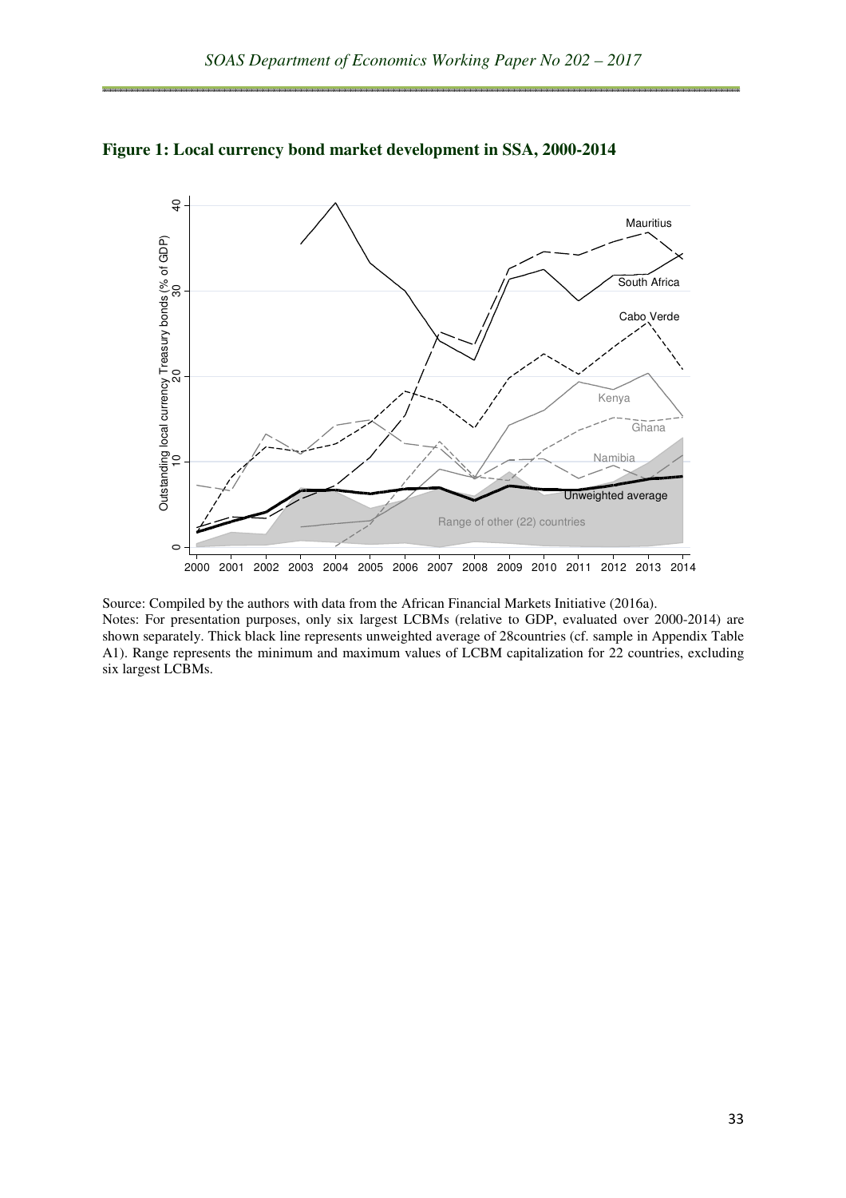**Figure 1: Local currency bond market development in SSA, 2000-2014**

Source: Compiled by the authors with data from the African Financial Markets Initiative (2016a).

Notes: For presentation purposes, only six largest LCBMs (relative to GDP, evaluated over 2000-2014) are shown separately. Thick black line represents unweighted average of 28countries (cf. sample in Appendix Table A1). Range represents the minimum and maximum values of LCBM capitalization for 22 countries, excluding six largest LCBMs.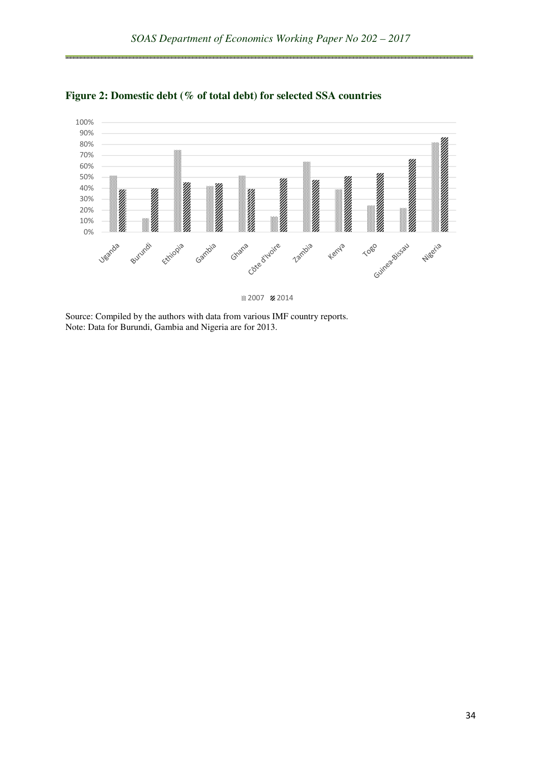**Figure 2: Domestic debt (% of total debt) for selected SSA countries**

Source: Compiled by the authors with data from various IMF country reports.
Note: Data for Burundi, Gambia and Nigeria are for 2013.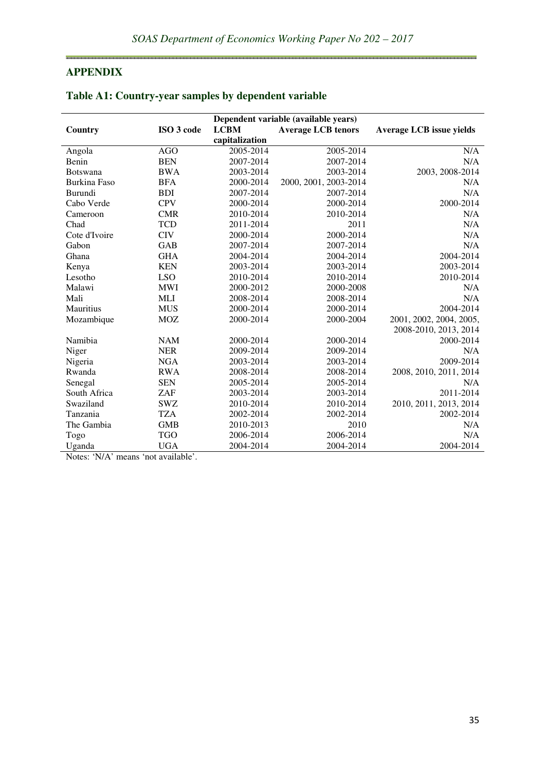## APPENDIX

### Table A1: Country-year samples by dependent variable

| Country | ISO 3 code | Dependent variable (available years) | | |
|---|---|---|---|---|
| | | LCBM capitalization | Average LCB tenors | Average LCB issue yields |
| Angola | AGO | 2005-2014 | 2005-2014 | N/A |
| Benin | BEN | 2007-2014 | 2007-2014 | N/A |
| Botswana | BWA | 2003-2014 | 2003-2014 | 2003, 2008-2014 |
| Burkina Faso | BFA | 2000-2014 | 2000, 2001, 2003-2014 | N/A |
| Burundi | BDI | 2007-2014 | 2007-2014 | N/A |
| Cabo Verde | CPV | 2000-2014 | 2000-2014 | 2000-2014 |
| Cameroon | CMR | 2010-2014 | 2010-2014 | N/A |
| Chad | TCD | 2011-2014 | 2011 | N/A |
| Cote d'Ivoire | CIV | 2000-2014 | 2000-2014 | N/A |
| Gabon | GAB | 2007-2014 | 2007-2014 | N/A |
| Ghana | GHA | 2004-2014 | 2004-2014 | 2004-2014 |
| Kenya | KEN | 2003-2014 | 2003-2014 | 2003-2014 |
| Lesotho | LSO | 2010-2014 | 2010-2014 | 2010-2014 |
| Malawi | MWI | 2000-2012 | 2000-2008 | N/A |
| Mali | MLI | 2008-2014 | 2008-2014 | N/A |
| Mauritius | MUS | 2000-2014 | 2000-2014 | 2004-2014 |
| Mozambique | MOZ | 2000-2014 | 2000-2004 | 2001, 2002, 2004, 2005, 2008-2010, 2013, 2014 |
| Namibia | NAM | 2000-2014 | 2000-2014 | 2000-2014 |
| Niger | NER | 2009-2014 | 2009-2014 | N/A |
| Nigeria | NGA | 2003-2014 | 2003-2014 | 2009-2014 |
| Rwanda | RWA | 2008-2014 | 2008-2014 | 2008, 2010, 2011, 2014 |
| Senegal | SEN | 2005-2014 | 2005-2014 | N/A |
| South Africa | ZAF | 2003-2014 | 2003-2014 | 2011-2014 |
| Swaziland | SWZ | 2010-2014 | 2010-2014 | 2010, 2011, 2013, 2014 |
| Tanzania | TZA | 2002-2014 | 2002-2014 | 2002-2014 |
| The Gambia | GMB | 2010-2013 | 2010 | N/A |
| Togo | TGO | 2006-2014 | 2006-2014 | N/A |
| Uganda | UGA | 2004-2014 | 2004-2014 | 2004-2014 |

Notes: 'N/A' means 'not available'.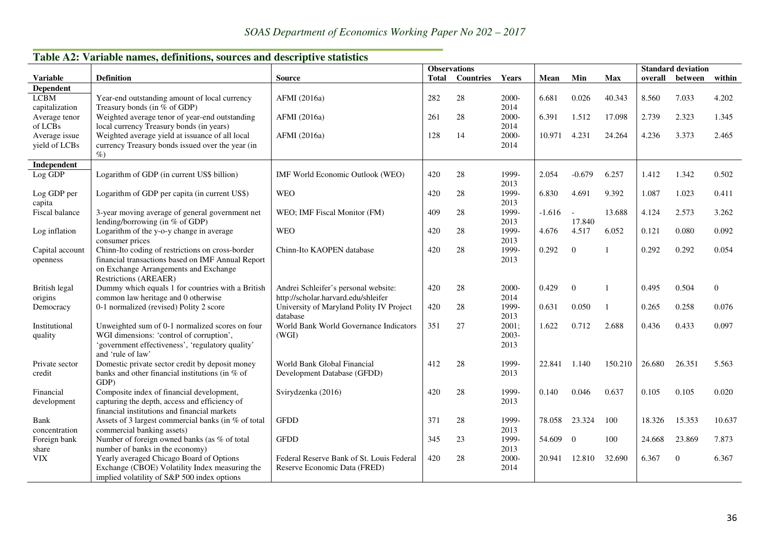## Table A2: Variable names, definitions, sources and descriptive statistics

| Variable | Definition | Source | Observations | | | Mean | Min | Max | Standard deviation | | |
|---|---|---|---|---|---|---|---|---|---|---|---|
| | | | Total | Countries | Years | | | | overall | between | within |
| **Dependent** | | | | | | | | | | | |
| LCBM capitalization | Year-end outstanding amount of local currency Treasury bonds (in % of GDP) | AFMI (2016a) | 282 | 28 | 2000-2014 | 6.681 | 0.026 | 40.343 | 8.560 | 7.033 | 4.202 |
| Average tenor of LCBs | Weighted average tenor of year-end outstanding local currency Treasury bonds (in years) | AFMI (2016a) | 261 | 28 | 2000-2014 | 6.391 | 1.512 | 17.098 | 2.739 | 2.323 | 1.345 |
| Average issue yield of LCBs | Weighted average yield at issuance of all local currency Treasury bonds issued over the year (in %) | AFMI (2016a) | 128 | 14 | 2000-2014 | 10.971 | 4.231 | 24.264 | 4.236 | 3.373 | 2.465 |
| **Independent** | | | | | | | | | | | |
| Log GDP | Logarithm of GDP (in current US$ billion) | IMF World Economic Outlook (WEO) | 420 | 28 | 1999-2013 | 2.054 | -0.679 | 6.257 | 1.412 | 1.342 | 0.502 |
| Log GDP per capita | Logarithm of GDP per capita (in current US$) | WEO | 420 | 28 | 1999-2013 | 6.830 | 4.691 | 9.392 | 1.087 | 1.023 | 0.411 |
| Fiscal balance | 3-year moving average of general government net lending/borrowing (in % of GDP) | WEO; IMF Fiscal Monitor (FM) | 409 | 28 | 1999-2013 | -1.616 | -17.840 | 13.688 | 4.124 | 2.573 | 3.262 |
| Log inflation | Logarithm of the y-o-y change in average consumer prices | WEO | 420 | 28 | 1999-2013 | 4.676 | 4.517 | 6.052 | 0.121 | 0.080 | 0.092 |
| Capital account openness | Chinn-Ito coding of restrictions on cross-border financial transactions based on IMF Annual Report on Exchange Arrangements and Exchange Restrictions (AREAER) | Chinn-Ito KAOPEN database | 420 | 28 | 1999-2013 | 0.292 | 0 | 1 | 0.292 | 0.292 | 0.054 |
| British legal origins | Dummy which equals 1 for countries with a British common law heritage and 0 otherwise | Andrei Schleifer's personal website: http://scholar.harvard.edu/shleifer | 420 | 28 | 2000-2014 | 0.429 | 0 | 1 | 0.495 | 0.504 | 0 |
| Democracy | 0-1 normalized (revised) Polity 2 score | University of Maryland Polity IV Project database | 420 | 28 | 1999-2013 | 0.631 | 0.050 | 1 | 0.265 | 0.258 | 0.076 |
| Institutional quality | Unweighted sum of 0-1 normalized scores on four WGI dimensions: 'control of corruption', 'government effectiveness', 'regulatory quality' and 'rule of law' | World Bank World Governance Indicators (WGI) | 351 | 27 | 2001; 2003-2013 | 1.622 | 0.712 | 2.688 | 0.436 | 0.433 | 0.097 |
| Private sector credit | Domestic private sector credit by deposit money banks and other financial institutions (in % of GDP) | World Bank Global Financial Development Database (GFDD) | 412 | 28 | 1999-2013 | 22.841 | 1.140 | 150.210 | 26.680 | 26.351 | 5.563 |
| Financial development | Composite index of financial development, capturing the depth, access and efficiency of financial institutions and financial markets | Svirydzenka (2016) | 420 | 28 | 1999-2013 | 0.140 | 0.046 | 0.637 | 0.105 | 0.105 | 0.020 |
| Bank concentration | Assets of 3 largest commercial banks (in % of total commercial banking assets) | GFDD | 371 | 28 | 1999-2013 | 78.058 | 23.324 | 100 | 18.326 | 15.353 | 10.637 |
| Foreign bank share | Number of foreign owned banks (as % of total number of banks in the economy) | GFDD | 345 | 23 | 1999-2013 | 54.609 | 0 | 100 | 24.668 | 23.869 | 7.873 |
| VIX | Yearly averaged Chicago Board of Options Exchange (CBOE) Volatility Index measuring the implied volatility of S&P 500 index options | Federal Reserve Bank of St. Louis Federal Reserve Economic Data (FRED) | 420 | 28 | 2000-2014 | 20.941 | 12.810 | 32.690 | 6.367 | 0 | 6.367 |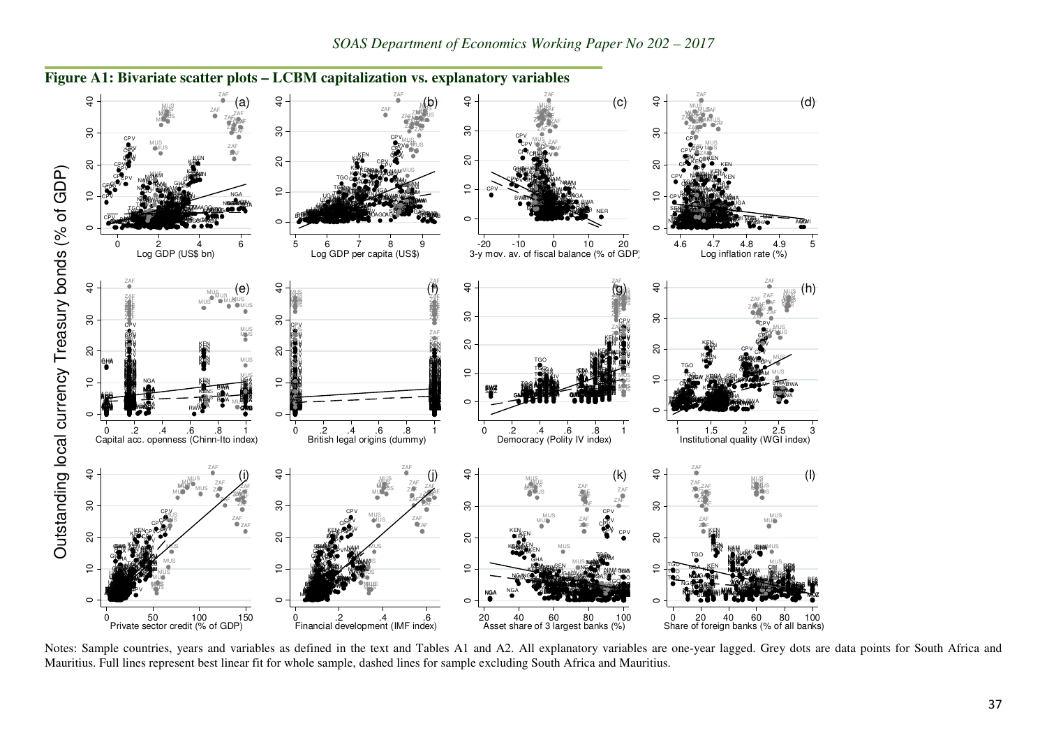## Figure A1: Bivariate scatter plots – LCBM capitalization vs. explanatory variables

Notes: Sample countries, years and variables as defined in the text and Tables A1 and A2. All explanatory variables are one-year lagged. Grey dots are data points for South Africa and Mauritius. Full lines represent best linear fit for whole sample, dashed lines for sample excluding South Africa and Mauritius.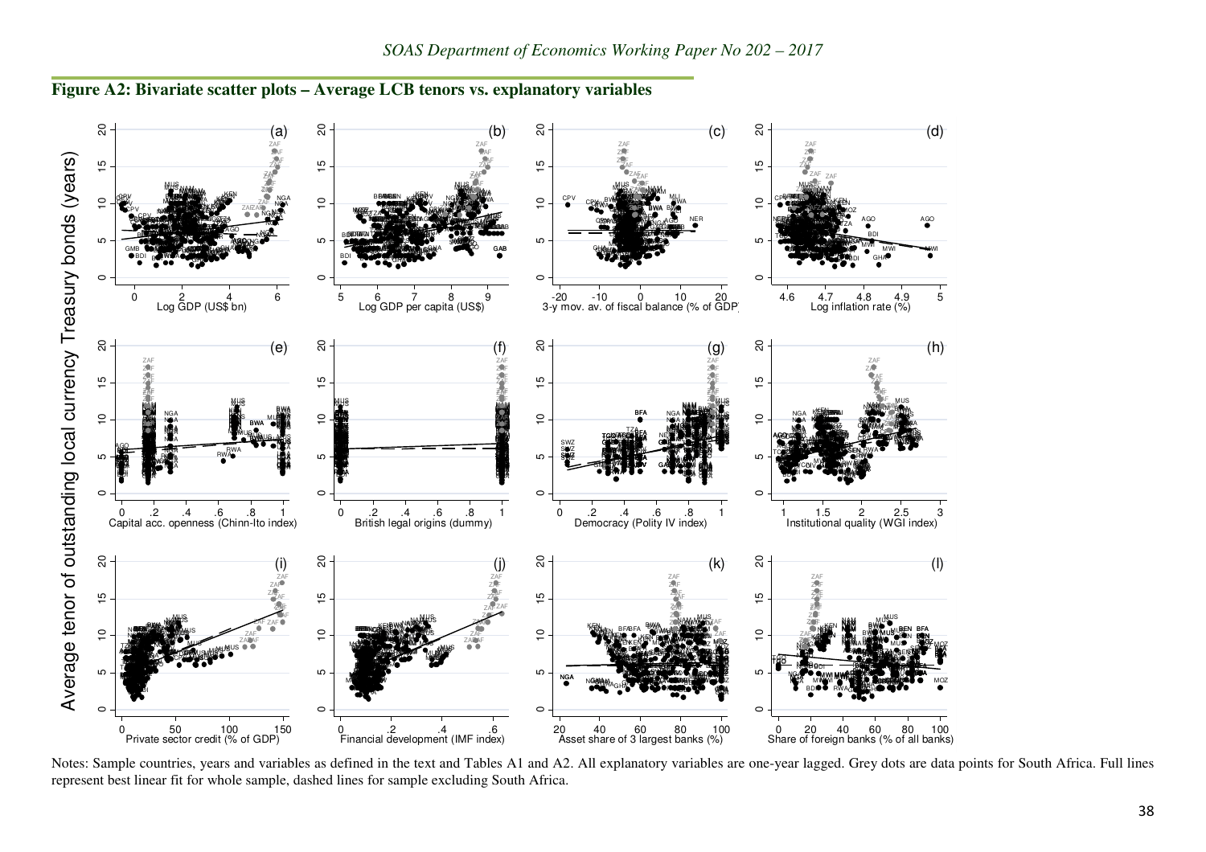## Figure A2: Bivariate scatter plots – Average LCB tenors vs. explanatory variables

Notes: Sample countries, years and variables as defined in the text and Tables A1 and A2. All explanatory variables are one-year lagged. Grey dots are data points for South Africa. Full lines represent best linear fit for whole sample, dashed lines for sample excluding South Africa.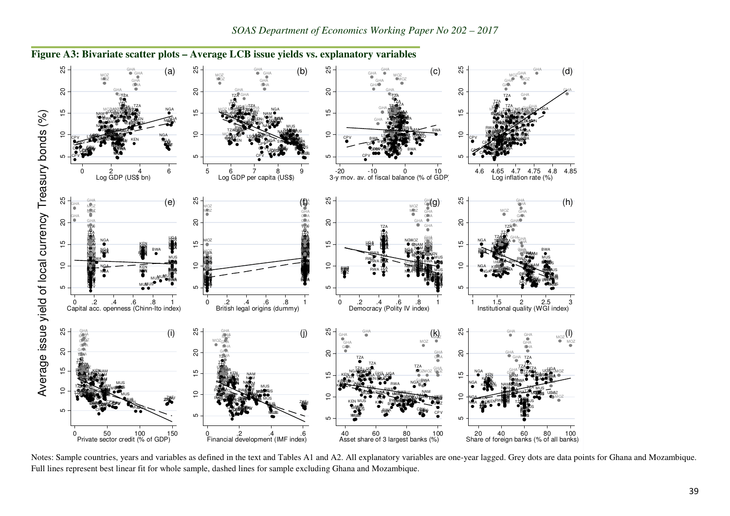**Figure A3: Bivariate scatter plots – Average LCB issue yields vs. explanatory variables**

Notes: Sample countries, years and variables as defined in the text and Tables A1 and A2. All explanatory variables are one-year lagged. Grey dots are data points for Ghana and Mozambique. Full lines represent best linear fit for whole sample, dashed lines for sample excluding Ghana and Mozambique.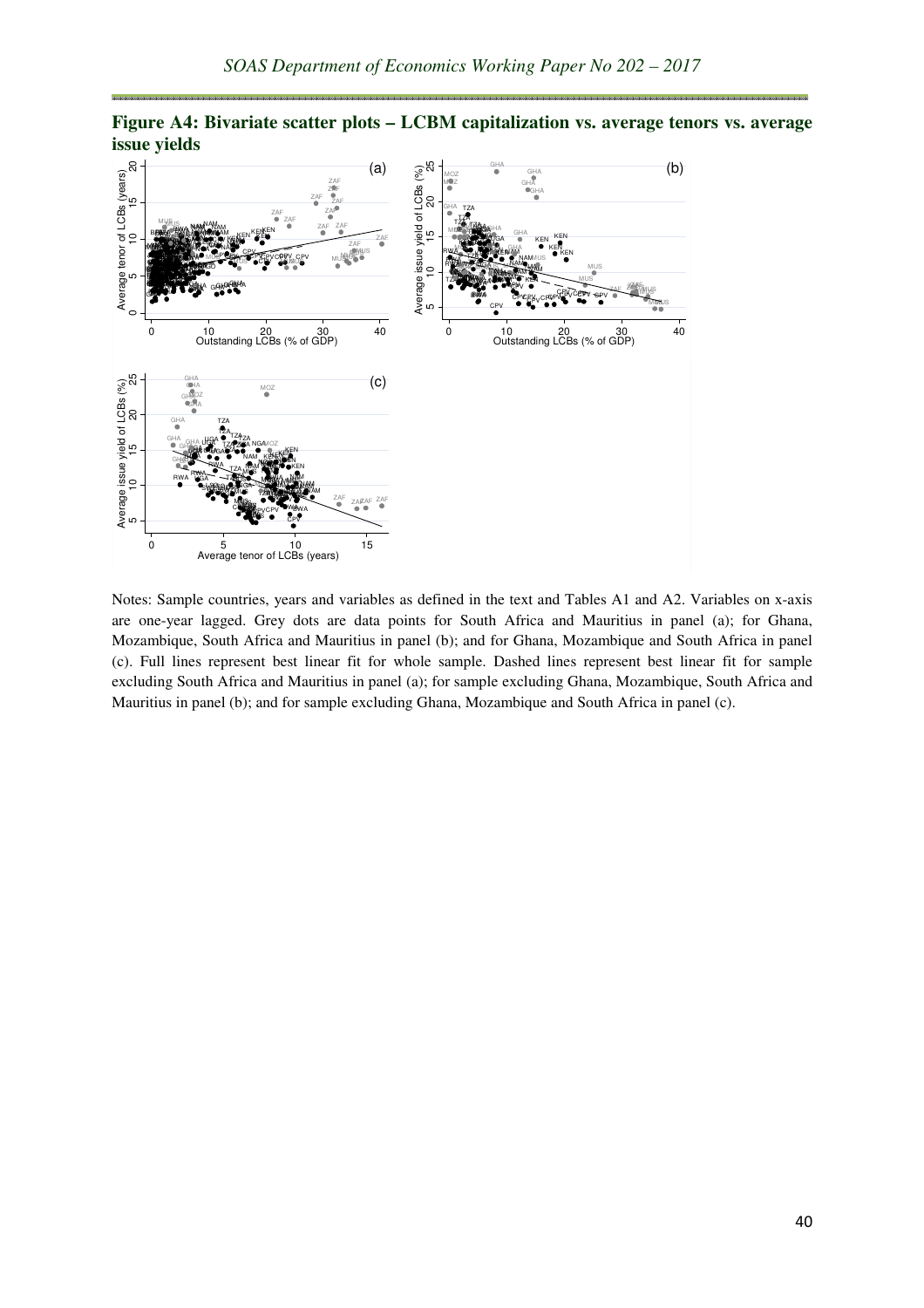**Figure A4: Bivariate scatter plots – LCBM capitalization vs. average tenors vs. average issue yields**

(a)
Average tenor of LCBs (years)
0
5
10
15
20
0
10
20
30
40
Outstanding LCBs (% of GDP)

(b)
Average issue yield of LCBs (%)
5
10
15
20
25
0
10
20
30
40
Outstanding LCBs (% of GDP)

(c)
Average issue yield of LCBs (%)
5
10
15
20
25
0
5
10
15
Average tenor of LCBs (years)

Notes: Sample countries, years and variables as defined in the text and Tables A1 and A2. Variables on x-axis are one-year lagged. Grey dots are data points for South Africa and Mauritius in panel (a); for Ghana, Mozambique, South Africa and Mauritius in panel (b); and for Ghana, Mozambique and South Africa in panel (c). Full lines represent best linear fit for whole sample. Dashed lines represent best linear fit for sample excluding South Africa and Mauritius in panel (a); for sample excluding Ghana, Mozambique, South Africa and Mauritius in panel (b); and for sample excluding Ghana, Mozambique and South Africa in panel (c).